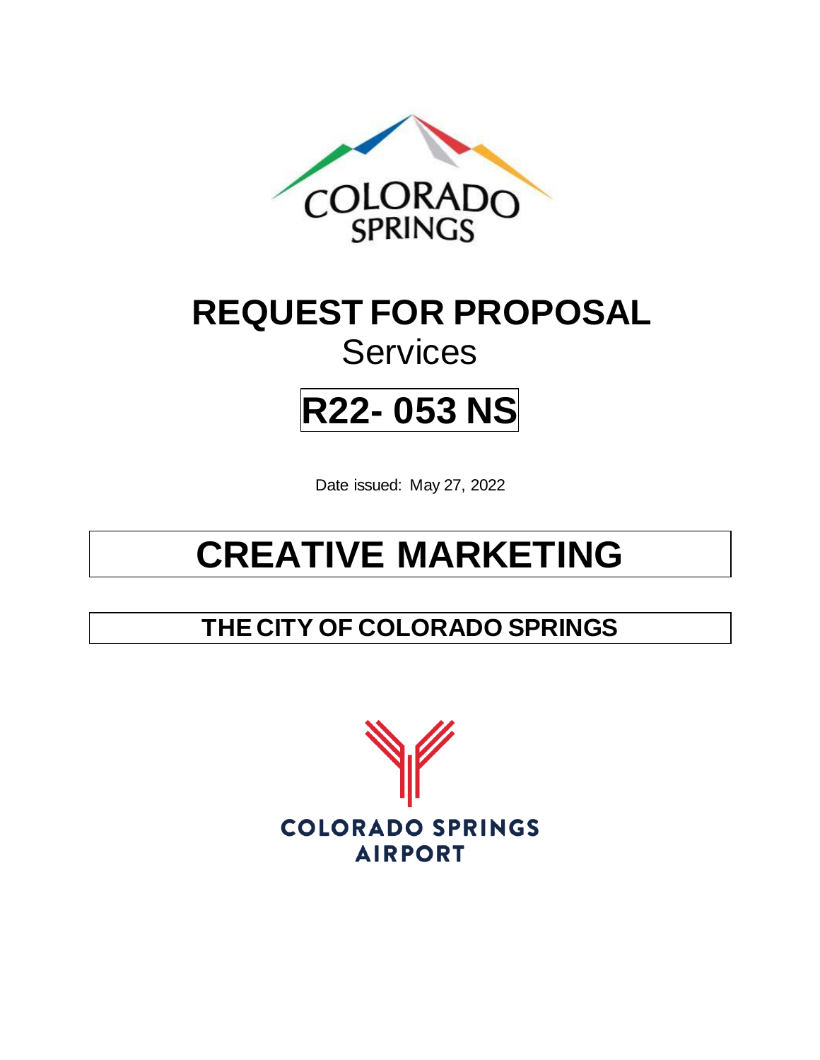COLORADO SPRINGS

# REQUEST FOR PROPOSAL

Services

# R22- 053 NS

Date issued: May 27, 2022

# CREATIVE MARKETING

## THE CITY OF COLORADO SPRINGS

COLORADO SPRINGS AIRPORT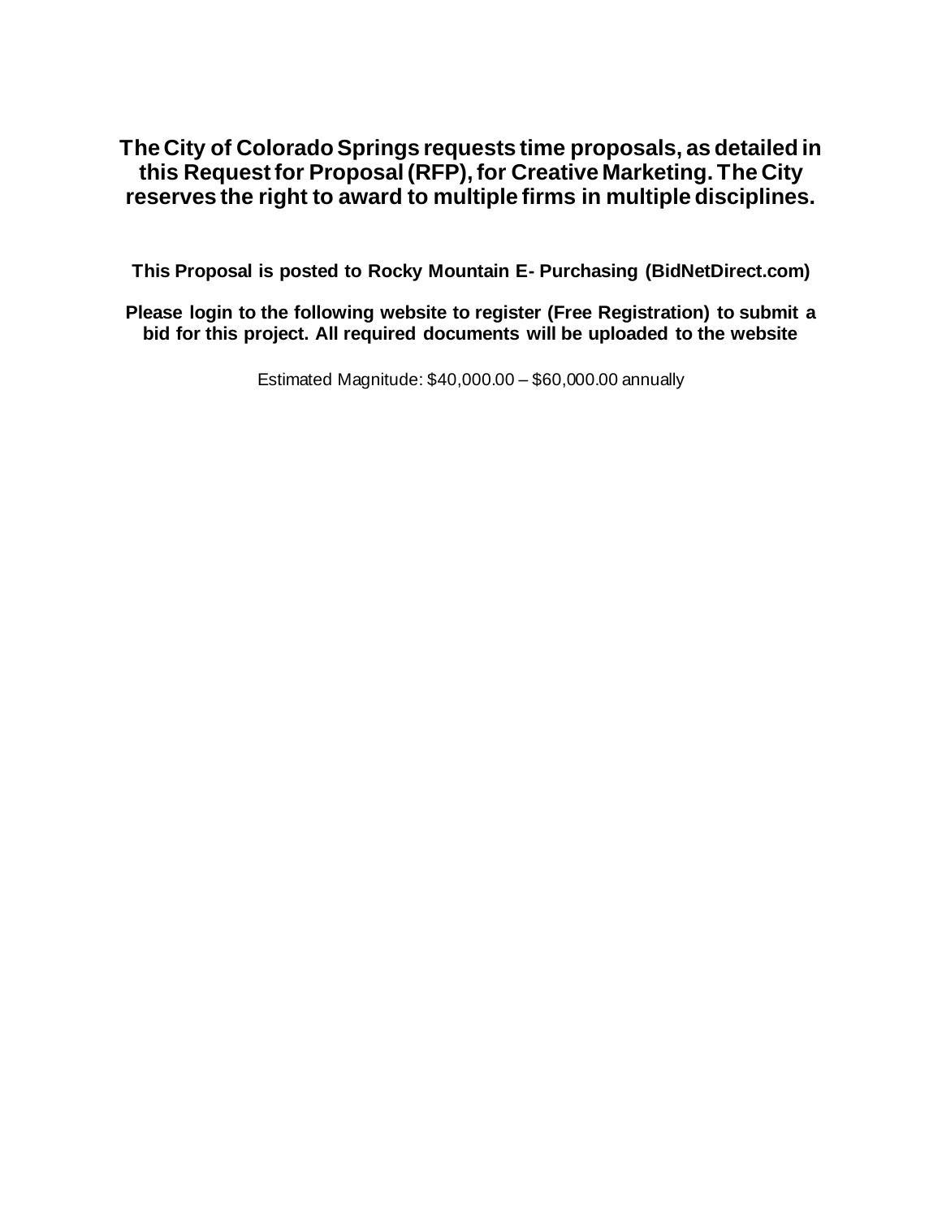**The City of Colorado Springs requests time proposals, as detailed in this Request for Proposal (RFP), for Creative Marketing. The City reserves the right to award to multiple firms in multiple disciplines.**

**This Proposal is posted to Rocky Mountain E- Purchasing (BidNetDirect.com)**

**Please login to the following website to register (Free Registration) to submit a bid for this project. All required documents will be uploaded to the website**

Estimated Magnitude: $40,000.00 – $60,000.00 annually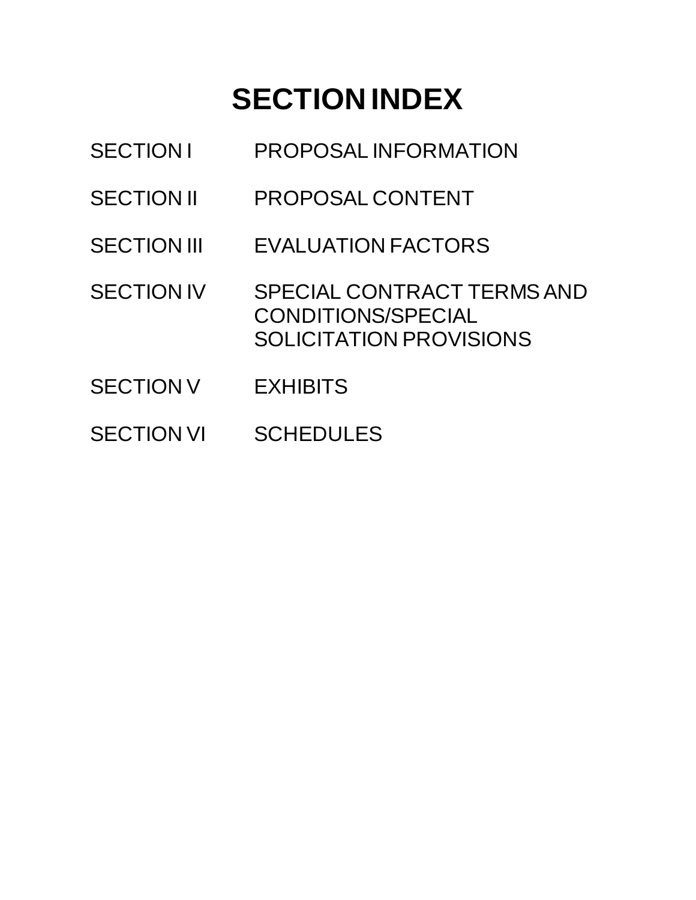# SECTION INDEX

| | |
|---|---|
| SECTION I | PROPOSAL INFORMATION |
| SECTION II | PROPOSAL CONTENT |
| SECTION III | EVALUATION FACTORS |
| SECTION IV | SPECIAL CONTRACT TERMS AND CONDITIONS/SPECIAL SOLICITATION PROVISIONS |
| SECTION V | EXHIBITS |
| SECTION VI | SCHEDULES |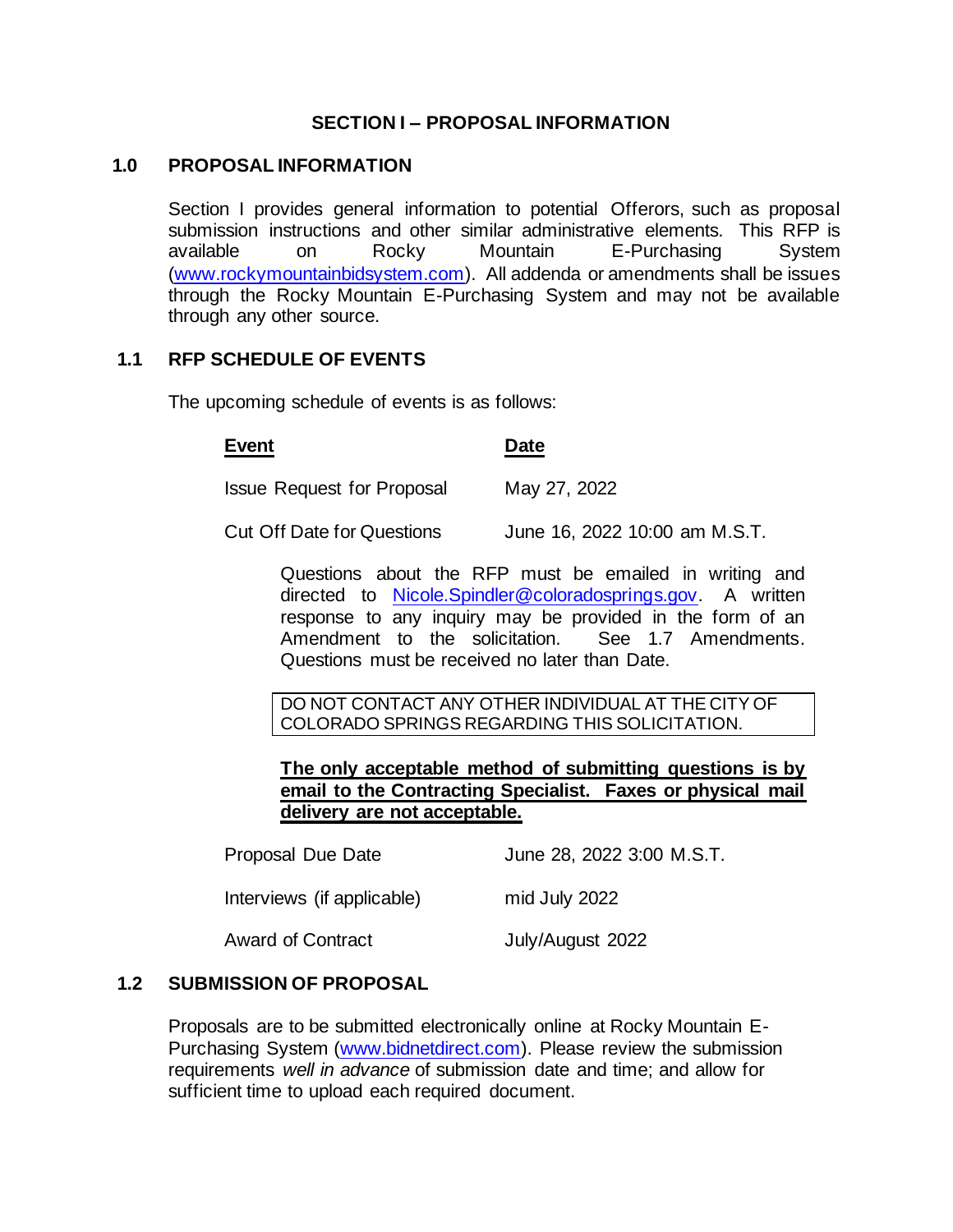# SECTION I – PROPOSAL INFORMATION

## 1.0 PROPOSAL INFORMATION

Section I provides general information to potential Offerors, such as proposal submission instructions and other similar administrative elements. This RFP is available on Rocky Mountain E-Purchasing System (www.rockymountainbidsystem.com). All addenda or amendments shall be issues through the Rocky Mountain E-Purchasing System and may not be available through any other source.

## 1.1 RFP SCHEDULE OF EVENTS

The upcoming schedule of events is as follows:

| Event | Date |
|---|---|
| Issue Request for Proposal | May 27, 2022 |
| Cut Off Date for Questions | June 16, 2022 10:00 am M.S.T. |

Questions about the RFP must be emailed in writing and directed to Nicole.Spindler@coloradosprings.gov. A written response to any inquiry may be provided in the form of an Amendment to the solicitation. See 1.7 Amendments. Questions must be received no later than Date.

DO NOT CONTACT ANY OTHER INDIVIDUAL AT THE CITY OF COLORADO SPRINGS REGARDING THIS SOLICITATION.

**The only acceptable method of submitting questions is by email to the Contracting Specialist. Faxes or physical mail delivery are not acceptable.**

| Event | Date |
|---|---|
| Proposal Due Date | June 28, 2022 3:00 M.S.T. |
| Interviews (if applicable) | mid July 2022 |
| Award of Contract | July/August 2022 |

## 1.2 SUBMISSION OF PROPOSAL

Proposals are to be submitted electronically online at Rocky Mountain E-Purchasing System (www.bidnetdirect.com). Please review the submission requirements *well in advance* of submission date and time; and allow for sufficient time to upload each required document.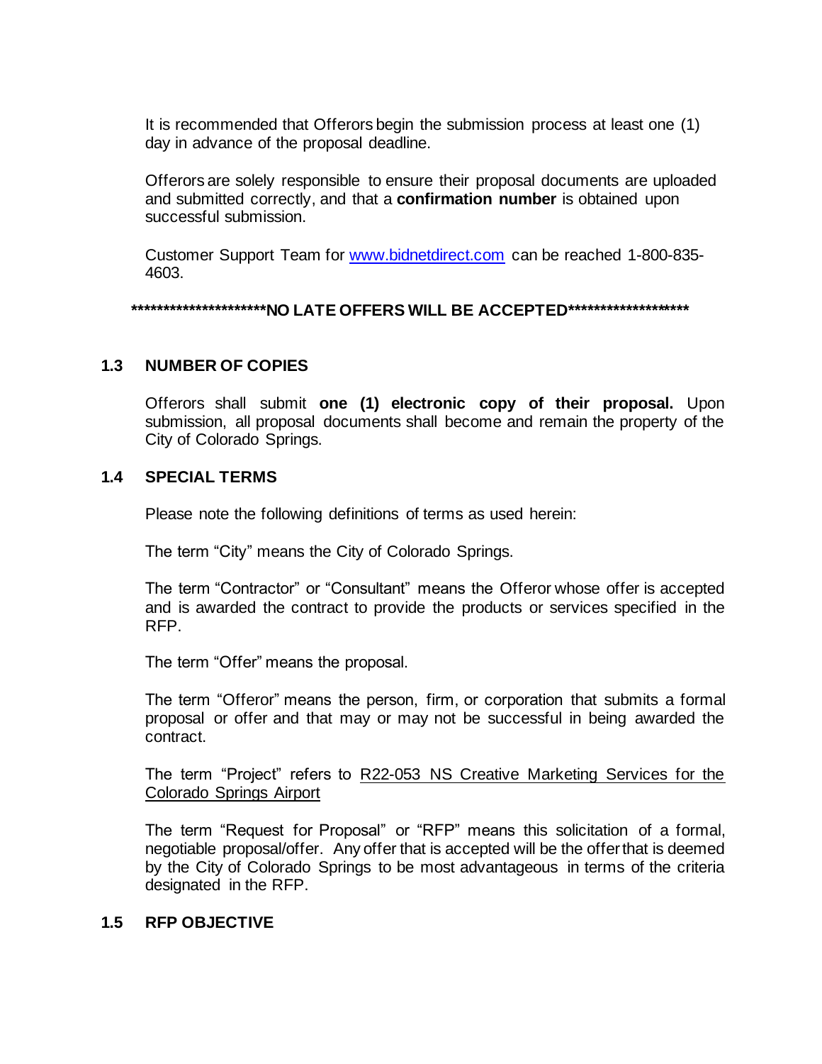It is recommended that Offerors begin the submission process at least one (1) day in advance of the proposal deadline.

Offerors are solely responsible to ensure their proposal documents are uploaded and submitted correctly, and that a **confirmation number** is obtained upon successful submission.

Customer Support Team for [www.bidnetdirect.com](http://www.bidnetdirect.com) can be reached 1-800-835-4603.

**********************NO LATE OFFERS WILL BE ACCEPTED*******************

## 1.3 NUMBER OF COPIES

Offerors shall submit **one (1) electronic copy of their proposal.** Upon submission, all proposal documents shall become and remain the property of the City of Colorado Springs.

## 1.4 SPECIAL TERMS

Please note the following definitions of terms as used herein:

The term "City" means the City of Colorado Springs.

The term "Contractor" or "Consultant" means the Offeror whose offer is accepted and is awarded the contract to provide the products or services specified in the RFP.

The term "Offer" means the proposal.

The term "Offeror" means the person, firm, or corporation that submits a formal proposal or offer and that may or may not be successful in being awarded the contract.

The term "Project" refers to <u>R22-053 NS Creative Marketing Services for the Colorado Springs Airport</u>

The term "Request for Proposal" or "RFP" means this solicitation of a formal, negotiable proposal/offer. Any offer that is accepted will be the offer that is deemed by the City of Colorado Springs to be most advantageous in terms of the criteria designated in the RFP.

## 1.5 RFP OBJECTIVE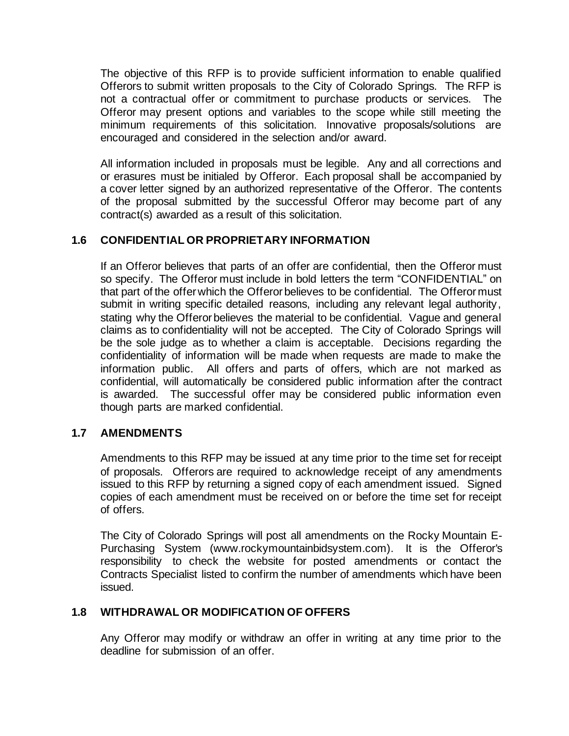The objective of this RFP is to provide sufficient information to enable qualified Offerors to submit written proposals to the City of Colorado Springs. The RFP is not a contractual offer or commitment to purchase products or services. The Offeror may present options and variables to the scope while still meeting the minimum requirements of this solicitation. Innovative proposals/solutions are encouraged and considered in the selection and/or award.

All information included in proposals must be legible. Any and all corrections and or erasures must be initialed by Offeror. Each proposal shall be accompanied by a cover letter signed by an authorized representative of the Offeror. The contents of the proposal submitted by the successful Offeror may become part of any contract(s) awarded as a result of this solicitation.

### 1.6 CONFIDENTIAL OR PROPRIETARY INFORMATION

If an Offeror believes that parts of an offer are confidential, then the Offeror must so specify. The Offeror must include in bold letters the term "CONFIDENTIAL" on that part of the offer which the Offeror believes to be confidential. The Offeror must submit in writing specific detailed reasons, including any relevant legal authority, stating why the Offeror believes the material to be confidential. Vague and general claims as to confidentiality will not be accepted. The City of Colorado Springs will be the sole judge as to whether a claim is acceptable. Decisions regarding the confidentiality of information will be made when requests are made to make the information public. All offers and parts of offers, which are not marked as confidential, will automatically be considered public information after the contract is awarded. The successful offer may be considered public information even though parts are marked confidential.

### 1.7 AMENDMENTS

Amendments to this RFP may be issued at any time prior to the time set for receipt of proposals. Offerors are required to acknowledge receipt of any amendments issued to this RFP by returning a signed copy of each amendment issued. Signed copies of each amendment must be received on or before the time set for receipt of offers.

The City of Colorado Springs will post all amendments on the Rocky Mountain E-Purchasing System (www.rockymountainbidsystem.com). It is the Offeror's responsibility to check the website for posted amendments or contact the Contracts Specialist listed to confirm the number of amendments which have been issued.

### 1.8 WITHDRAWAL OR MODIFICATION OF OFFERS

Any Offeror may modify or withdraw an offer in writing at any time prior to the deadline for submission of an offer.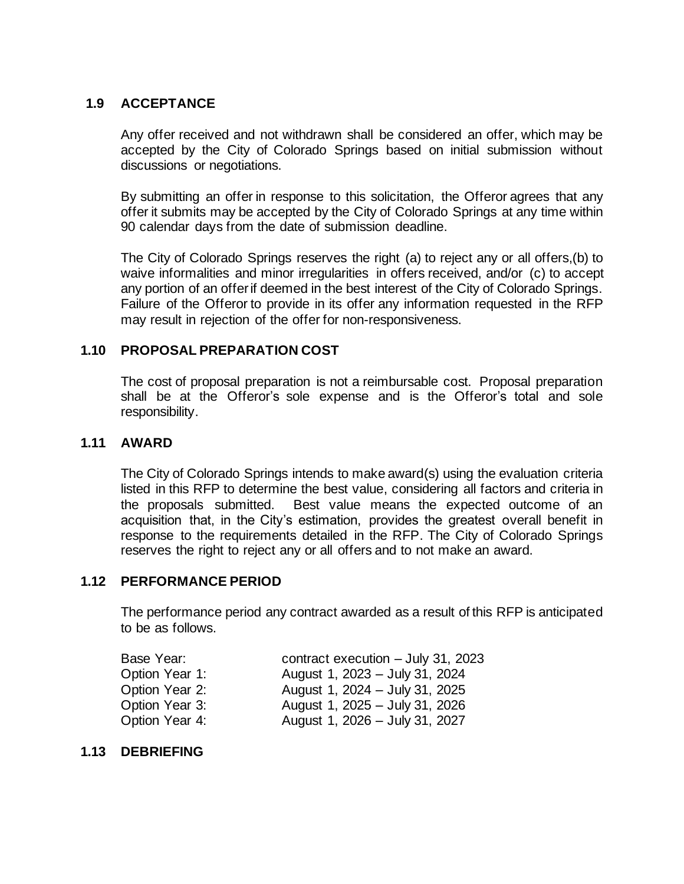## 1.9 ACCEPTANCE

Any offer received and not withdrawn shall be considered an offer, which may be accepted by the City of Colorado Springs based on initial submission without discussions or negotiations.

By submitting an offer in response to this solicitation, the Offeror agrees that any offer it submits may be accepted by the City of Colorado Springs at any time within 90 calendar days from the date of submission deadline.

The City of Colorado Springs reserves the right (a) to reject any or all offers,(b) to waive informalities and minor irregularities in offers received, and/or (c) to accept any portion of an offer if deemed in the best interest of the City of Colorado Springs. Failure of the Offeror to provide in its offer any information requested in the RFP may result in rejection of the offer for non-responsiveness.

## 1.10 PROPOSAL PREPARATION COST

The cost of proposal preparation is not a reimbursable cost. Proposal preparation shall be at the Offeror's sole expense and is the Offeror's total and sole responsibility.

## 1.11 AWARD

The City of Colorado Springs intends to make award(s) using the evaluation criteria listed in this RFP to determine the best value, considering all factors and criteria in the proposals submitted. Best value means the expected outcome of an acquisition that, in the City's estimation, provides the greatest overall benefit in response to the requirements detailed in the RFP. The City of Colorado Springs reserves the right to reject any or all offers and to not make an award.

## 1.12 PERFORMANCE PERIOD

The performance period any contract awarded as a result of this RFP is anticipated to be as follows.

| | |
|---|---|
| Base Year: | contract execution – July 31, 2023 |
| Option Year 1: | August 1, 2023 – July 31, 2024 |
| Option Year 2: | August 1, 2024 – July 31, 2025 |
| Option Year 3: | August 1, 2025 – July 31, 2026 |
| Option Year 4: | August 1, 2026 – July 31, 2027 |

## 1.13 DEBRIEFING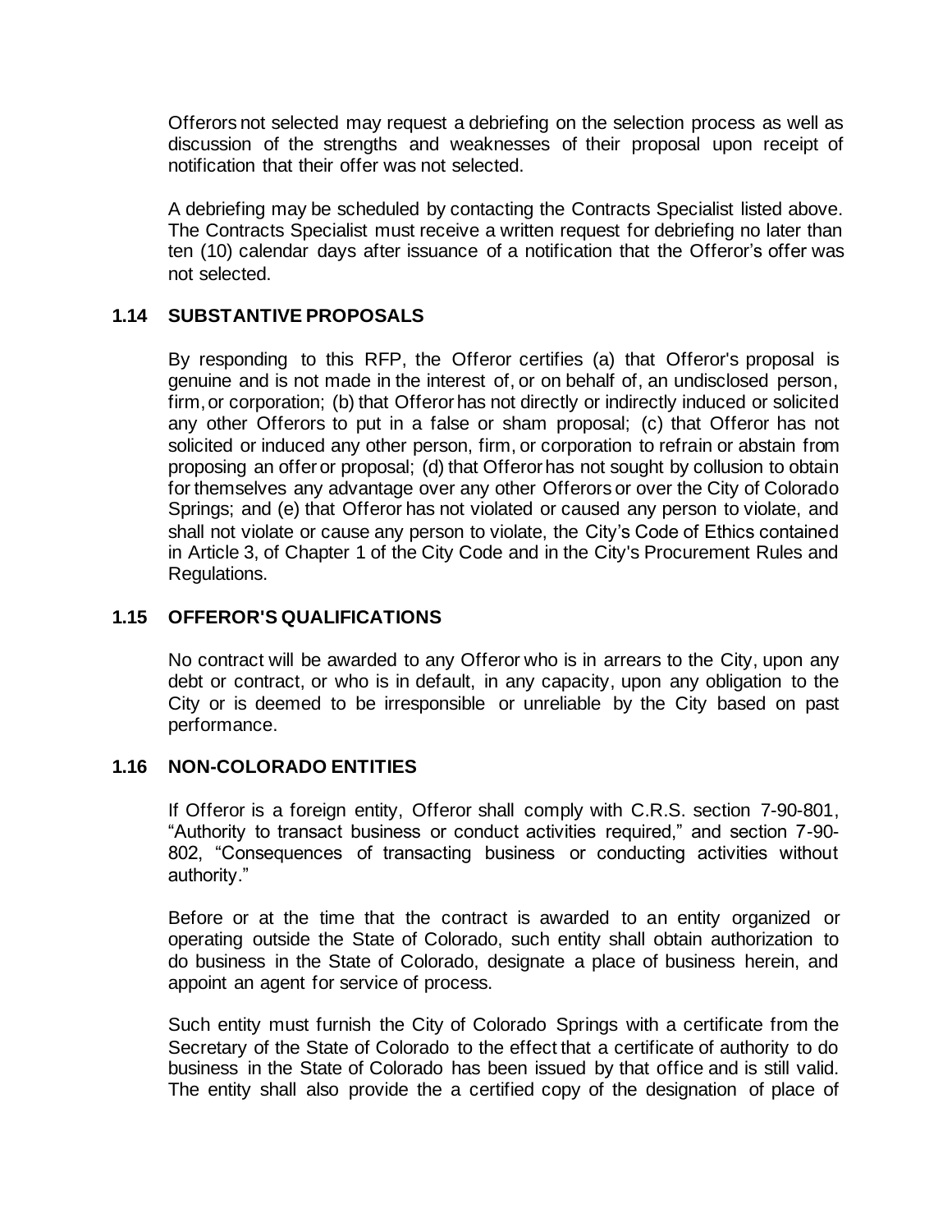Offerors not selected may request a debriefing on the selection process as well as discussion of the strengths and weaknesses of their proposal upon receipt of notification that their offer was not selected.

A debriefing may be scheduled by contacting the Contracts Specialist listed above. The Contracts Specialist must receive a written request for debriefing no later than ten (10) calendar days after issuance of a notification that the Offeror's offer was not selected.

### 1.14 SUBSTANTIVE PROPOSALS

By responding to this RFP, the Offeror certifies (a) that Offeror's proposal is genuine and is not made in the interest of, or on behalf of, an undisclosed person, firm, or corporation; (b) that Offeror has not directly or indirectly induced or solicited any other Offerors to put in a false or sham proposal; (c) that Offeror has not solicited or induced any other person, firm, or corporation to refrain or abstain from proposing an offer or proposal; (d) that Offeror has not sought by collusion to obtain for themselves any advantage over any other Offerors or over the City of Colorado Springs; and (e) that Offeror has not violated or caused any person to violate, and shall not violate or cause any person to violate, the City's Code of Ethics contained in Article 3, of Chapter 1 of the City Code and in the City's Procurement Rules and Regulations.

### 1.15 OFFEROR'S QUALIFICATIONS

No contract will be awarded to any Offeror who is in arrears to the City, upon any debt or contract, or who is in default, in any capacity, upon any obligation to the City or is deemed to be irresponsible or unreliable by the City based on past performance.

### 1.16 NON-COLORADO ENTITIES

If Offeror is a foreign entity, Offeror shall comply with C.R.S. section 7-90-801, "Authority to transact business or conduct activities required," and section 7-90-802, "Consequences of transacting business or conducting activities without authority."

Before or at the time that the contract is awarded to an entity organized or operating outside the State of Colorado, such entity shall obtain authorization to do business in the State of Colorado, designate a place of business herein, and appoint an agent for service of process.

Such entity must furnish the City of Colorado Springs with a certificate from the Secretary of the State of Colorado to the effect that a certificate of authority to do business in the State of Colorado has been issued by that office and is still valid. The entity shall also provide the a certified copy of the designation of place of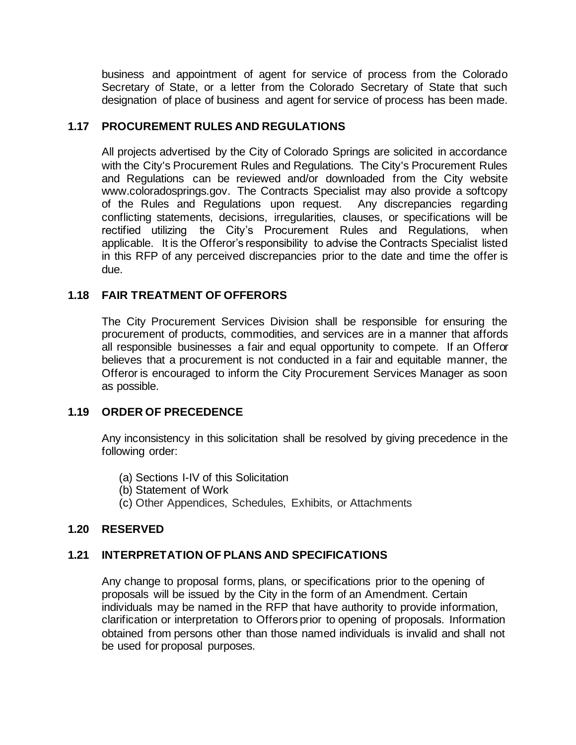business and appointment of agent for service of process from the Colorado Secretary of State, or a letter from the Colorado Secretary of State that such designation of place of business and agent for service of process has been made.

### 1.17 PROCUREMENT RULES AND REGULATIONS

All projects advertised by the City of Colorado Springs are solicited in accordance with the City's Procurement Rules and Regulations. The City's Procurement Rules and Regulations can be reviewed and/or downloaded from the City website www.coloradosprings.gov. The Contracts Specialist may also provide a softcopy of the Rules and Regulations upon request. Any discrepancies regarding conflicting statements, decisions, irregularities, clauses, or specifications will be rectified utilizing the City's Procurement Rules and Regulations, when applicable. It is the Offeror's responsibility to advise the Contracts Specialist listed in this RFP of any perceived discrepancies prior to the date and time the offer is due.

### 1.18 FAIR TREATMENT OF OFFERORS

The City Procurement Services Division shall be responsible for ensuring the procurement of products, commodities, and services are in a manner that affords all responsible businesses a fair and equal opportunity to compete. If an Offeror believes that a procurement is not conducted in a fair and equitable manner, the Offeror is encouraged to inform the City Procurement Services Manager as soon as possible.

### 1.19 ORDER OF PRECEDENCE

Any inconsistency in this solicitation shall be resolved by giving precedence in the following order:

(a) Sections I-IV of this Solicitation
(b) Statement of Work
(c) Other Appendices, Schedules, Exhibits, or Attachments

### 1.20 RESERVED

### 1.21 INTERPRETATION OF PLANS AND SPECIFICATIONS

Any change to proposal forms, plans, or specifications prior to the opening of proposals will be issued by the City in the form of an Amendment. Certain individuals may be named in the RFP that have authority to provide information, clarification or interpretation to Offerors prior to opening of proposals. Information obtained from persons other than those named individuals is invalid and shall not be used for proposal purposes.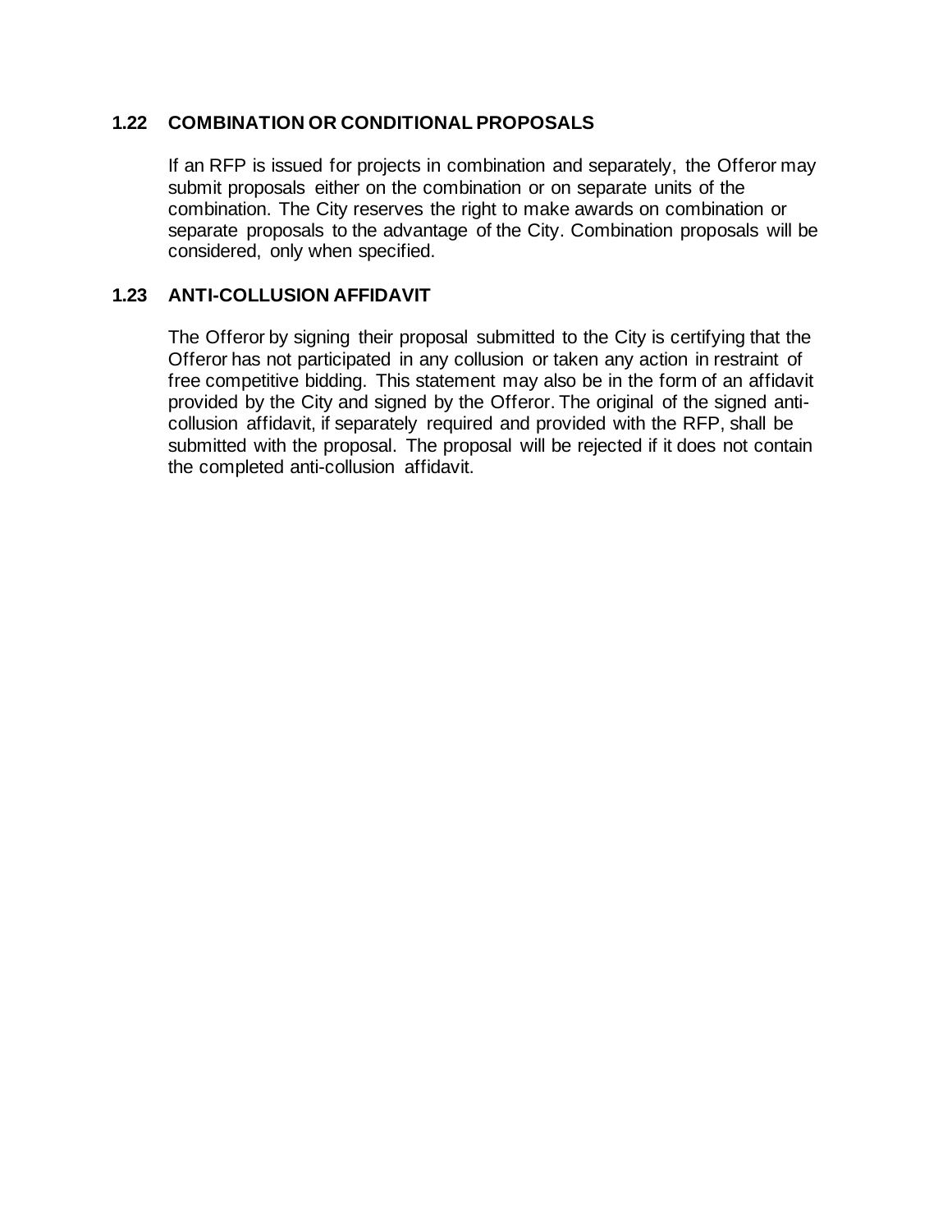### 1.22 COMBINATION OR CONDITIONAL PROPOSALS

If an RFP is issued for projects in combination and separately, the Offeror may submit proposals either on the combination or on separate units of the combination. The City reserves the right to make awards on combination or separate proposals to the advantage of the City. Combination proposals will be considered, only when specified.

### 1.23 ANTI-COLLUSION AFFIDAVIT

The Offeror by signing their proposal submitted to the City is certifying that the Offeror has not participated in any collusion or taken any action in restraint of free competitive bidding. This statement may also be in the form of an affidavit provided by the City and signed by the Offeror. The original of the signed anti-collusion affidavit, if separately required and provided with the RFP, shall be submitted with the proposal. The proposal will be rejected if it does not contain the completed anti-collusion affidavit.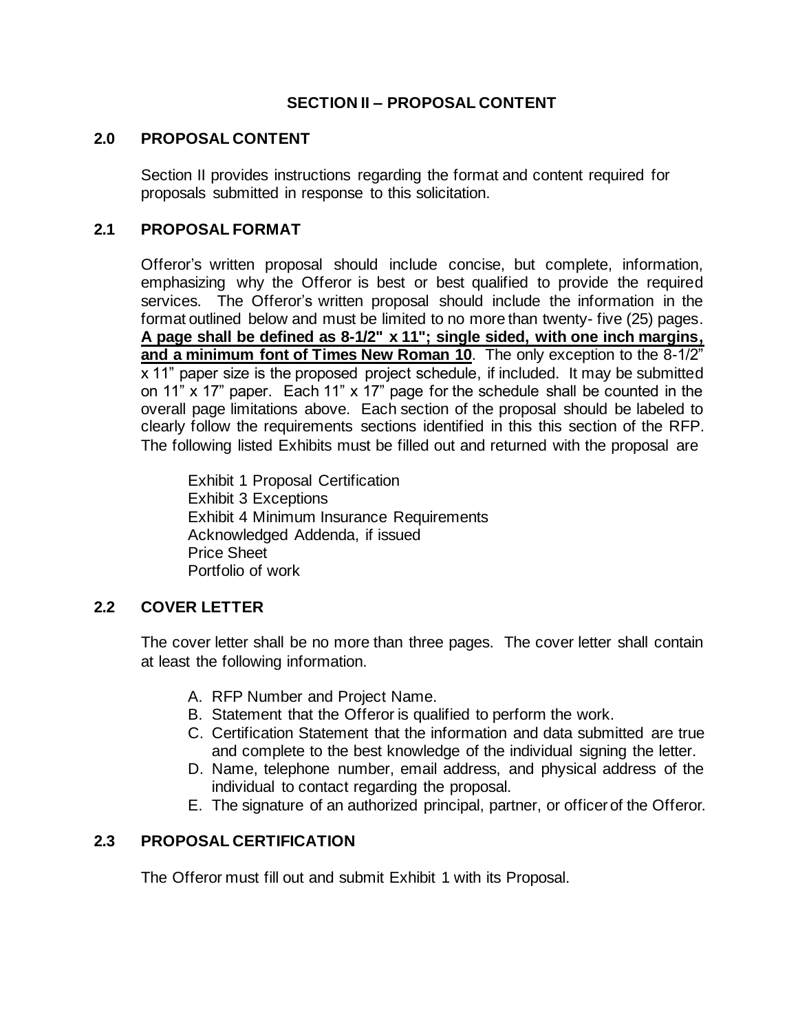## SECTION II – PROPOSAL CONTENT

### 2.0 PROPOSAL CONTENT

Section II provides instructions regarding the format and content required for proposals submitted in response to this solicitation.

### 2.1 PROPOSAL FORMAT

Offeror's written proposal should include concise, but complete, information, emphasizing why the Offeror is best or best qualified to provide the required services. The Offeror's written proposal should include the information in the format outlined below and must be limited to no more than twenty- five (25) pages. **A page shall be defined as 8-1/2" x 11"; single sided, with one inch margins, and a minimum font of Times New Roman 10**. The only exception to the 8-1/2" x 11" paper size is the proposed project schedule, if included. It may be submitted on 11" x 17" paper. Each 11" x 17" page for the schedule shall be counted in the overall page limitations above. Each section of the proposal should be labeled to clearly follow the requirements sections identified in this this section of the RFP. The following listed Exhibits must be filled out and returned with the proposal are

Exhibit 1 Proposal Certification
Exhibit 3 Exceptions
Exhibit 4 Minimum Insurance Requirements
Acknowledged Addenda, if issued
Price Sheet
Portfolio of work

### 2.2 COVER LETTER

The cover letter shall be no more than three pages. The cover letter shall contain at least the following information.

A. RFP Number and Project Name.
B. Statement that the Offeror is qualified to perform the work.
C. Certification Statement that the information and data submitted are true and complete to the best knowledge of the individual signing the letter.
D. Name, telephone number, email address, and physical address of the individual to contact regarding the proposal.
E. The signature of an authorized principal, partner, or officer of the Offeror.

### 2.3 PROPOSAL CERTIFICATION

The Offeror must fill out and submit Exhibit 1 with its Proposal.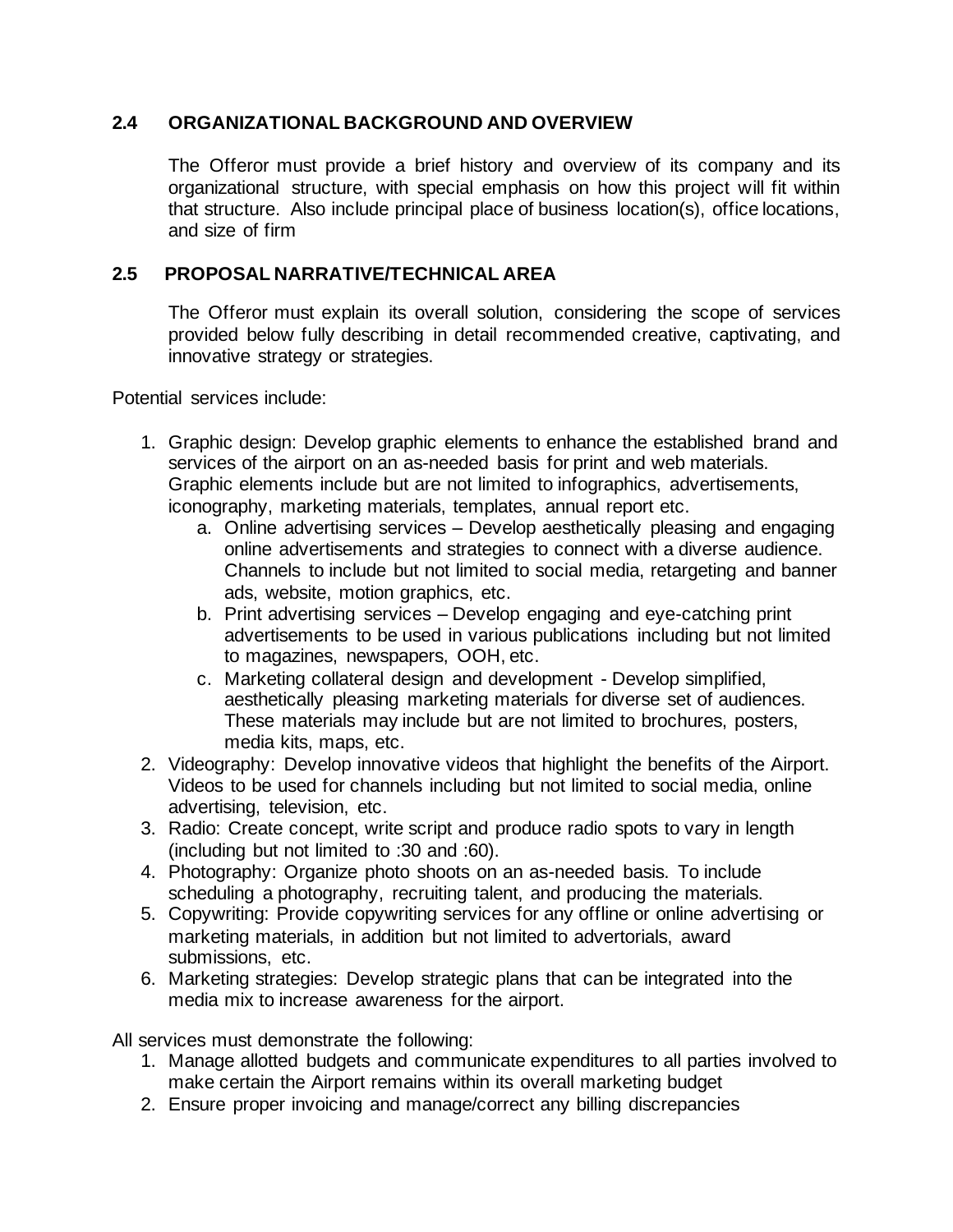### 2.4 ORGANIZATIONAL BACKGROUND AND OVERVIEW

The Offeror must provide a brief history and overview of its company and its organizational structure, with special emphasis on how this project will fit within that structure. Also include principal place of business location(s), office locations, and size of firm

### 2.5 PROPOSAL NARRATIVE/TECHNICAL AREA

The Offeror must explain its overall solution, considering the scope of services provided below fully describing in detail recommended creative, captivating, and innovative strategy or strategies.

Potential services include:

1. Graphic design: Develop graphic elements to enhance the established brand and services of the airport on an as-needed basis for print and web materials. Graphic elements include but are not limited to infographics, advertisements, iconography, marketing materials, templates, annual report etc.
   a. Online advertising services – Develop aesthetically pleasing and engaging online advertisements and strategies to connect with a diverse audience. Channels to include but not limited to social media, retargeting and banner ads, website, motion graphics, etc.
   b. Print advertising services – Develop engaging and eye-catching print advertisements to be used in various publications including but not limited to magazines, newspapers, OOH, etc.
   c. Marketing collateral design and development - Develop simplified, aesthetically pleasing marketing materials for diverse set of audiences. These materials may include but are not limited to brochures, posters, media kits, maps, etc.
2. Videography: Develop innovative videos that highlight the benefits of the Airport. Videos to be used for channels including but not limited to social media, online advertising, television, etc.
3. Radio: Create concept, write script and produce radio spots to vary in length (including but not limited to :30 and :60).
4. Photography: Organize photo shoots on an as-needed basis. To include scheduling a photography, recruiting talent, and producing the materials.
5. Copywriting: Provide copywriting services for any offline or online advertising or marketing materials, in addition but not limited to advertorials, award submissions, etc.
6. Marketing strategies: Develop strategic plans that can be integrated into the media mix to increase awareness for the airport.

All services must demonstrate the following:

1. Manage allotted budgets and communicate expenditures to all parties involved to make certain the Airport remains within its overall marketing budget
2. Ensure proper invoicing and manage/correct any billing discrepancies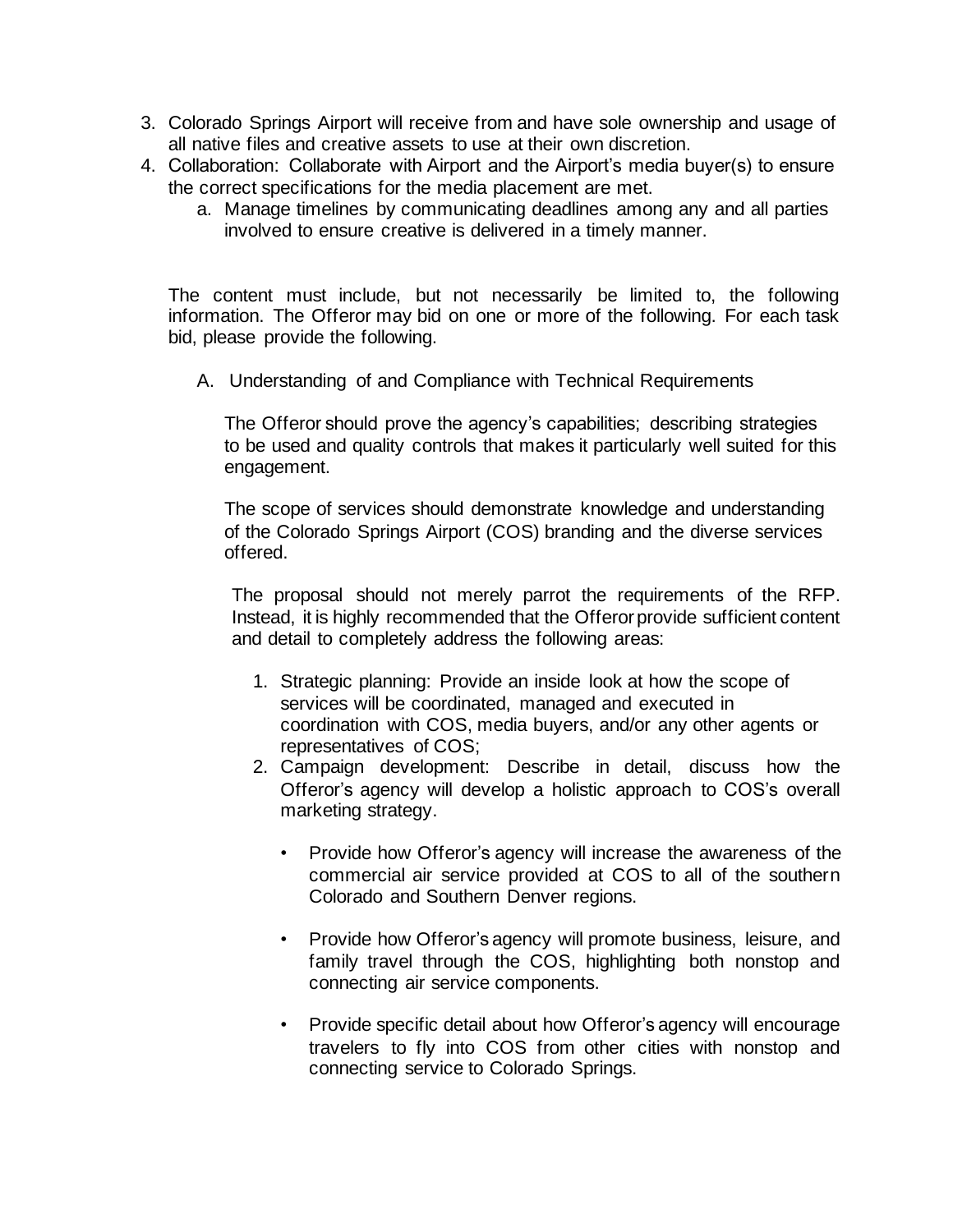3. Colorado Springs Airport will receive from and have sole ownership and usage of all native files and creative assets to use at their own discretion.
4. Collaboration: Collaborate with Airport and the Airport's media buyer(s) to ensure the correct specifications for the media placement are met.
   a. Manage timelines by communicating deadlines among any and all parties involved to ensure creative is delivered in a timely manner.

The content must include, but not necessarily be limited to, the following information. The Offeror may bid on one or more of the following. For each task bid, please provide the following.

A. Understanding of and Compliance with Technical Requirements

   The Offeror should prove the agency's capabilities; describing strategies to be used and quality controls that makes it particularly well suited for this engagement.

   The scope of services should demonstrate knowledge and understanding of the Colorado Springs Airport (COS) branding and the diverse services offered.

   The proposal should not merely parrot the requirements of the RFP. Instead, it is highly recommended that the Offeror provide sufficient content and detail to completely address the following areas:

   1. Strategic planning: Provide an inside look at how the scope of services will be coordinated, managed and executed in coordination with COS, media buyers, and/or any other agents or representatives of COS;
   2. Campaign development: Describe in detail, discuss how the Offeror's agency will develop a holistic approach to COS's overall marketing strategy.

      - Provide how Offeror's agency will increase the awareness of the commercial air service provided at COS to all of the southern Colorado and Southern Denver regions.

      - Provide how Offeror's agency will promote business, leisure, and family travel through the COS, highlighting both nonstop and connecting air service components.

      - Provide specific detail about how Offeror's agency will encourage travelers to fly into COS from other cities with nonstop and connecting service to Colorado Springs.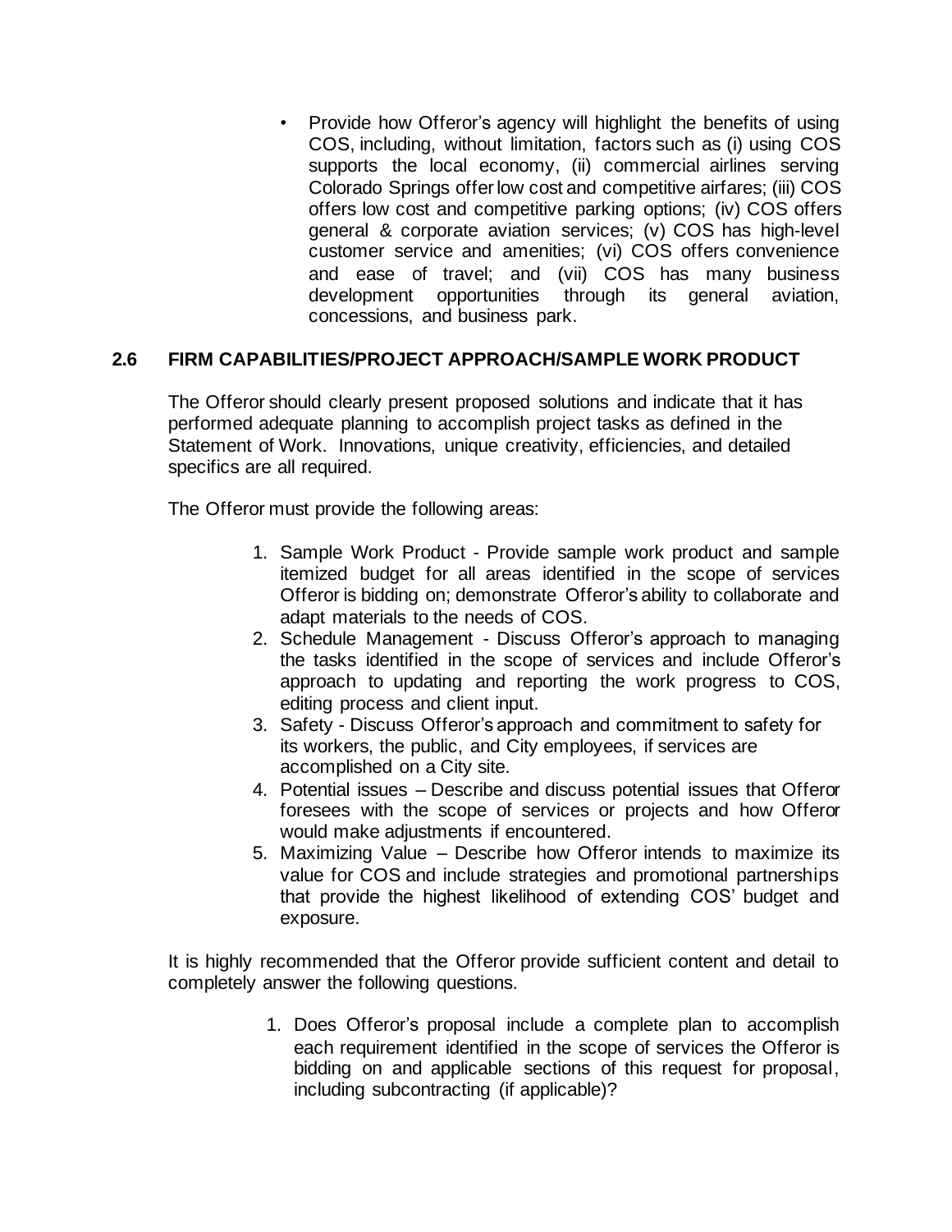- Provide how Offeror's agency will highlight the benefits of using COS, including, without limitation, factors such as (i) using COS supports the local economy, (ii) commercial airlines serving Colorado Springs offer low cost and competitive airfares; (iii) COS offers low cost and competitive parking options; (iv) COS offers general & corporate aviation services; (v) COS has high-level customer service and amenities; (vi) COS offers convenience and ease of travel; and (vii) COS has many business development opportunities through its general aviation, concessions, and business park.

## 2.6 FIRM CAPABILITIES/PROJECT APPROACH/SAMPLE WORK PRODUCT

The Offeror should clearly present proposed solutions and indicate that it has performed adequate planning to accomplish project tasks as defined in the Statement of Work. Innovations, unique creativity, efficiencies, and detailed specifics are all required.

The Offeror must provide the following areas:

1. Sample Work Product - Provide sample work product and sample itemized budget for all areas identified in the scope of services Offeror is bidding on; demonstrate Offeror's ability to collaborate and adapt materials to the needs of COS.
2. Schedule Management - Discuss Offeror's approach to managing the tasks identified in the scope of services and include Offeror's approach to updating and reporting the work progress to COS, editing process and client input.
3. Safety - Discuss Offeror's approach and commitment to safety for its workers, the public, and City employees, if services are accomplished on a City site.
4. Potential issues – Describe and discuss potential issues that Offeror foresees with the scope of services or projects and how Offeror would make adjustments if encountered.
5. Maximizing Value – Describe how Offeror intends to maximize its value for COS and include strategies and promotional partnerships that provide the highest likelihood of extending COS' budget and exposure.

It is highly recommended that the Offeror provide sufficient content and detail to completely answer the following questions.

1. Does Offeror's proposal include a complete plan to accomplish each requirement identified in the scope of services the Offeror is bidding on and applicable sections of this request for proposal, including subcontracting (if applicable)?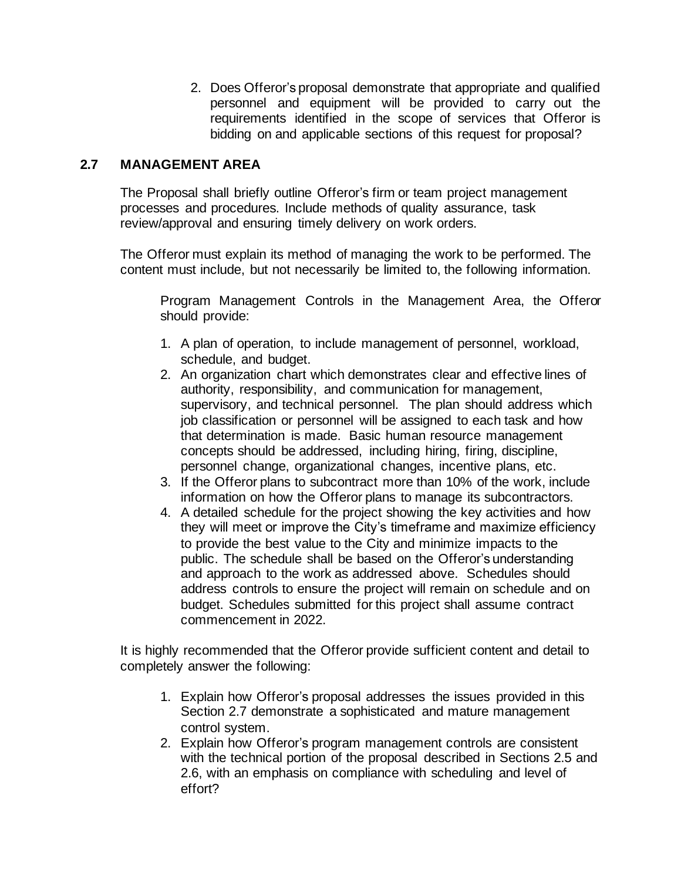2. Does Offeror's proposal demonstrate that appropriate and qualified personnel and equipment will be provided to carry out the requirements identified in the scope of services that Offeror is bidding on and applicable sections of this request for proposal?

## 2.7 MANAGEMENT AREA

The Proposal shall briefly outline Offeror's firm or team project management processes and procedures. Include methods of quality assurance, task review/approval and ensuring timely delivery on work orders.

The Offeror must explain its method of managing the work to be performed. The content must include, but not necessarily be limited to, the following information.

Program Management Controls in the Management Area, the Offeror should provide:

1. A plan of operation, to include management of personnel, workload, schedule, and budget.
2. An organization chart which demonstrates clear and effective lines of authority, responsibility, and communication for management, supervisory, and technical personnel. The plan should address which job classification or personnel will be assigned to each task and how that determination is made. Basic human resource management concepts should be addressed, including hiring, firing, discipline, personnel change, organizational changes, incentive plans, etc.
3. If the Offeror plans to subcontract more than 10% of the work, include information on how the Offeror plans to manage its subcontractors.
4. A detailed schedule for the project showing the key activities and how they will meet or improve the City's timeframe and maximize efficiency to provide the best value to the City and minimize impacts to the public. The schedule shall be based on the Offeror's understanding and approach to the work as addressed above. Schedules should address controls to ensure the project will remain on schedule and on budget. Schedules submitted for this project shall assume contract commencement in 2022.

It is highly recommended that the Offeror provide sufficient content and detail to completely answer the following:

1. Explain how Offeror's proposal addresses the issues provided in this Section 2.7 demonstrate a sophisticated and mature management control system.
2. Explain how Offeror's program management controls are consistent with the technical portion of the proposal described in Sections 2.5 and 2.6, with an emphasis on compliance with scheduling and level of effort?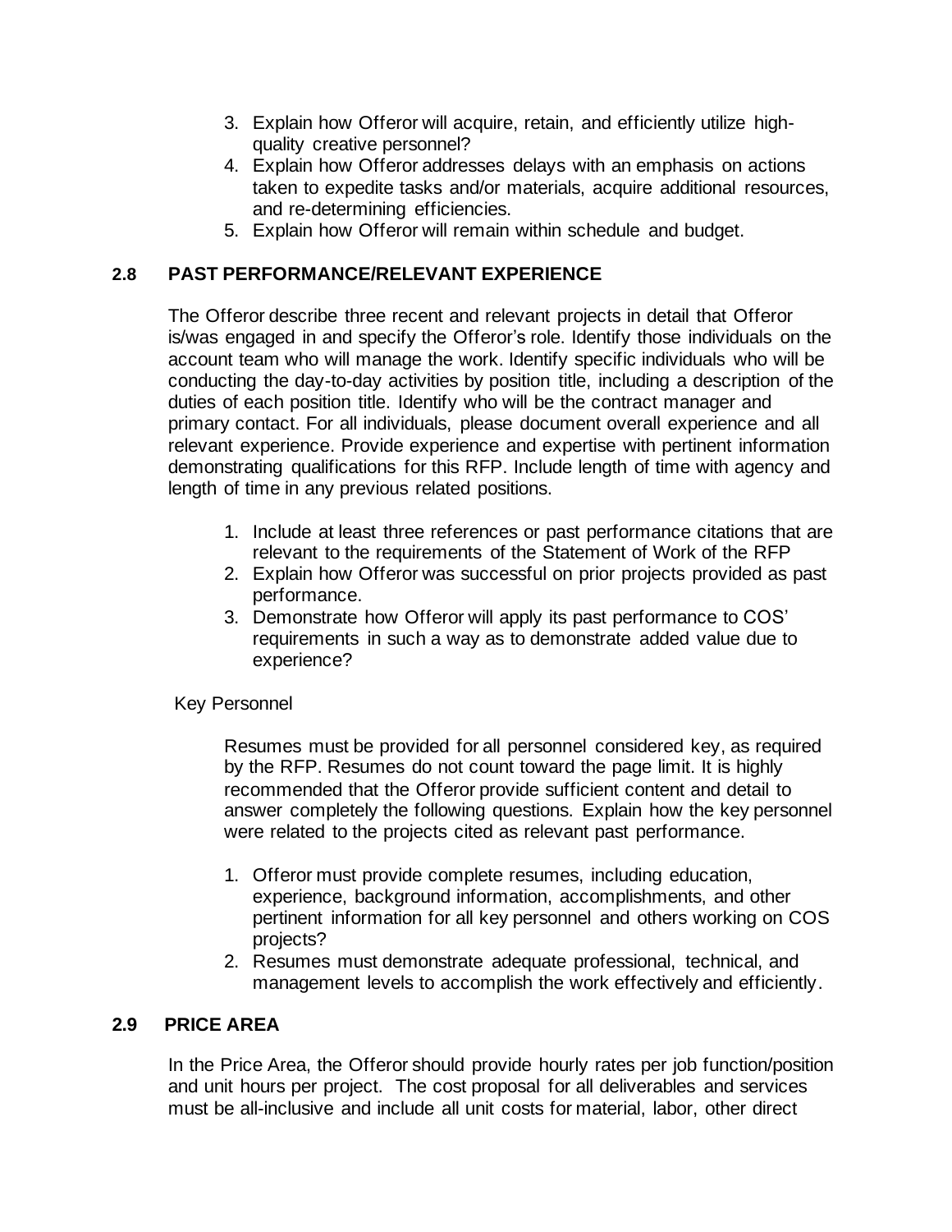3. Explain how Offeror will acquire, retain, and efficiently utilize high-quality creative personnel?
4. Explain how Offeror addresses delays with an emphasis on actions taken to expedite tasks and/or materials, acquire additional resources, and re-determining efficiencies.
5. Explain how Offeror will remain within schedule and budget.

### 2.8 PAST PERFORMANCE/RELEVANT EXPERIENCE

The Offeror describe three recent and relevant projects in detail that Offeror is/was engaged in and specify the Offeror's role. Identify those individuals on the account team who will manage the work. Identify specific individuals who will be conducting the day-to-day activities by position title, including a description of the duties of each position title. Identify who will be the contract manager and primary contact. For all individuals, please document overall experience and all relevant experience. Provide experience and expertise with pertinent information demonstrating qualifications for this RFP. Include length of time with agency and length of time in any previous related positions.

1. Include at least three references or past performance citations that are relevant to the requirements of the Statement of Work of the RFP
2. Explain how Offeror was successful on prior projects provided as past performance.
3. Demonstrate how Offeror will apply its past performance to COS' requirements in such a way as to demonstrate added value due to experience?

Key Personnel

Resumes must be provided for all personnel considered key, as required by the RFP. Resumes do not count toward the page limit. It is highly recommended that the Offeror provide sufficient content and detail to answer completely the following questions. Explain how the key personnel were related to the projects cited as relevant past performance.

1. Offeror must provide complete resumes, including education, experience, background information, accomplishments, and other pertinent information for all key personnel and others working on COS projects?
2. Resumes must demonstrate adequate professional, technical, and management levels to accomplish the work effectively and efficiently.

### 2.9 PRICE AREA

In the Price Area, the Offeror should provide hourly rates per job function/position and unit hours per project. The cost proposal for all deliverables and services must be all-inclusive and include all unit costs for material, labor, other direct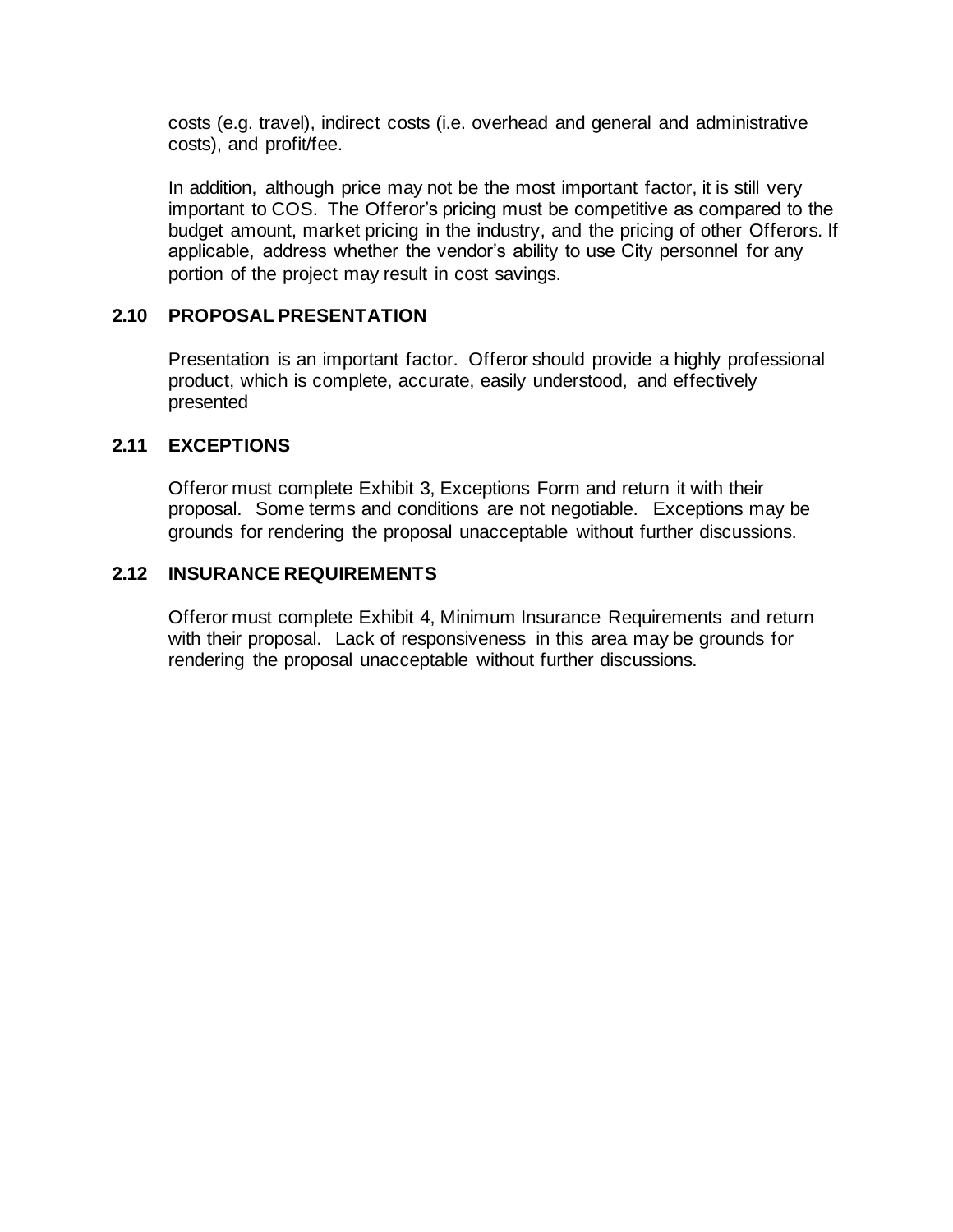costs (e.g. travel), indirect costs (i.e. overhead and general and administrative costs), and profit/fee.

In addition, although price may not be the most important factor, it is still very important to COS. The Offeror's pricing must be competitive as compared to the budget amount, market pricing in the industry, and the pricing of other Offerors. If applicable, address whether the vendor's ability to use City personnel for any portion of the project may result in cost savings.

### 2.10 PROPOSAL PRESENTATION

Presentation is an important factor. Offeror should provide a highly professional product, which is complete, accurate, easily understood, and effectively presented

### 2.11 EXCEPTIONS

Offeror must complete Exhibit 3, Exceptions Form and return it with their proposal. Some terms and conditions are not negotiable. Exceptions may be grounds for rendering the proposal unacceptable without further discussions.

### 2.12 INSURANCE REQUIREMENTS

Offeror must complete Exhibit 4, Minimum Insurance Requirements and return with their proposal. Lack of responsiveness in this area may be grounds for rendering the proposal unacceptable without further discussions.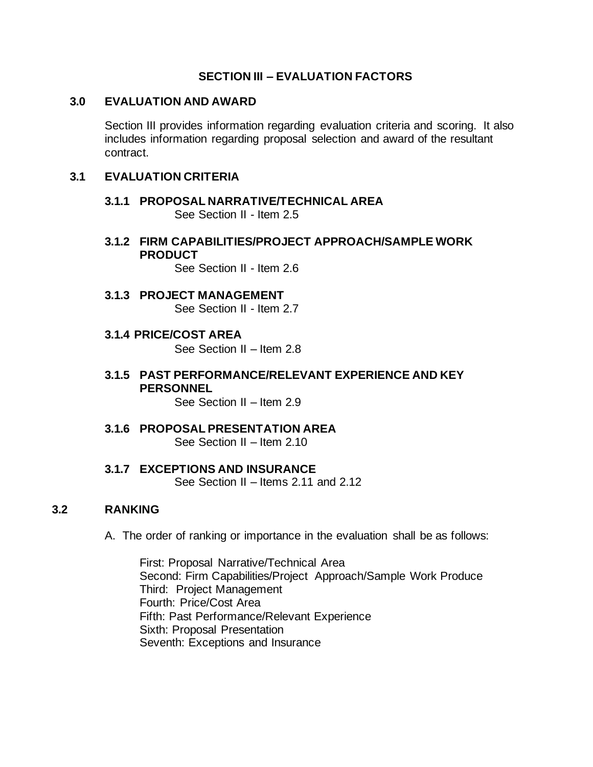# SECTION III – EVALUATION FACTORS

## 3.0 EVALUATION AND AWARD

Section III provides information regarding evaluation criteria and scoring. It also includes information regarding proposal selection and award of the resultant contract.

## 3.1 EVALUATION CRITERIA

### 3.1.1 PROPOSAL NARRATIVE/TECHNICAL AREA

See Section II - Item 2.5

### 3.1.2 FIRM CAPABILITIES/PROJECT APPROACH/SAMPLE WORK PRODUCT

See Section II - Item 2.6

### 3.1.3 PROJECT MANAGEMENT

See Section II - Item 2.7

### 3.1.4 PRICE/COST AREA

See Section II – Item 2.8

### 3.1.5 PAST PERFORMANCE/RELEVANT EXPERIENCE AND KEY PERSONNEL

See Section II – Item 2.9

### 3.1.6 PROPOSAL PRESENTATION AREA

See Section II – Item 2.10

### 3.1.7 EXCEPTIONS AND INSURANCE

See Section II – Items 2.11 and 2.12

## 3.2 RANKING

A. The order of ranking or importance in the evaluation shall be as follows:

First: Proposal Narrative/Technical Area
Second: Firm Capabilities/Project Approach/Sample Work Produce
Third: Project Management
Fourth: Price/Cost Area
Fifth: Past Performance/Relevant Experience
Sixth: Proposal Presentation
Seventh: Exceptions and Insurance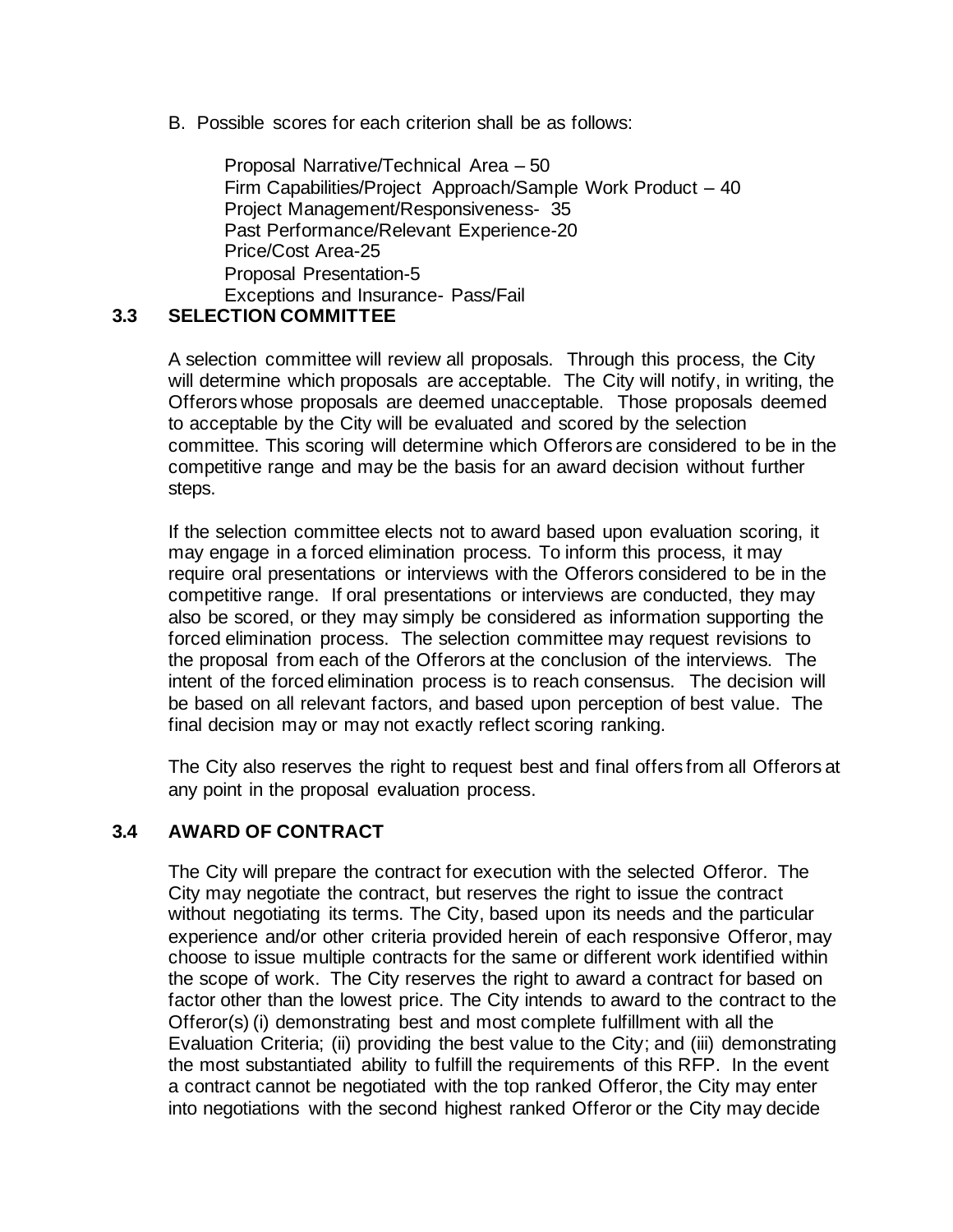B. Possible scores for each criterion shall be as follows:

Proposal Narrative/Technical Area – 50
Firm Capabilities/Project Approach/Sample Work Product – 40
Project Management/Responsiveness- 35
Past Performance/Relevant Experience-20
Price/Cost Area-25
Proposal Presentation-5
Exceptions and Insurance- Pass/Fail

### 3.3 SELECTION COMMITTEE

A selection committee will review all proposals. Through this process, the City will determine which proposals are acceptable. The City will notify, in writing, the Offerors whose proposals are deemed unacceptable. Those proposals deemed to acceptable by the City will be evaluated and scored by the selection committee. This scoring will determine which Offerors are considered to be in the competitive range and may be the basis for an award decision without further steps.

If the selection committee elects not to award based upon evaluation scoring, it may engage in a forced elimination process. To inform this process, it may require oral presentations or interviews with the Offerors considered to be in the competitive range. If oral presentations or interviews are conducted, they may also be scored, or they may simply be considered as information supporting the forced elimination process. The selection committee may request revisions to the proposal from each of the Offerors at the conclusion of the interviews. The intent of the forced elimination process is to reach consensus. The decision will be based on all relevant factors, and based upon perception of best value. The final decision may or may not exactly reflect scoring ranking.

The City also reserves the right to request best and final offers from all Offerors at any point in the proposal evaluation process.

### 3.4 AWARD OF CONTRACT

The City will prepare the contract for execution with the selected Offeror. The City may negotiate the contract, but reserves the right to issue the contract without negotiating its terms. The City, based upon its needs and the particular experience and/or other criteria provided herein of each responsive Offeror, may choose to issue multiple contracts for the same or different work identified within the scope of work. The City reserves the right to award a contract for based on factor other than the lowest price. The City intends to award to the contract to the Offeror(s) (i) demonstrating best and most complete fulfillment with all the Evaluation Criteria; (ii) providing the best value to the City; and (iii) demonstrating the most substantiated ability to fulfill the requirements of this RFP. In the event a contract cannot be negotiated with the top ranked Offeror, the City may enter into negotiations with the second highest ranked Offeror or the City may decide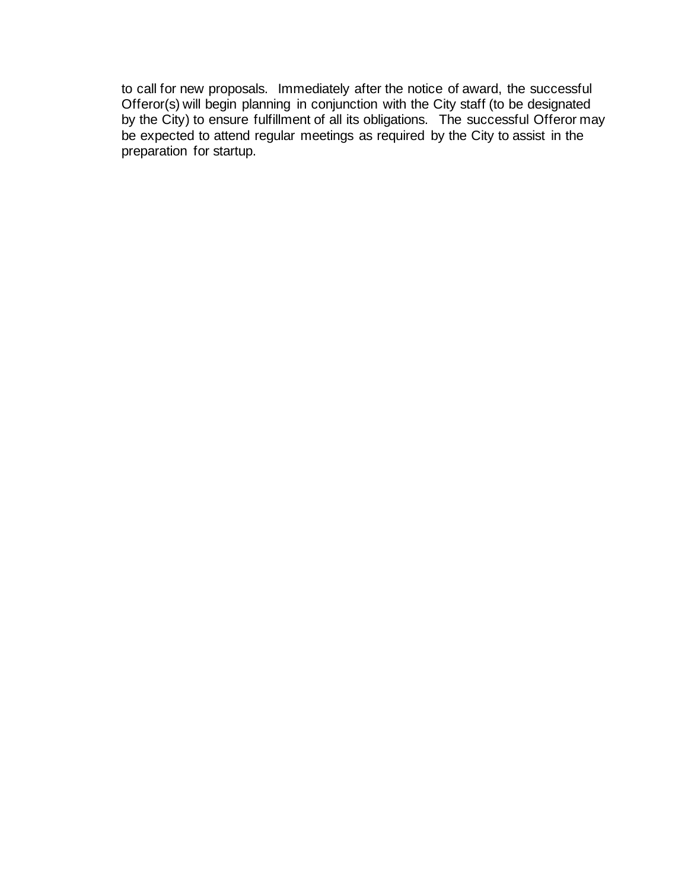to call for new proposals. Immediately after the notice of award, the successful Offeror(s) will begin planning in conjunction with the City staff (to be designated by the City) to ensure fulfillment of all its obligations. The successful Offeror may be expected to attend regular meetings as required by the City to assist in the preparation for startup.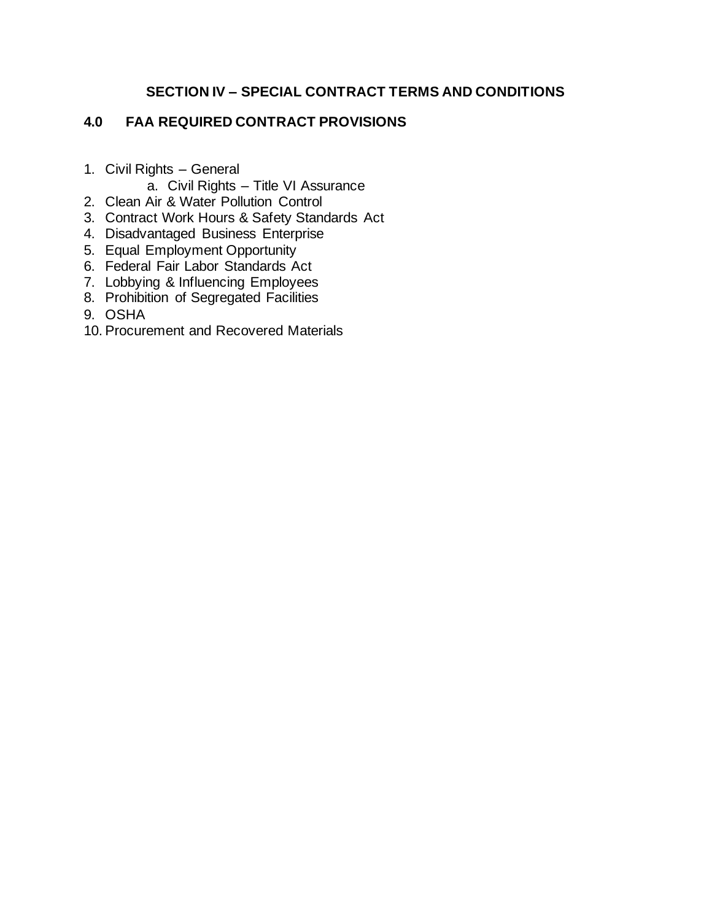# SECTION IV – SPECIAL CONTRACT TERMS AND CONDITIONS

## 4.0 FAA REQUIRED CONTRACT PROVISIONS

1. Civil Rights – General
    a. Civil Rights – Title VI Assurance
2. Clean Air & Water Pollution Control
3. Contract Work Hours & Safety Standards Act
4. Disadvantaged Business Enterprise
5. Equal Employment Opportunity
6. Federal Fair Labor Standards Act
7. Lobbying & Influencing Employees
8. Prohibition of Segregated Facilities
9. OSHA
10. Procurement and Recovered Materials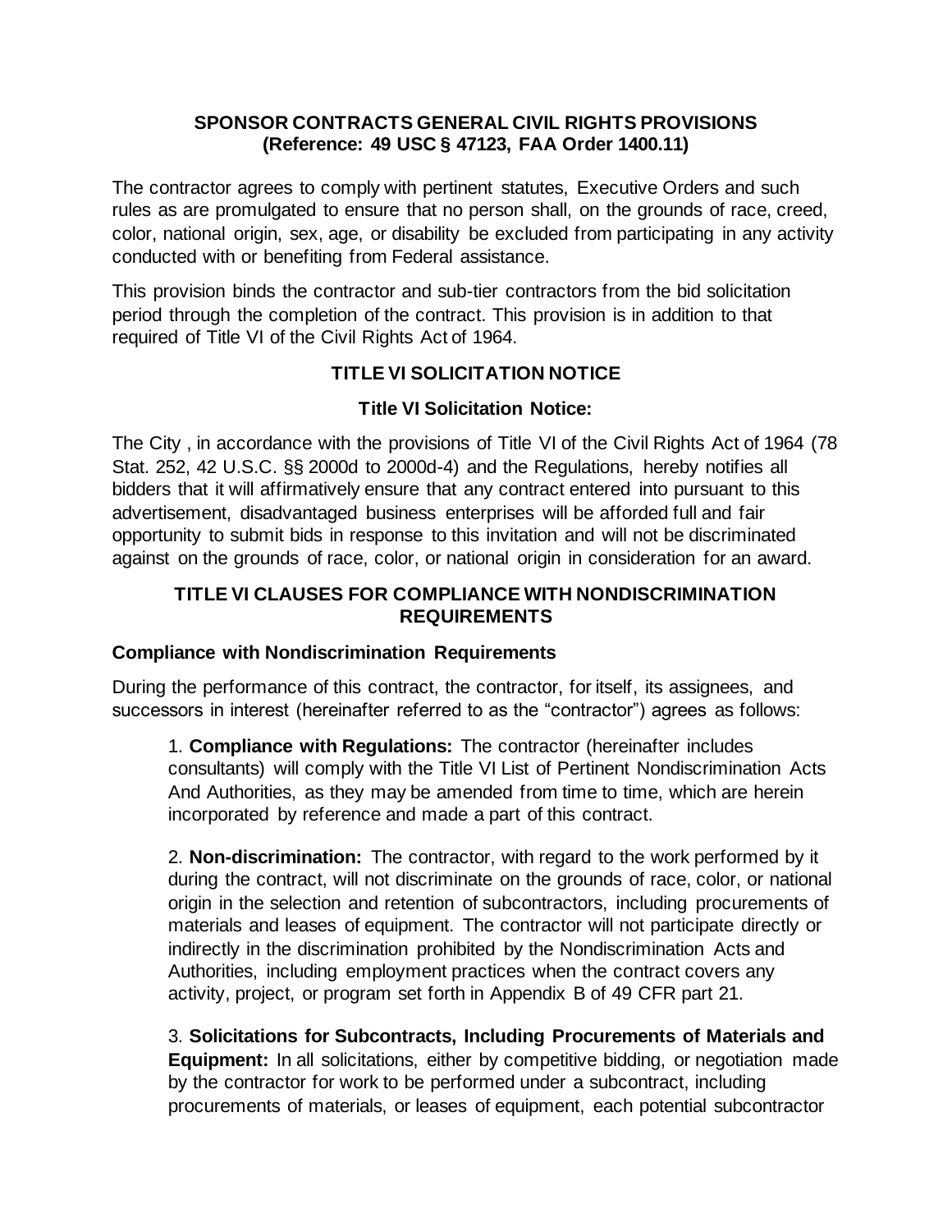## SPONSOR CONTRACTS GENERAL CIVIL RIGHTS PROVISIONS (Reference: 49 USC § 47123, FAA Order 1400.11)

The contractor agrees to comply with pertinent statutes, Executive Orders and such rules as are promulgated to ensure that no person shall, on the grounds of race, creed, color, national origin, sex, age, or disability be excluded from participating in any activity conducted with or benefiting from Federal assistance.

This provision binds the contractor and sub-tier contractors from the bid solicitation period through the completion of the contract. This provision is in addition to that required of Title VI of the Civil Rights Act of 1964.

## TITLE VI SOLICITATION NOTICE

### Title VI Solicitation Notice:

The City , in accordance with the provisions of Title VI of the Civil Rights Act of 1964 (78 Stat. 252, 42 U.S.C. §§ 2000d to 2000d-4) and the Regulations, hereby notifies all bidders that it will affirmatively ensure that any contract entered into pursuant to this advertisement, disadvantaged business enterprises will be afforded full and fair opportunity to submit bids in response to this invitation and will not be discriminated against on the grounds of race, color, or national origin in consideration for an award.

## TITLE VI CLAUSES FOR COMPLIANCE WITH NONDISCRIMINATION REQUIREMENTS

### Compliance with Nondiscrimination Requirements

During the performance of this contract, the contractor, for itself, its assignees, and successors in interest (hereinafter referred to as the "contractor") agrees as follows:

1. **Compliance with Regulations:** The contractor (hereinafter includes consultants) will comply with the Title VI List of Pertinent Nondiscrimination Acts And Authorities, as they may be amended from time to time, which are herein incorporated by reference and made a part of this contract.

2. **Non-discrimination:** The contractor, with regard to the work performed by it during the contract, will not discriminate on the grounds of race, color, or national origin in the selection and retention of subcontractors, including procurements of materials and leases of equipment. The contractor will not participate directly or indirectly in the discrimination prohibited by the Nondiscrimination Acts and Authorities, including employment practices when the contract covers any activity, project, or program set forth in Appendix B of 49 CFR part 21.

3. **Solicitations for Subcontracts, Including Procurements of Materials and Equipment:** In all solicitations, either by competitive bidding, or negotiation made by the contractor for work to be performed under a subcontract, including procurements of materials, or leases of equipment, each potential subcontractor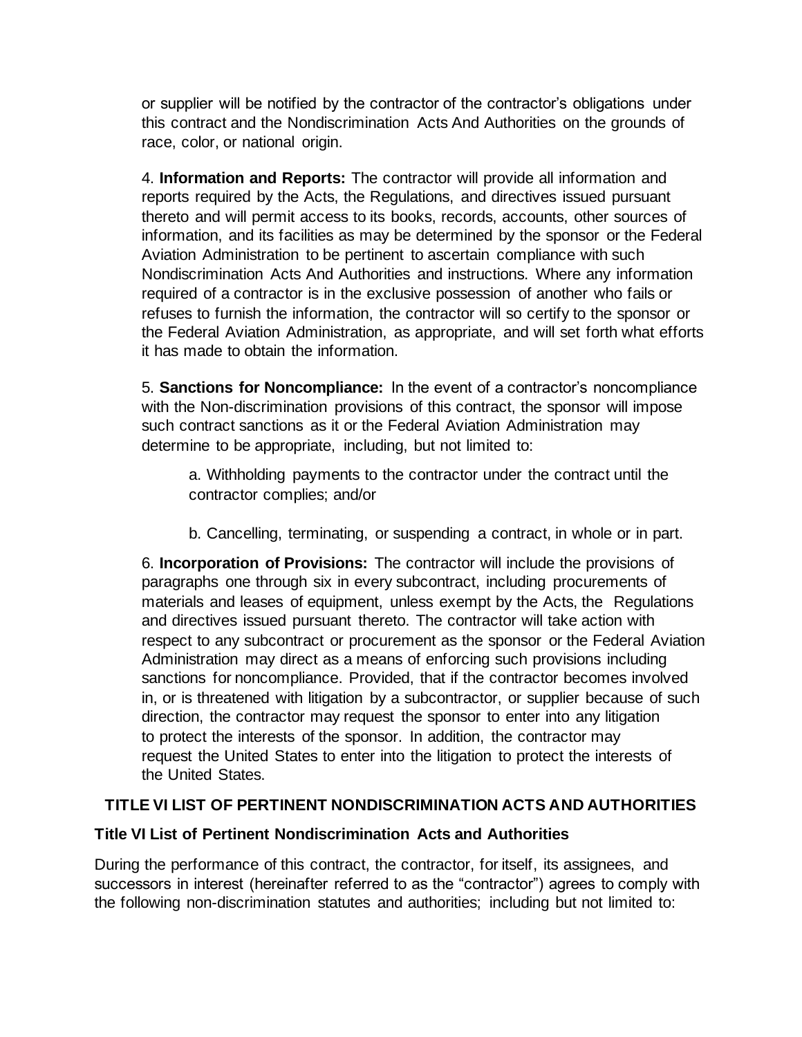or supplier will be notified by the contractor of the contractor's obligations under this contract and the Nondiscrimination Acts And Authorities on the grounds of race, color, or national origin.

4. **Information and Reports:** The contractor will provide all information and reports required by the Acts, the Regulations, and directives issued pursuant thereto and will permit access to its books, records, accounts, other sources of information, and its facilities as may be determined by the sponsor or the Federal Aviation Administration to be pertinent to ascertain compliance with such Nondiscrimination Acts And Authorities and instructions. Where any information required of a contractor is in the exclusive possession of another who fails or refuses to furnish the information, the contractor will so certify to the sponsor or the Federal Aviation Administration, as appropriate, and will set forth what efforts it has made to obtain the information.

5. **Sanctions for Noncompliance:** In the event of a contractor's noncompliance with the Non-discrimination provisions of this contract, the sponsor will impose such contract sanctions as it or the Federal Aviation Administration may determine to be appropriate, including, but not limited to:

   a. Withholding payments to the contractor under the contract until the contractor complies; and/or

   b. Cancelling, terminating, or suspending a contract, in whole or in part.

6. **Incorporation of Provisions:** The contractor will include the provisions of paragraphs one through six in every subcontract, including procurements of materials and leases of equipment, unless exempt by the Acts, the Regulations and directives issued pursuant thereto. The contractor will take action with respect to any subcontract or procurement as the sponsor or the Federal Aviation Administration may direct as a means of enforcing such provisions including sanctions for noncompliance. Provided, that if the contractor becomes involved in, or is threatened with litigation by a subcontractor, or supplier because of such direction, the contractor may request the sponsor to enter into any litigation to protect the interests of the sponsor. In addition, the contractor may request the United States to enter into the litigation to protect the interests of the United States.

## TITLE VI LIST OF PERTINENT NONDISCRIMINATION ACTS AND AUTHORITIES

### Title VI List of Pertinent Nondiscrimination Acts and Authorities

During the performance of this contract, the contractor, for itself, its assignees, and successors in interest (hereinafter referred to as the "contractor") agrees to comply with the following non-discrimination statutes and authorities; including but not limited to: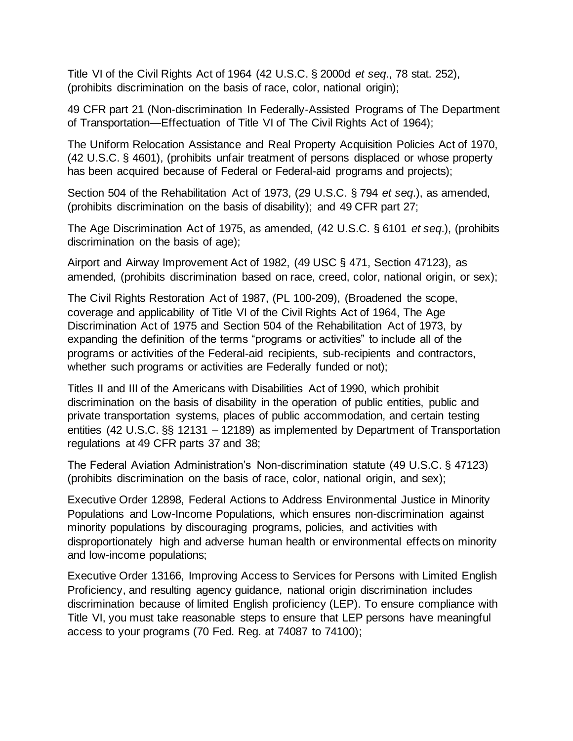Title VI of the Civil Rights Act of 1964 (42 U.S.C. § 2000d *et seq*., 78 stat. 252), (prohibits discrimination on the basis of race, color, national origin);

49 CFR part 21 (Non-discrimination In Federally-Assisted Programs of The Department of Transportation—Effectuation of Title VI of The Civil Rights Act of 1964);

The Uniform Relocation Assistance and Real Property Acquisition Policies Act of 1970, (42 U.S.C. § 4601), (prohibits unfair treatment of persons displaced or whose property has been acquired because of Federal or Federal-aid programs and projects);

Section 504 of the Rehabilitation Act of 1973, (29 U.S.C. § 794 *et seq*.), as amended, (prohibits discrimination on the basis of disability); and 49 CFR part 27;

The Age Discrimination Act of 1975, as amended, (42 U.S.C. § 6101 *et seq*.), (prohibits discrimination on the basis of age);

Airport and Airway Improvement Act of 1982, (49 USC § 471, Section 47123), as amended, (prohibits discrimination based on race, creed, color, national origin, or sex);

The Civil Rights Restoration Act of 1987, (PL 100-209), (Broadened the scope, coverage and applicability of Title VI of the Civil Rights Act of 1964, The Age Discrimination Act of 1975 and Section 504 of the Rehabilitation Act of 1973, by expanding the definition of the terms "programs or activities" to include all of the programs or activities of the Federal-aid recipients, sub-recipients and contractors, whether such programs or activities are Federally funded or not);

Titles II and III of the Americans with Disabilities Act of 1990, which prohibit discrimination on the basis of disability in the operation of public entities, public and private transportation systems, places of public accommodation, and certain testing entities (42 U.S.C. §§ 12131 – 12189) as implemented by Department of Transportation regulations at 49 CFR parts 37 and 38;

The Federal Aviation Administration's Non-discrimination statute (49 U.S.C. § 47123) (prohibits discrimination on the basis of race, color, national origin, and sex);

Executive Order 12898, Federal Actions to Address Environmental Justice in Minority Populations and Low-Income Populations, which ensures non-discrimination against minority populations by discouraging programs, policies, and activities with disproportionately high and adverse human health or environmental effects on minority and low-income populations;

Executive Order 13166, Improving Access to Services for Persons with Limited English Proficiency, and resulting agency guidance, national origin discrimination includes discrimination because of limited English proficiency (LEP). To ensure compliance with Title VI, you must take reasonable steps to ensure that LEP persons have meaningful access to your programs (70 Fed. Reg. at 74087 to 74100);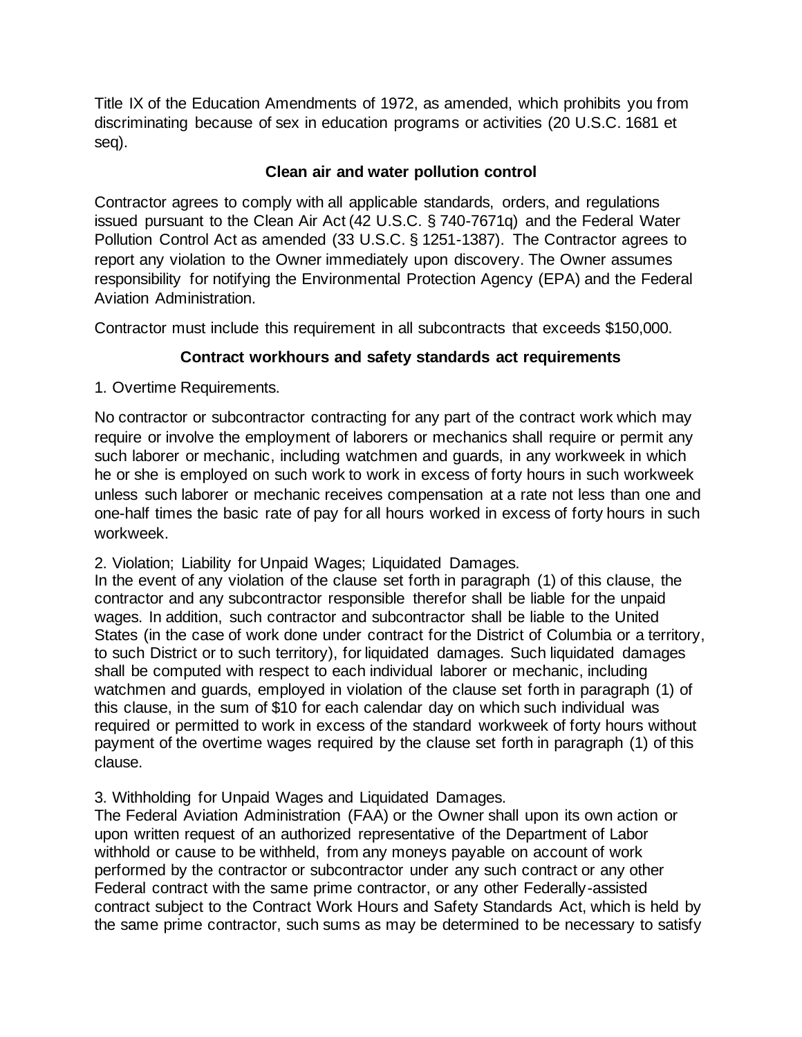Title IX of the Education Amendments of 1972, as amended, which prohibits you from discriminating because of sex in education programs or activities (20 U.S.C. 1681 et seq).

### Clean air and water pollution control

Contractor agrees to comply with all applicable standards, orders, and regulations issued pursuant to the Clean Air Act (42 U.S.C. § 740-7671q) and the Federal Water Pollution Control Act as amended (33 U.S.C. § 1251-1387). The Contractor agrees to report any violation to the Owner immediately upon discovery. The Owner assumes responsibility for notifying the Environmental Protection Agency (EPA) and the Federal Aviation Administration.

Contractor must include this requirement in all subcontracts that exceeds $150,000.

### Contract workhours and safety standards act requirements

1. Overtime Requirements.

No contractor or subcontractor contracting for any part of the contract work which may require or involve the employment of laborers or mechanics shall require or permit any such laborer or mechanic, including watchmen and guards, in any workweek in which he or she is employed on such work to work in excess of forty hours in such workweek unless such laborer or mechanic receives compensation at a rate not less than one and one-half times the basic rate of pay for all hours worked in excess of forty hours in such workweek.

2. Violation; Liability for Unpaid Wages; Liquidated Damages.
In the event of any violation of the clause set forth in paragraph (1) of this clause, the contractor and any subcontractor responsible therefor shall be liable for the unpaid wages. In addition, such contractor and subcontractor shall be liable to the United States (in the case of work done under contract for the District of Columbia or a territory, to such District or to such territory), for liquidated damages. Such liquidated damages shall be computed with respect to each individual laborer or mechanic, including watchmen and guards, employed in violation of the clause set forth in paragraph (1) of this clause, in the sum of $10 for each calendar day on which such individual was required or permitted to work in excess of the standard workweek of forty hours without payment of the overtime wages required by the clause set forth in paragraph (1) of this clause.

3. Withholding for Unpaid Wages and Liquidated Damages.
The Federal Aviation Administration (FAA) or the Owner shall upon its own action or upon written request of an authorized representative of the Department of Labor withhold or cause to be withheld, from any moneys payable on account of work performed by the contractor or subcontractor under any such contract or any other Federal contract with the same prime contractor, or any other Federally-assisted contract subject to the Contract Work Hours and Safety Standards Act, which is held by the same prime contractor, such sums as may be determined to be necessary to satisfy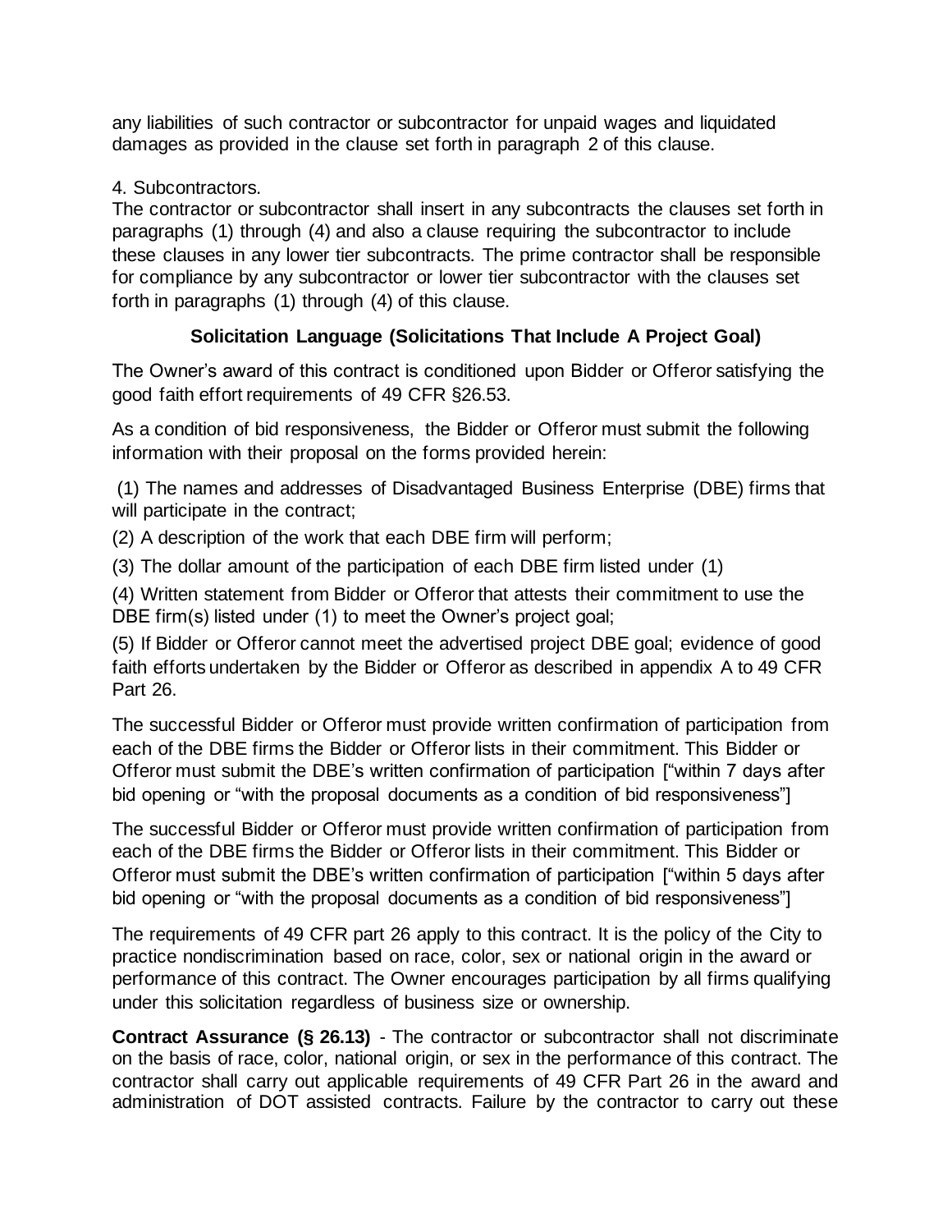any liabilities of such contractor or subcontractor for unpaid wages and liquidated damages as provided in the clause set forth in paragraph 2 of this clause.

4. Subcontractors.

The contractor or subcontractor shall insert in any subcontracts the clauses set forth in paragraphs (1) through (4) and also a clause requiring the subcontractor to include these clauses in any lower tier subcontracts. The prime contractor shall be responsible for compliance by any subcontractor or lower tier subcontractor with the clauses set forth in paragraphs (1) through (4) of this clause.

**Solicitation Language (Solicitations That Include A Project Goal)**

The Owner's award of this contract is conditioned upon Bidder or Offeror satisfying the good faith effort requirements of 49 CFR §26.53.

As a condition of bid responsiveness, the Bidder or Offeror must submit the following information with their proposal on the forms provided herein:

(1) The names and addresses of Disadvantaged Business Enterprise (DBE) firms that will participate in the contract;

(2) A description of the work that each DBE firm will perform;

(3) The dollar amount of the participation of each DBE firm listed under (1)

(4) Written statement from Bidder or Offeror that attests their commitment to use the DBE firm(s) listed under (1) to meet the Owner's project goal;

(5) If Bidder or Offeror cannot meet the advertised project DBE goal; evidence of good faith efforts undertaken by the Bidder or Offeror as described in appendix A to 49 CFR Part 26.

The successful Bidder or Offeror must provide written confirmation of participation from each of the DBE firms the Bidder or Offeror lists in their commitment. This Bidder or Offeror must submit the DBE's written confirmation of participation ["within 7 days after bid opening or "with the proposal documents as a condition of bid responsiveness"]

The successful Bidder or Offeror must provide written confirmation of participation from each of the DBE firms the Bidder or Offeror lists in their commitment. This Bidder or Offeror must submit the DBE's written confirmation of participation ["within 5 days after bid opening or "with the proposal documents as a condition of bid responsiveness"]

The requirements of 49 CFR part 26 apply to this contract. It is the policy of the City to practice nondiscrimination based on race, color, sex or national origin in the award or performance of this contract. The Owner encourages participation by all firms qualifying under this solicitation regardless of business size or ownership.

**Contract Assurance (§ 26.13)** - The contractor or subcontractor shall not discriminate on the basis of race, color, national origin, or sex in the performance of this contract. The contractor shall carry out applicable requirements of 49 CFR Part 26 in the award and administration of DOT assisted contracts. Failure by the contractor to carry out these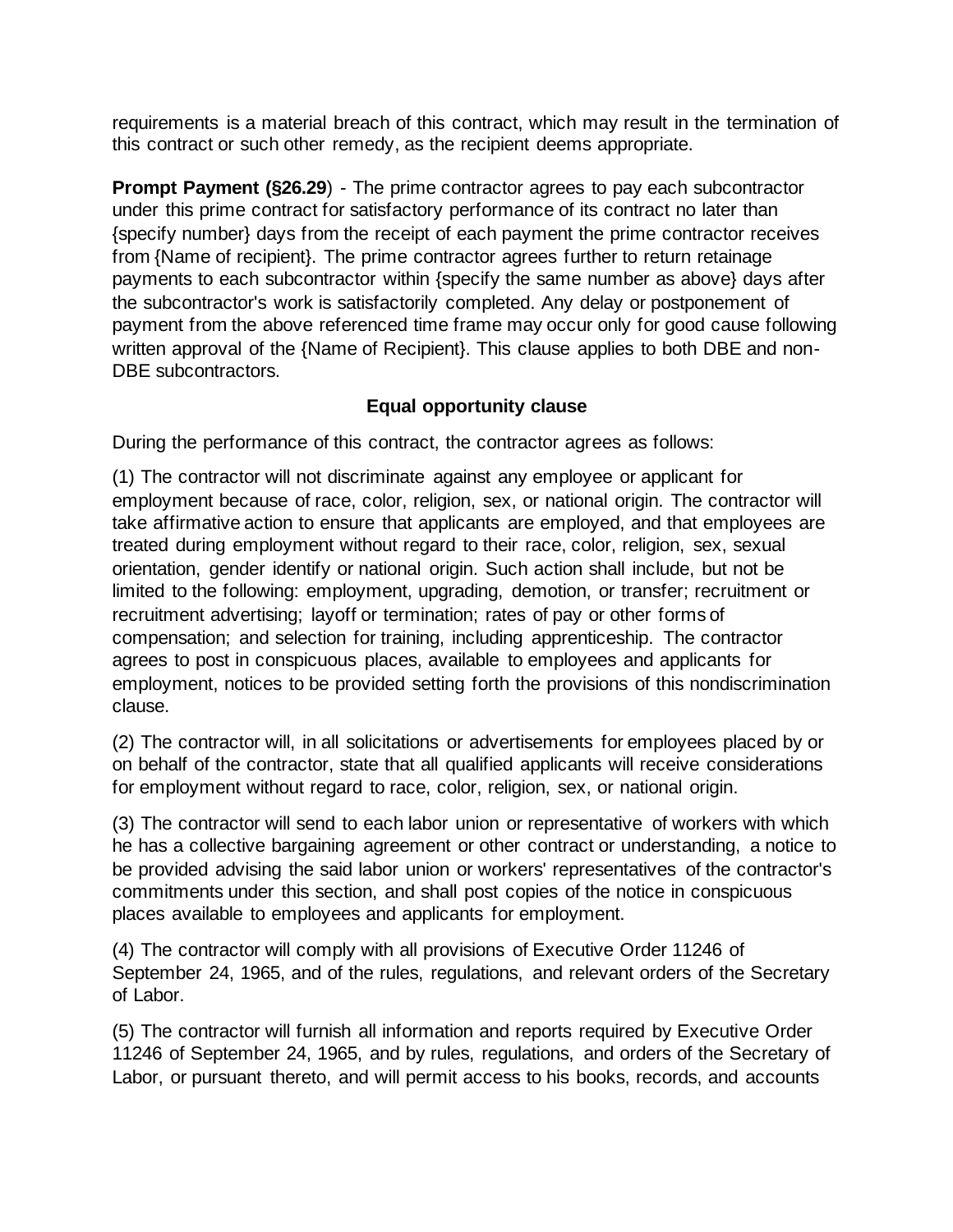requirements is a material breach of this contract, which may result in the termination of this contract or such other remedy, as the recipient deems appropriate.

**Prompt Payment (§26.29**) - The prime contractor agrees to pay each subcontractor under this prime contract for satisfactory performance of its contract no later than {specify number} days from the receipt of each payment the prime contractor receives from {Name of recipient}. The prime contractor agrees further to return retainage payments to each subcontractor within {specify the same number as above} days after the subcontractor's work is satisfactorily completed. Any delay or postponement of payment from the above referenced time frame may occur only for good cause following written approval of the {Name of Recipient}. This clause applies to both DBE and non-DBE subcontractors.

### Equal opportunity clause

During the performance of this contract, the contractor agrees as follows:

(1) The contractor will not discriminate against any employee or applicant for employment because of race, color, religion, sex, or national origin. The contractor will take affirmative action to ensure that applicants are employed, and that employees are treated during employment without regard to their race, color, religion, sex, sexual orientation, gender identify or national origin. Such action shall include, but not be limited to the following: employment, upgrading, demotion, or transfer; recruitment or recruitment advertising; layoff or termination; rates of pay or other forms of compensation; and selection for training, including apprenticeship. The contractor agrees to post in conspicuous places, available to employees and applicants for employment, notices to be provided setting forth the provisions of this nondiscrimination clause.

(2) The contractor will, in all solicitations or advertisements for employees placed by or on behalf of the contractor, state that all qualified applicants will receive considerations for employment without regard to race, color, religion, sex, or national origin.

(3) The contractor will send to each labor union or representative of workers with which he has a collective bargaining agreement or other contract or understanding, a notice to be provided advising the said labor union or workers' representatives of the contractor's commitments under this section, and shall post copies of the notice in conspicuous places available to employees and applicants for employment.

(4) The contractor will comply with all provisions of Executive Order 11246 of September 24, 1965, and of the rules, regulations, and relevant orders of the Secretary of Labor.

(5) The contractor will furnish all information and reports required by Executive Order 11246 of September 24, 1965, and by rules, regulations, and orders of the Secretary of Labor, or pursuant thereto, and will permit access to his books, records, and accounts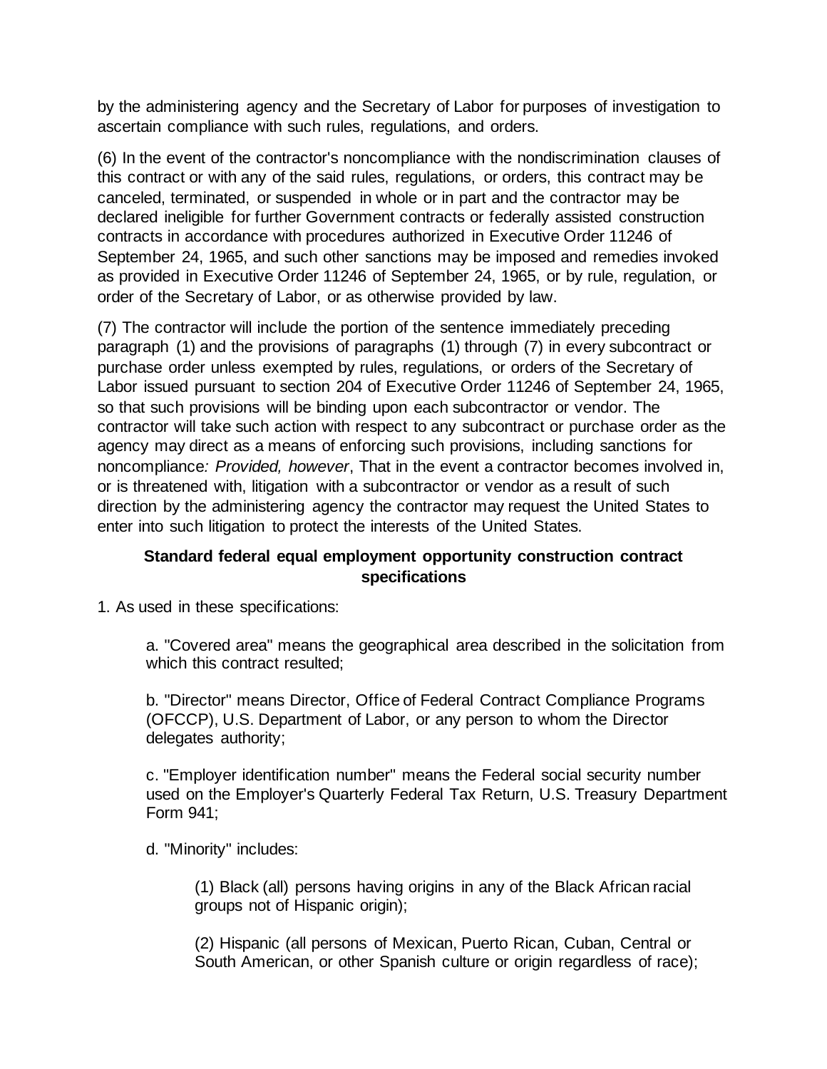by the administering agency and the Secretary of Labor for purposes of investigation to ascertain compliance with such rules, regulations, and orders.

(6) In the event of the contractor's noncompliance with the nondiscrimination clauses of this contract or with any of the said rules, regulations, or orders, this contract may be canceled, terminated, or suspended in whole or in part and the contractor may be declared ineligible for further Government contracts or federally assisted construction contracts in accordance with procedures authorized in Executive Order 11246 of September 24, 1965, and such other sanctions may be imposed and remedies invoked as provided in Executive Order 11246 of September 24, 1965, or by rule, regulation, or order of the Secretary of Labor, or as otherwise provided by law.

(7) The contractor will include the portion of the sentence immediately preceding paragraph (1) and the provisions of paragraphs (1) through (7) in every subcontract or purchase order unless exempted by rules, regulations, or orders of the Secretary of Labor issued pursuant to section 204 of Executive Order 11246 of September 24, 1965, so that such provisions will be binding upon each subcontractor or vendor. The contractor will take such action with respect to any subcontract or purchase order as the agency may direct as a means of enforcing such provisions, including sanctions for noncompliance*: Provided, however*, That in the event a contractor becomes involved in, or is threatened with, litigation with a subcontractor or vendor as a result of such direction by the administering agency the contractor may request the United States to enter into such litigation to protect the interests of the United States.

**Standard federal equal employment opportunity construction contract specifications**

1. As used in these specifications:

   a. "Covered area" means the geographical area described in the solicitation from which this contract resulted;

   b. "Director" means Director, Office of Federal Contract Compliance Programs (OFCCP), U.S. Department of Labor, or any person to whom the Director delegates authority;

   c. "Employer identification number" means the Federal social security number used on the Employer's Quarterly Federal Tax Return, U.S. Treasury Department Form 941;

   d. "Minority" includes:

      (1) Black (all) persons having origins in any of the Black African racial groups not of Hispanic origin);

      (2) Hispanic (all persons of Mexican, Puerto Rican, Cuban, Central or South American, or other Spanish culture or origin regardless of race);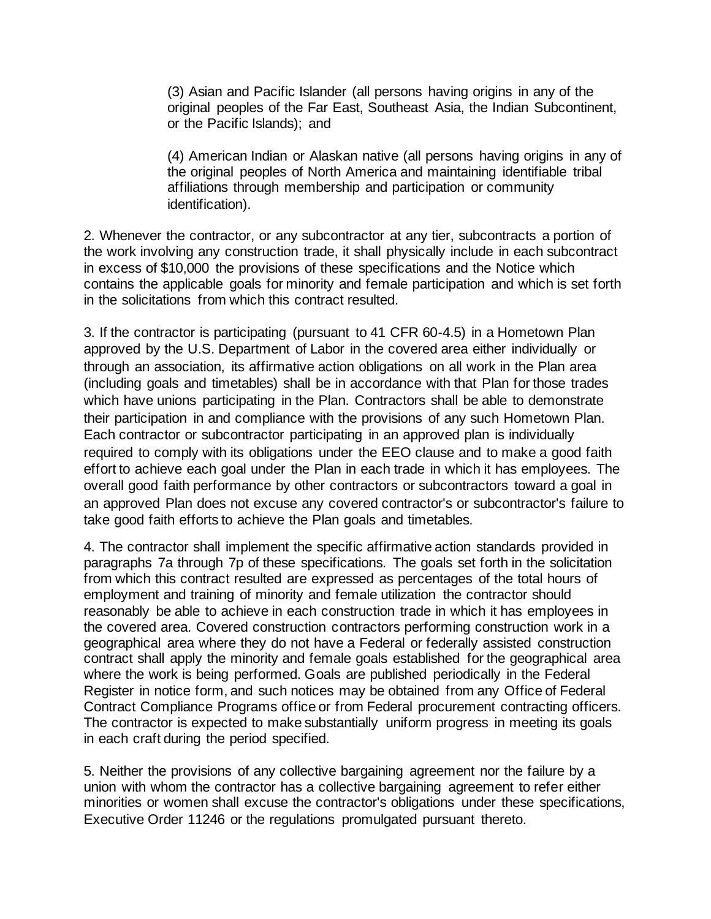(3) Asian and Pacific Islander (all persons having origins in any of the original peoples of the Far East, Southeast Asia, the Indian Subcontinent, or the Pacific Islands); and

(4) American Indian or Alaskan native (all persons having origins in any of the original peoples of North America and maintaining identifiable tribal affiliations through membership and participation or community identification).

2. Whenever the contractor, or any subcontractor at any tier, subcontracts a portion of the work involving any construction trade, it shall physically include in each subcontract in excess of $10,000 the provisions of these specifications and the Notice which contains the applicable goals for minority and female participation and which is set forth in the solicitations from which this contract resulted.

3. If the contractor is participating (pursuant to 41 CFR 60-4.5) in a Hometown Plan approved by the U.S. Department of Labor in the covered area either individually or through an association, its affirmative action obligations on all work in the Plan area (including goals and timetables) shall be in accordance with that Plan for those trades which have unions participating in the Plan. Contractors shall be able to demonstrate their participation in and compliance with the provisions of any such Hometown Plan. Each contractor or subcontractor participating in an approved plan is individually required to comply with its obligations under the EEO clause and to make a good faith effort to achieve each goal under the Plan in each trade in which it has employees. The overall good faith performance by other contractors or subcontractors toward a goal in an approved Plan does not excuse any covered contractor's or subcontractor's failure to take good faith efforts to achieve the Plan goals and timetables.

4. The contractor shall implement the specific affirmative action standards provided in paragraphs 7a through 7p of these specifications. The goals set forth in the solicitation from which this contract resulted are expressed as percentages of the total hours of employment and training of minority and female utilization the contractor should reasonably be able to achieve in each construction trade in which it has employees in the covered area. Covered construction contractors performing construction work in a geographical area where they do not have a Federal or federally assisted construction contract shall apply the minority and female goals established for the geographical area where the work is being performed. Goals are published periodically in the Federal Register in notice form, and such notices may be obtained from any Office of Federal Contract Compliance Programs office or from Federal procurement contracting officers. The contractor is expected to make substantially uniform progress in meeting its goals in each craft during the period specified.

5. Neither the provisions of any collective bargaining agreement nor the failure by a union with whom the contractor has a collective bargaining agreement to refer either minorities or women shall excuse the contractor's obligations under these specifications, Executive Order 11246 or the regulations promulgated pursuant thereto.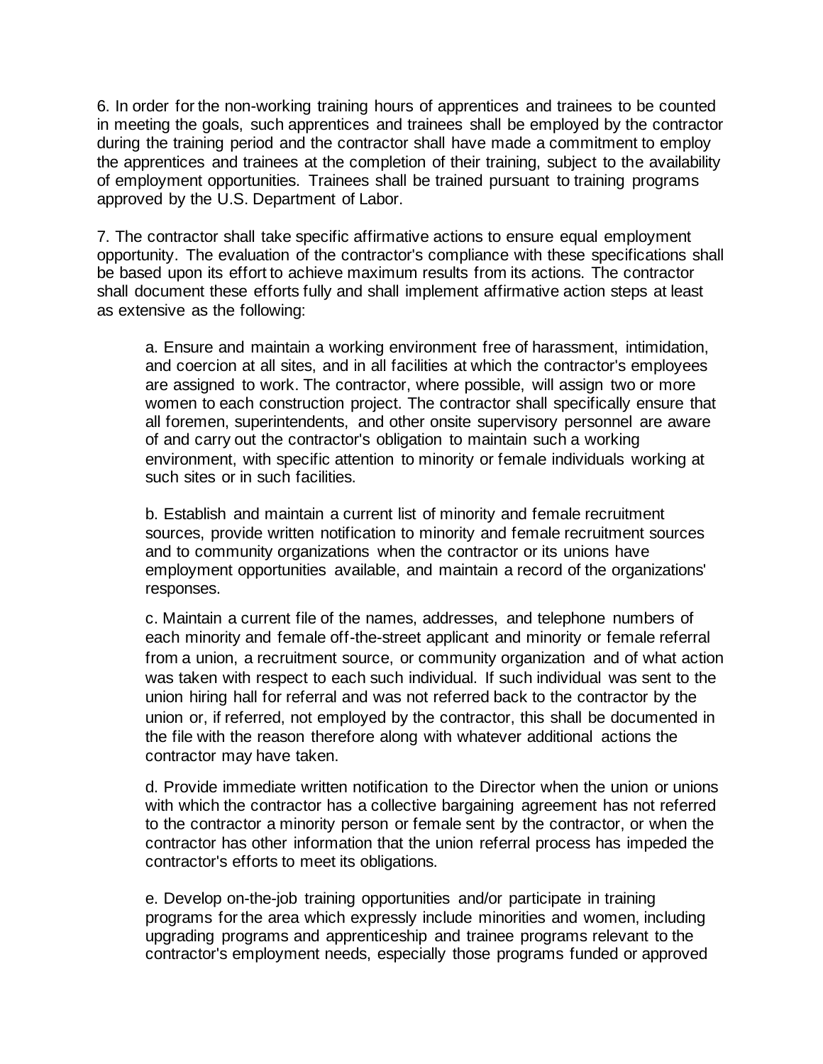6. In order for the non-working training hours of apprentices and trainees to be counted in meeting the goals, such apprentices and trainees shall be employed by the contractor during the training period and the contractor shall have made a commitment to employ the apprentices and trainees at the completion of their training, subject to the availability of employment opportunities. Trainees shall be trained pursuant to training programs approved by the U.S. Department of Labor.

7. The contractor shall take specific affirmative actions to ensure equal employment opportunity. The evaluation of the contractor's compliance with these specifications shall be based upon its effort to achieve maximum results from its actions. The contractor shall document these efforts fully and shall implement affirmative action steps at least as extensive as the following:

> a. Ensure and maintain a working environment free of harassment, intimidation, and coercion at all sites, and in all facilities at which the contractor's employees are assigned to work. The contractor, where possible, will assign two or more women to each construction project. The contractor shall specifically ensure that all foremen, superintendents, and other onsite supervisory personnel are aware of and carry out the contractor's obligation to maintain such a working environment, with specific attention to minority or female individuals working at such sites or in such facilities.
>
> b. Establish and maintain a current list of minority and female recruitment sources, provide written notification to minority and female recruitment sources and to community organizations when the contractor or its unions have employment opportunities available, and maintain a record of the organizations' responses.
>
> c. Maintain a current file of the names, addresses, and telephone numbers of each minority and female off-the-street applicant and minority or female referral from a union, a recruitment source, or community organization and of what action was taken with respect to each such individual. If such individual was sent to the union hiring hall for referral and was not referred back to the contractor by the union or, if referred, not employed by the contractor, this shall be documented in the file with the reason therefore along with whatever additional actions the contractor may have taken.
>
> d. Provide immediate written notification to the Director when the union or unions with which the contractor has a collective bargaining agreement has not referred to the contractor a minority person or female sent by the contractor, or when the contractor has other information that the union referral process has impeded the contractor's efforts to meet its obligations.
>
> e. Develop on-the-job training opportunities and/or participate in training programs for the area which expressly include minorities and women, including upgrading programs and apprenticeship and trainee programs relevant to the contractor's employment needs, especially those programs funded or approved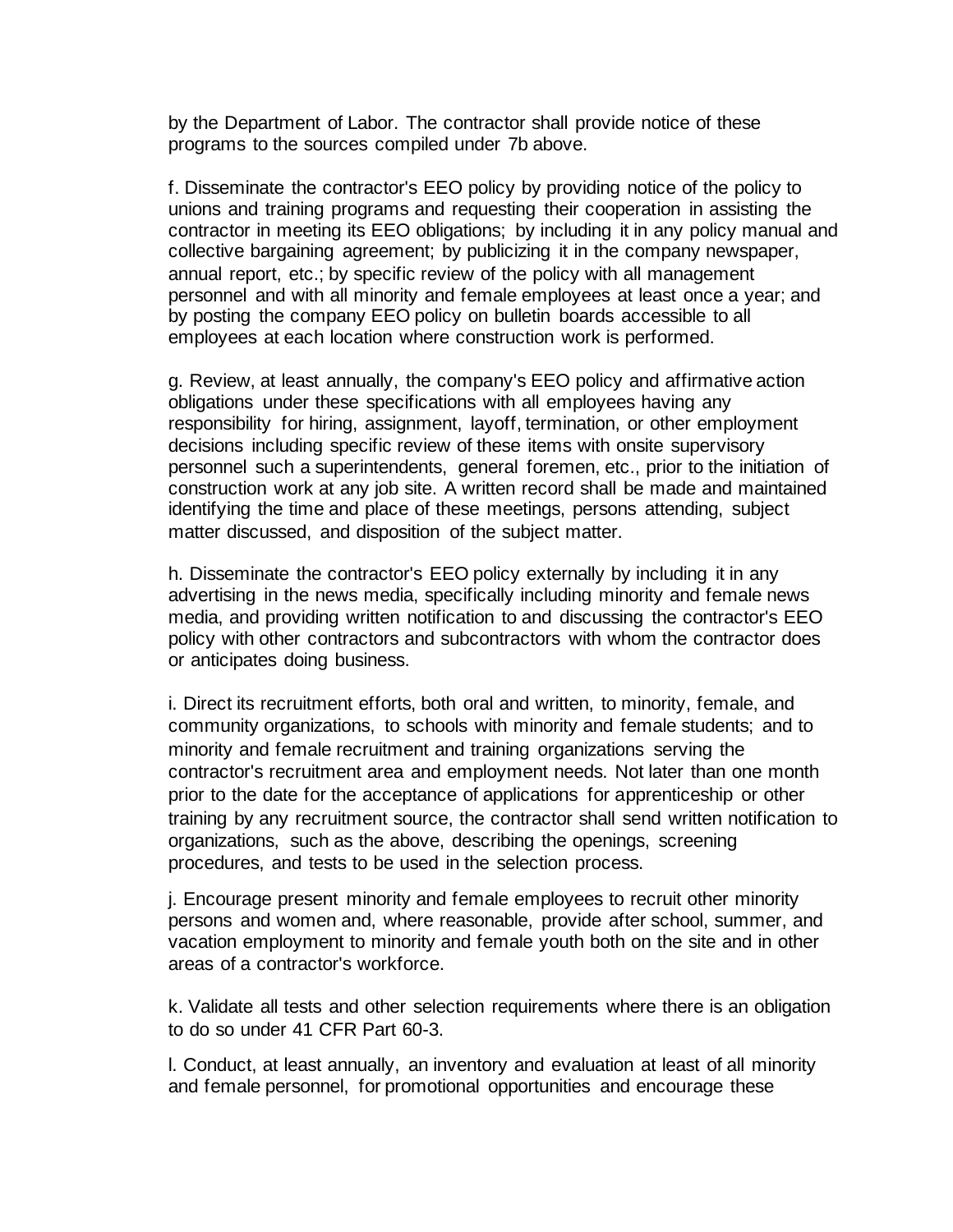by the Department of Labor. The contractor shall provide notice of these programs to the sources compiled under 7b above.

f. Disseminate the contractor's EEO policy by providing notice of the policy to unions and training programs and requesting their cooperation in assisting the contractor in meeting its EEO obligations; by including it in any policy manual and collective bargaining agreement; by publicizing it in the company newspaper, annual report, etc.; by specific review of the policy with all management personnel and with all minority and female employees at least once a year; and by posting the company EEO policy on bulletin boards accessible to all employees at each location where construction work is performed.

g. Review, at least annually, the company's EEO policy and affirmative action obligations under these specifications with all employees having any responsibility for hiring, assignment, layoff, termination, or other employment decisions including specific review of these items with onsite supervisory personnel such a superintendents, general foremen, etc., prior to the initiation of construction work at any job site. A written record shall be made and maintained identifying the time and place of these meetings, persons attending, subject matter discussed, and disposition of the subject matter.

h. Disseminate the contractor's EEO policy externally by including it in any advertising in the news media, specifically including minority and female news media, and providing written notification to and discussing the contractor's EEO policy with other contractors and subcontractors with whom the contractor does or anticipates doing business.

i. Direct its recruitment efforts, both oral and written, to minority, female, and community organizations, to schools with minority and female students; and to minority and female recruitment and training organizations serving the contractor's recruitment area and employment needs. Not later than one month prior to the date for the acceptance of applications for apprenticeship or other training by any recruitment source, the contractor shall send written notification to organizations, such as the above, describing the openings, screening procedures, and tests to be used in the selection process.

j. Encourage present minority and female employees to recruit other minority persons and women and, where reasonable, provide after school, summer, and vacation employment to minority and female youth both on the site and in other areas of a contractor's workforce.

k. Validate all tests and other selection requirements where there is an obligation to do so under 41 CFR Part 60-3.

l. Conduct, at least annually, an inventory and evaluation at least of all minority and female personnel, for promotional opportunities and encourage these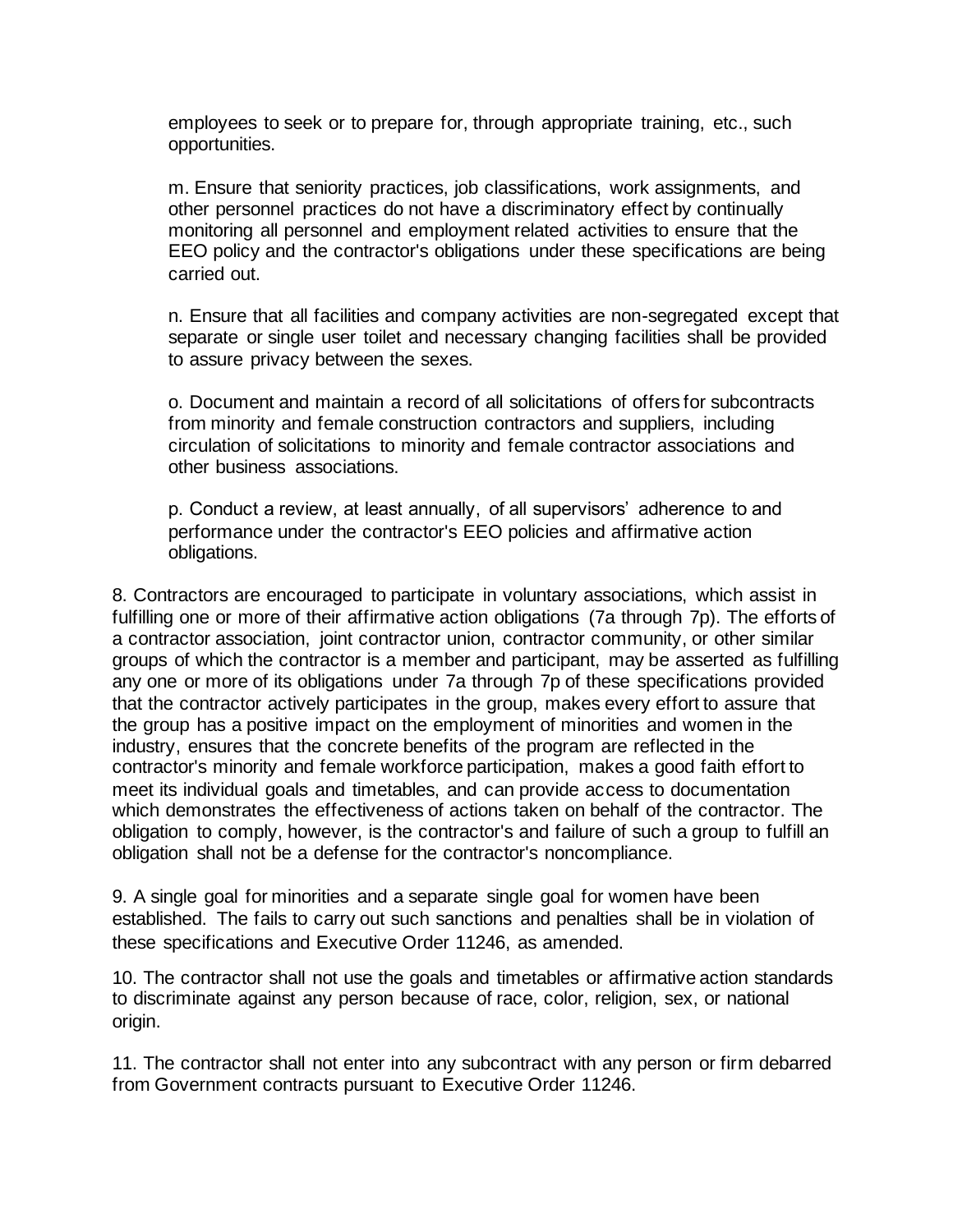employees to seek or to prepare for, through appropriate training, etc., such opportunities.

m. Ensure that seniority practices, job classifications, work assignments, and other personnel practices do not have a discriminatory effect by continually monitoring all personnel and employment related activities to ensure that the EEO policy and the contractor's obligations under these specifications are being carried out.

n. Ensure that all facilities and company activities are non-segregated except that separate or single user toilet and necessary changing facilities shall be provided to assure privacy between the sexes.

o. Document and maintain a record of all solicitations of offers for subcontracts from minority and female construction contractors and suppliers, including circulation of solicitations to minority and female contractor associations and other business associations.

p. Conduct a review, at least annually, of all supervisors' adherence to and performance under the contractor's EEO policies and affirmative action obligations.

8. Contractors are encouraged to participate in voluntary associations, which assist in fulfilling one or more of their affirmative action obligations (7a through 7p). The efforts of a contractor association, joint contractor union, contractor community, or other similar groups of which the contractor is a member and participant, may be asserted as fulfilling any one or more of its obligations under 7a through 7p of these specifications provided that the contractor actively participates in the group, makes every effort to assure that the group has a positive impact on the employment of minorities and women in the industry, ensures that the concrete benefits of the program are reflected in the contractor's minority and female workforce participation, makes a good faith effort to meet its individual goals and timetables, and can provide access to documentation which demonstrates the effectiveness of actions taken on behalf of the contractor. The obligation to comply, however, is the contractor's and failure of such a group to fulfill an obligation shall not be a defense for the contractor's noncompliance.

9. A single goal for minorities and a separate single goal for women have been established. The fails to carry out such sanctions and penalties shall be in violation of these specifications and Executive Order 11246, as amended.

10. The contractor shall not use the goals and timetables or affirmative action standards to discriminate against any person because of race, color, religion, sex, or national origin.

11. The contractor shall not enter into any subcontract with any person or firm debarred from Government contracts pursuant to Executive Order 11246.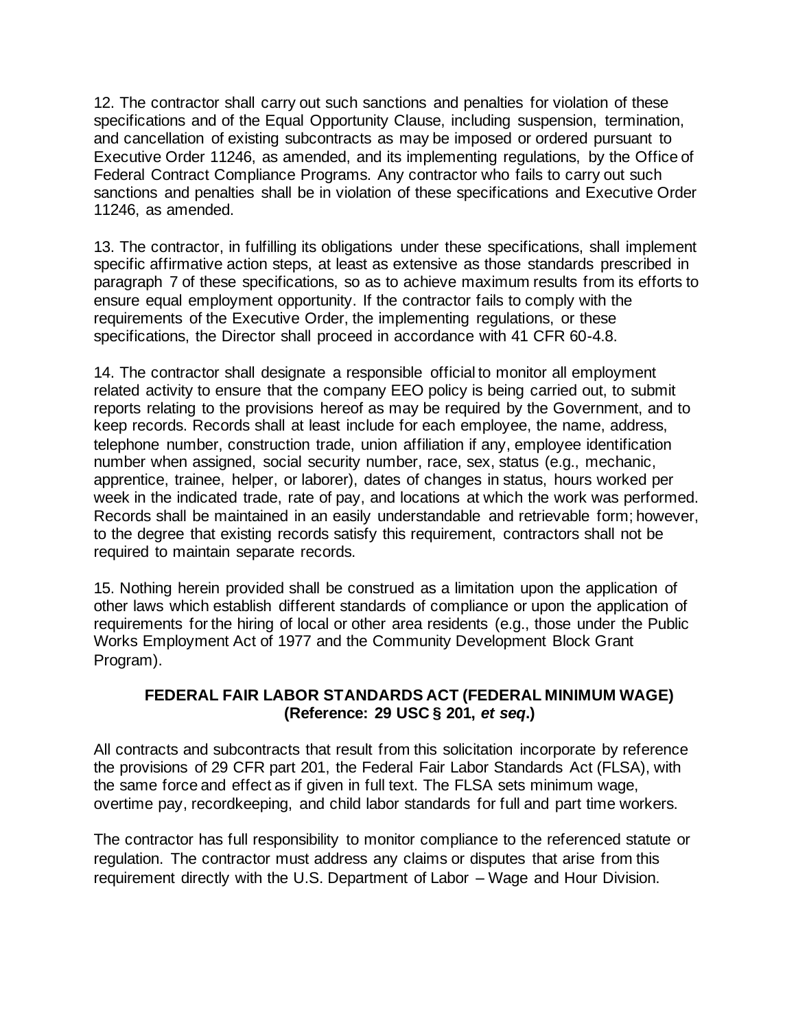12. The contractor shall carry out such sanctions and penalties for violation of these specifications and of the Equal Opportunity Clause, including suspension, termination, and cancellation of existing subcontracts as may be imposed or ordered pursuant to Executive Order 11246, as amended, and its implementing regulations, by the Office of Federal Contract Compliance Programs. Any contractor who fails to carry out such sanctions and penalties shall be in violation of these specifications and Executive Order 11246, as amended.

13. The contractor, in fulfilling its obligations under these specifications, shall implement specific affirmative action steps, at least as extensive as those standards prescribed in paragraph 7 of these specifications, so as to achieve maximum results from its efforts to ensure equal employment opportunity. If the contractor fails to comply with the requirements of the Executive Order, the implementing regulations, or these specifications, the Director shall proceed in accordance with 41 CFR 60-4.8.

14. The contractor shall designate a responsible official to monitor all employment related activity to ensure that the company EEO policy is being carried out, to submit reports relating to the provisions hereof as may be required by the Government, and to keep records. Records shall at least include for each employee, the name, address, telephone number, construction trade, union affiliation if any, employee identification number when assigned, social security number, race, sex, status (e.g., mechanic, apprentice, trainee, helper, or laborer), dates of changes in status, hours worked per week in the indicated trade, rate of pay, and locations at which the work was performed. Records shall be maintained in an easily understandable and retrievable form; however, to the degree that existing records satisfy this requirement, contractors shall not be required to maintain separate records.

15. Nothing herein provided shall be construed as a limitation upon the application of other laws which establish different standards of compliance or upon the application of requirements for the hiring of local or other area residents (e.g., those under the Public Works Employment Act of 1977 and the Community Development Block Grant Program).

## FEDERAL FAIR LABOR STANDARDS ACT (FEDERAL MINIMUM WAGE)
## (Reference: 29 USC § 201, *et seq*.)

All contracts and subcontracts that result from this solicitation incorporate by reference the provisions of 29 CFR part 201, the Federal Fair Labor Standards Act (FLSA), with the same force and effect as if given in full text. The FLSA sets minimum wage, overtime pay, recordkeeping, and child labor standards for full and part time workers.

The contractor has full responsibility to monitor compliance to the referenced statute or regulation. The contractor must address any claims or disputes that arise from this requirement directly with the U.S. Department of Labor – Wage and Hour Division.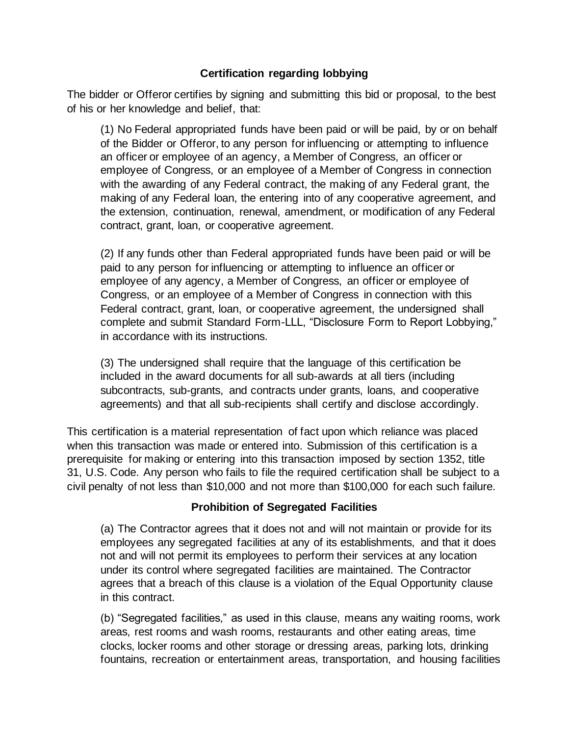## Certification regarding lobbying

The bidder or Offeror certifies by signing and submitting this bid or proposal, to the best of his or her knowledge and belief, that:

(1) No Federal appropriated funds have been paid or will be paid, by or on behalf of the Bidder or Offeror, to any person for influencing or attempting to influence an officer or employee of an agency, a Member of Congress, an officer or employee of Congress, or an employee of a Member of Congress in connection with the awarding of any Federal contract, the making of any Federal grant, the making of any Federal loan, the entering into of any cooperative agreement, and the extension, continuation, renewal, amendment, or modification of any Federal contract, grant, loan, or cooperative agreement.

(2) If any funds other than Federal appropriated funds have been paid or will be paid to any person for influencing or attempting to influence an officer or employee of any agency, a Member of Congress, an officer or employee of Congress, or an employee of a Member of Congress in connection with this Federal contract, grant, loan, or cooperative agreement, the undersigned shall complete and submit Standard Form-LLL, "Disclosure Form to Report Lobbying," in accordance with its instructions.

(3) The undersigned shall require that the language of this certification be included in the award documents for all sub-awards at all tiers (including subcontracts, sub-grants, and contracts under grants, loans, and cooperative agreements) and that all sub-recipients shall certify and disclose accordingly.

This certification is a material representation of fact upon which reliance was placed when this transaction was made or entered into. Submission of this certification is a prerequisite for making or entering into this transaction imposed by section 1352, title 31, U.S. Code. Any person who fails to file the required certification shall be subject to a civil penalty of not less than $10,000 and not more than $100,000 for each such failure.

## Prohibition of Segregated Facilities

(a) The Contractor agrees that it does not and will not maintain or provide for its employees any segregated facilities at any of its establishments, and that it does not and will not permit its employees to perform their services at any location under its control where segregated facilities are maintained. The Contractor agrees that a breach of this clause is a violation of the Equal Opportunity clause in this contract.

(b) "Segregated facilities," as used in this clause, means any waiting rooms, work areas, rest rooms and wash rooms, restaurants and other eating areas, time clocks, locker rooms and other storage or dressing areas, parking lots, drinking fountains, recreation or entertainment areas, transportation, and housing facilities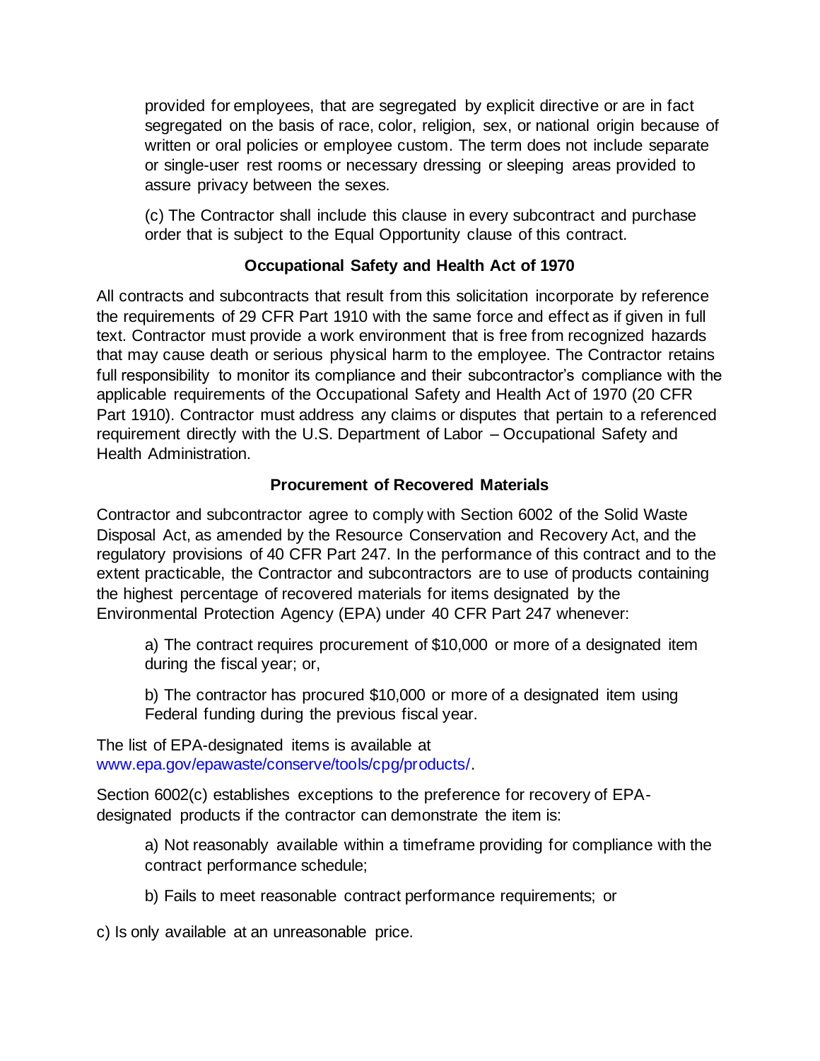provided for employees, that are segregated by explicit directive or are in fact segregated on the basis of race, color, religion, sex, or national origin because of written or oral policies or employee custom. The term does not include separate or single-user rest rooms or necessary dressing or sleeping areas provided to assure privacy between the sexes.

(c) The Contractor shall include this clause in every subcontract and purchase order that is subject to the Equal Opportunity clause of this contract.

### Occupational Safety and Health Act of 1970

All contracts and subcontracts that result from this solicitation incorporate by reference the requirements of 29 CFR Part 1910 with the same force and effect as if given in full text. Contractor must provide a work environment that is free from recognized hazards that may cause death or serious physical harm to the employee. The Contractor retains full responsibility to monitor its compliance and their subcontractor's compliance with the applicable requirements of the Occupational Safety and Health Act of 1970 (20 CFR Part 1910). Contractor must address any claims or disputes that pertain to a referenced requirement directly with the U.S. Department of Labor – Occupational Safety and Health Administration.

### Procurement of Recovered Materials

Contractor and subcontractor agree to comply with Section 6002 of the Solid Waste Disposal Act, as amended by the Resource Conservation and Recovery Act, and the regulatory provisions of 40 CFR Part 247. In the performance of this contract and to the extent practicable, the Contractor and subcontractors are to use of products containing the highest percentage of recovered materials for items designated by the Environmental Protection Agency (EPA) under 40 CFR Part 247 whenever:

a) The contract requires procurement of $10,000 or more of a designated item during the fiscal year; or,

b) The contractor has procured $10,000 or more of a designated item using Federal funding during the previous fiscal year.

The list of EPA-designated items is available at www.epa.gov/epawaste/conserve/tools/cpg/products/.

Section 6002(c) establishes exceptions to the preference for recovery of EPA-designated products if the contractor can demonstrate the item is:

a) Not reasonably available within a timeframe providing for compliance with the contract performance schedule;

b) Fails to meet reasonable contract performance requirements; or

c) Is only available at an unreasonable price.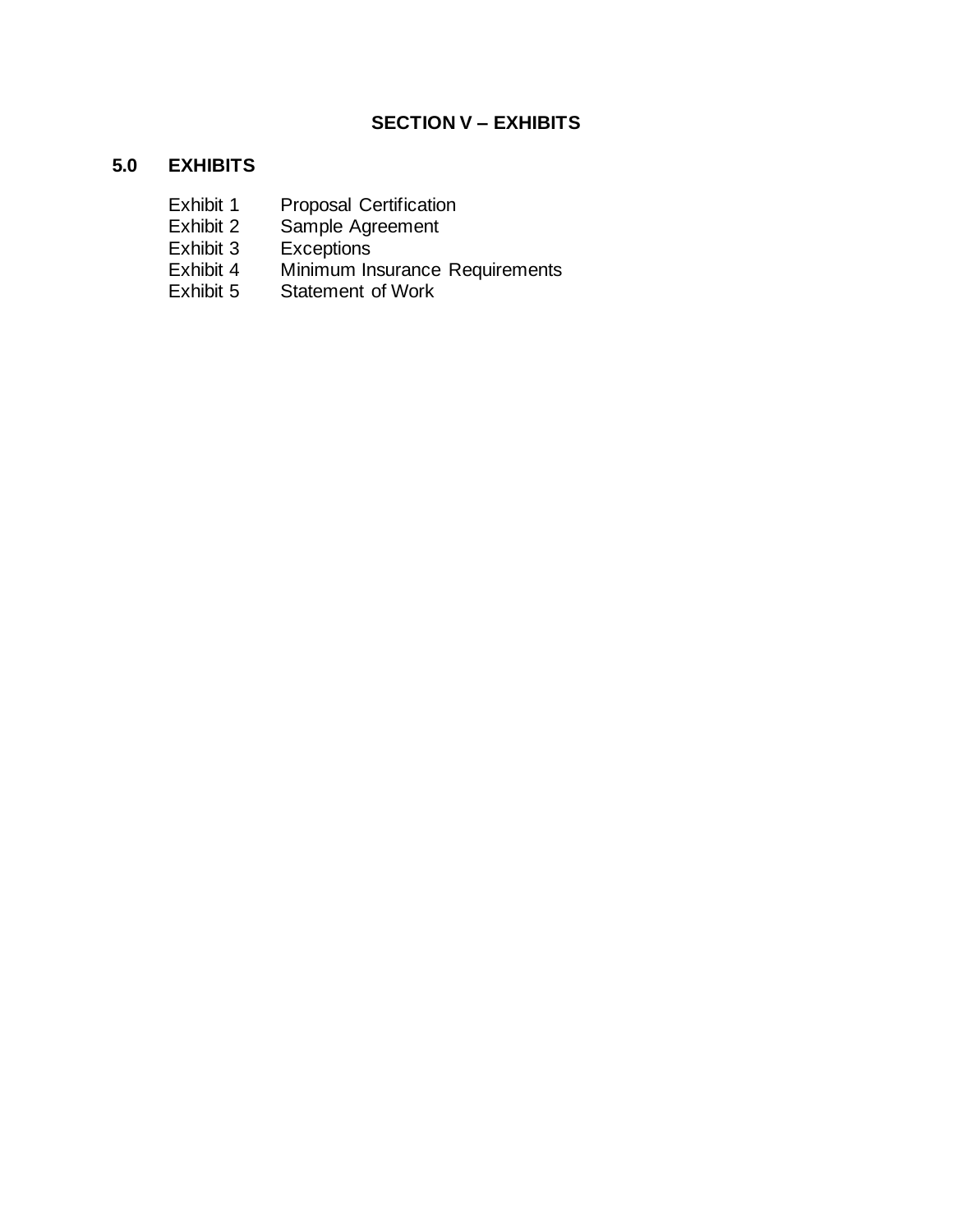# SECTION V – EXHIBITS

## 5.0 EXHIBITS

| | |
|---|---|
| Exhibit 1 | Proposal Certification |
| Exhibit 2 | Sample Agreement |
| Exhibit 3 | Exceptions |
| Exhibit 4 | Minimum Insurance Requirements |
| Exhibit 5 | Statement of Work |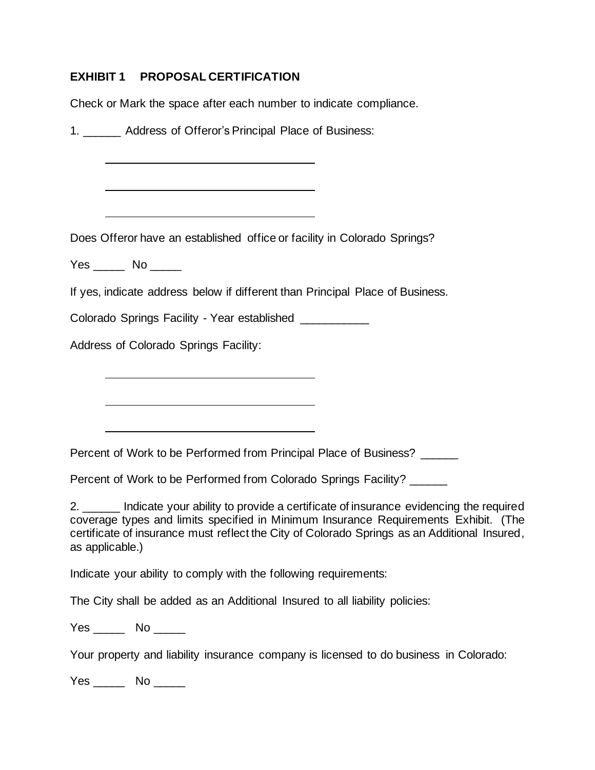## EXHIBIT 1 PROPOSAL CERTIFICATION

Check or Mark the space after each number to indicate compliance.

1. ______ Address of Offeror's Principal Place of Business:

\_\_\_\_\_\_\_\_\_\_\_\_\_\_\_\_\_\_\_\_\_\_\_\_\_\_\_\_\_\_\_\_\_\_\_\_

\_\_\_\_\_\_\_\_\_\_\_\_\_\_\_\_\_\_\_\_\_\_\_\_\_\_\_\_\_\_\_\_\_\_\_\_

\_\_\_\_\_\_\_\_\_\_\_\_\_\_\_\_\_\_\_\_\_\_\_\_\_\_\_\_\_\_\_\_\_\_\_\_

Does Offeror have an established office or facility in Colorado Springs?

Yes _____ No _____

If yes, indicate address below if different than Principal Place of Business.

Colorado Springs Facility - Year established ___________

Address of Colorado Springs Facility:

\_\_\_\_\_\_\_\_\_\_\_\_\_\_\_\_\_\_\_\_\_\_\_\_\_\_\_\_\_\_\_\_\_\_\_\_

\_\_\_\_\_\_\_\_\_\_\_\_\_\_\_\_\_\_\_\_\_\_\_\_\_\_\_\_\_\_\_\_\_\_\_\_

\_\_\_\_\_\_\_\_\_\_\_\_\_\_\_\_\_\_\_\_\_\_\_\_\_\_\_\_\_\_\_\_\_\_\_\_

Percent of Work to be Performed from Principal Place of Business? ______

Percent of Work to be Performed from Colorado Springs Facility? ______

2. ______ Indicate your ability to provide a certificate of insurance evidencing the required coverage types and limits specified in Minimum Insurance Requirements Exhibit. (The certificate of insurance must reflect the City of Colorado Springs as an Additional Insured, as applicable.)

Indicate your ability to comply with the following requirements:

The City shall be added as an Additional Insured to all liability policies:

Yes _____ No _____

Your property and liability insurance company is licensed to do business in Colorado:

Yes _____ No _____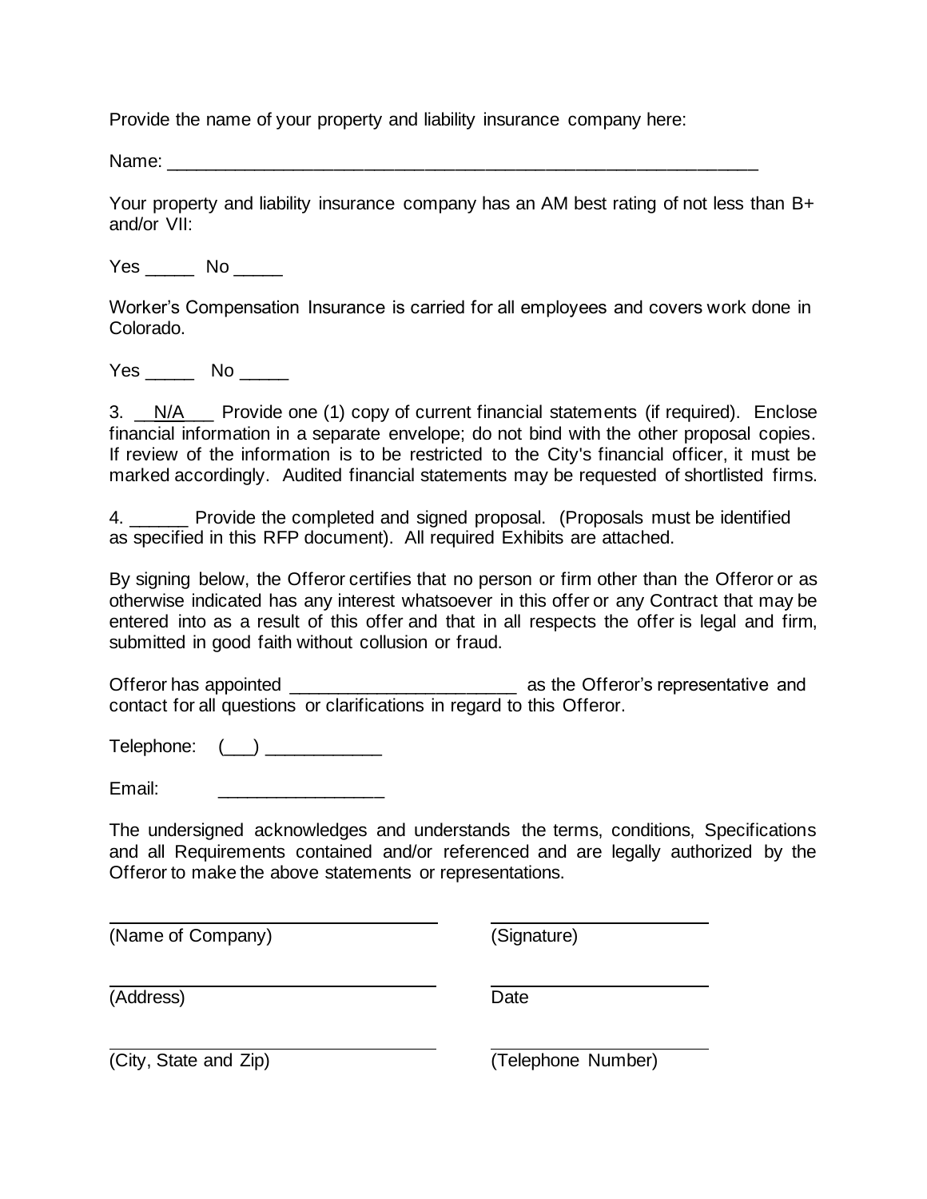Provide the name of your property and liability insurance company here:

Name: ___________________________________________________________

Your property and liability insurance company has an AM best rating of not less than B+ and/or VII:

Yes _____ No _____

Worker's Compensation Insurance is carried for all employees and covers work done in Colorado.

Yes _____ No _____

3. __N/A___ Provide one (1) copy of current financial statements (if required). Enclose financial information in a separate envelope; do not bind with the other proposal copies. If review of the information is to be restricted to the City's financial officer, it must be marked accordingly. Audited financial statements may be requested of shortlisted firms.

4. ______ Provide the completed and signed proposal. (Proposals must be identified as specified in this RFP document). All required Exhibits are attached.

By signing below, the Offeror certifies that no person or firm other than the Offeror or as otherwise indicated has any interest whatsoever in this offer or any Contract that may be entered into as a result of this offer and that in all respects the offer is legal and firm, submitted in good faith without collusion or fraud.

Offeror has appointed ______________________ as the Offeror's representative and contact for all questions or clarifications in regard to this Offeror.

Telephone: (___) ____________

Email: ________________

The undersigned acknowledges and understands the terms, conditions, Specifications and all Requirements contained and/or referenced and are legally authorized by the Offeror to make the above statements or representations.

______________________________ ______________________
(Name of Company) (Signature)

______________________________ ______________________
(Address) Date

______________________________ ______________________
(City, State and Zip) (Telephone Number)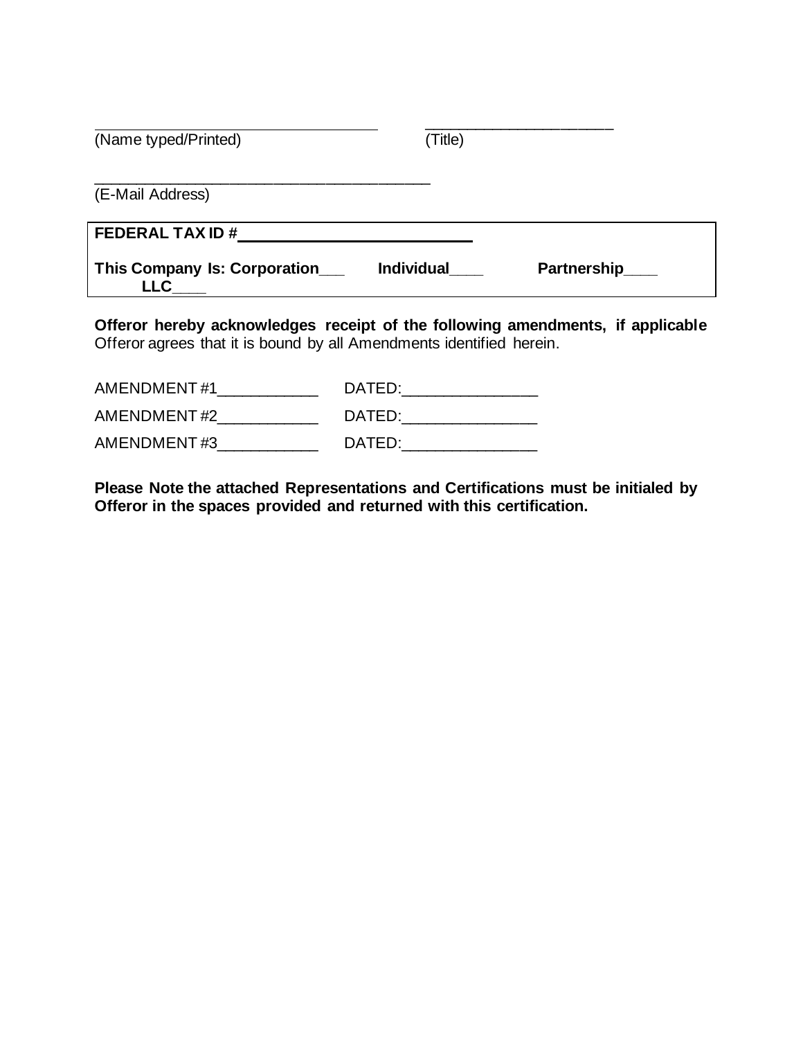\_\_\_\_\_\_\_\_\_\_\_\_\_\_\_\_\_\_\_\_\_\_\_\_\_\_\_\_\_\_\_\_\_ \_\_\_\_\_\_\_\_\_\_\_\_\_\_\_\_\_\_\_\_\_\_
(Name typed/Printed) (Title)

\_\_\_\_\_\_\_\_\_\_\_\_\_\_\_\_\_\_\_\_\_\_\_\_\_\_\_\_\_\_\_\_\_\_\_\_\_\_\_\_
(E-Mail Address)

**FEDERAL TAX ID #\_\_\_\_\_\_\_\_\_\_\_\_\_\_\_\_\_\_\_\_\_\_\_\_\_\_**

**This Company Is: Corporation\_\_\_ Individual\_\_\_\_ Partnership\_\_\_\_ LLC\_\_\_\_**

**Offeror hereby acknowledges receipt of the following amendments, if applicable**
Offeror agrees that it is bound by all Amendments identified herein.

AMENDMENT #1\_\_\_\_\_\_\_\_\_\_\_\_ DATED:\_\_\_\_\_\_\_\_\_\_\_\_\_\_\_\_

AMENDMENT #2\_\_\_\_\_\_\_\_\_\_\_\_ DATED:\_\_\_\_\_\_\_\_\_\_\_\_\_\_\_\_

AMENDMENT #3\_\_\_\_\_\_\_\_\_\_\_\_ DATED:\_\_\_\_\_\_\_\_\_\_\_\_\_\_\_\_

**Please Note the attached Representations and Certifications must be initialed by Offeror in the spaces provided and returned with this certification.**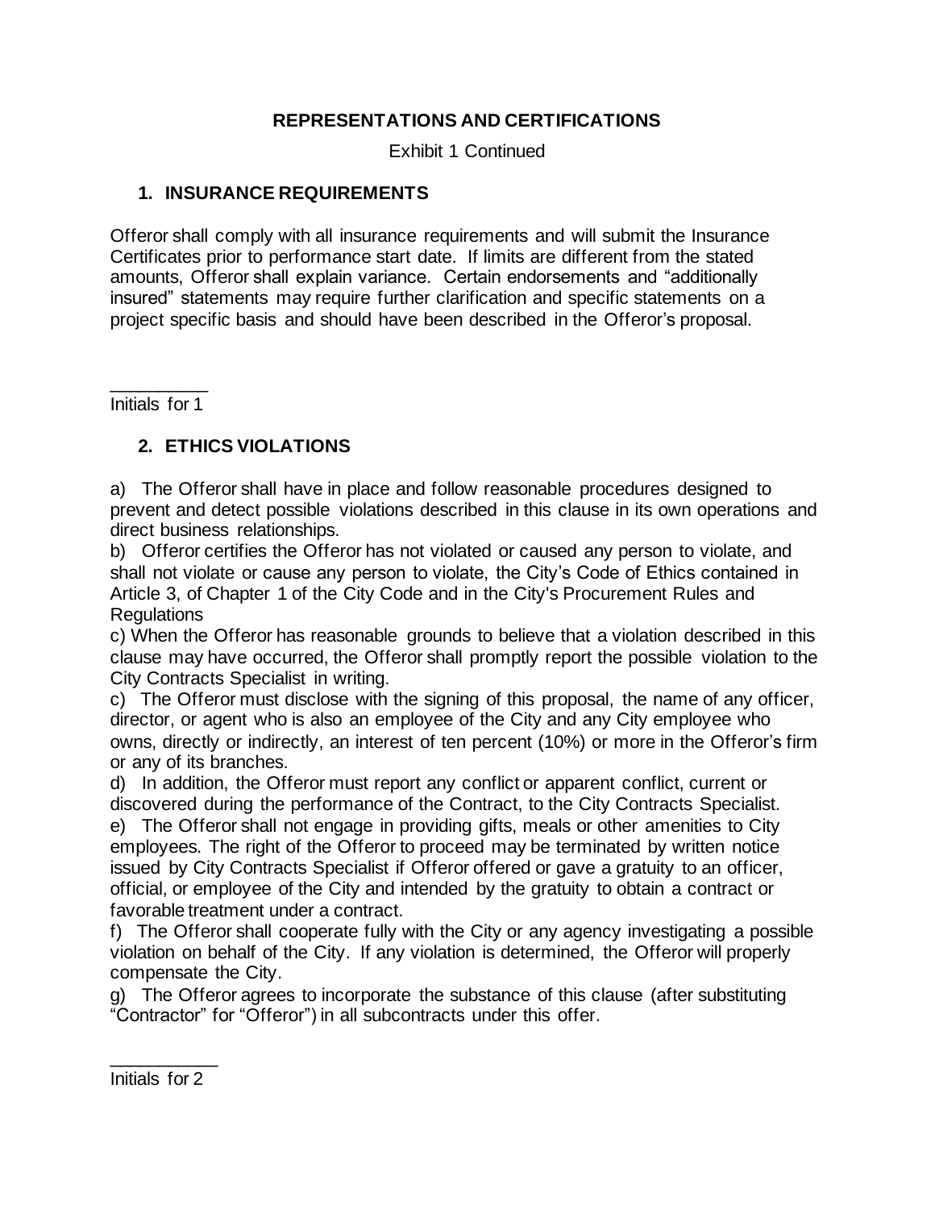**REPRESENTATIONS AND CERTIFICATIONS**

Exhibit 1 Continued

**1. INSURANCE REQUIREMENTS**

Offeror shall comply with all insurance requirements and will submit the Insurance Certificates prior to performance start date. If limits are different from the stated amounts, Offeror shall explain variance. Certain endorsements and "additionally insured" statements may require further clarification and specific statements on a project specific basis and should have been described in the Offeror's proposal.

__________
Initials for 1

**2. ETHICS VIOLATIONS**

a) The Offeror shall have in place and follow reasonable procedures designed to prevent and detect possible violations described in this clause in its own operations and direct business relationships.
b) Offeror certifies the Offeror has not violated or caused any person to violate, and shall not violate or cause any person to violate, the City's Code of Ethics contained in Article 3, of Chapter 1 of the City Code and in the City's Procurement Rules and Regulations
c) When the Offeror has reasonable grounds to believe that a violation described in this clause may have occurred, the Offeror shall promptly report the possible violation to the City Contracts Specialist in writing.
c) The Offeror must disclose with the signing of this proposal, the name of any officer, director, or agent who is also an employee of the City and any City employee who owns, directly or indirectly, an interest of ten percent (10%) or more in the Offeror's firm or any of its branches.
d) In addition, the Offeror must report any conflict or apparent conflict, current or discovered during the performance of the Contract, to the City Contracts Specialist.
e) The Offeror shall not engage in providing gifts, meals or other amenities to City employees. The right of the Offeror to proceed may be terminated by written notice issued by City Contracts Specialist if Offeror offered or gave a gratuity to an officer, official, or employee of the City and intended by the gratuity to obtain a contract or favorable treatment under a contract.
f) The Offeror shall cooperate fully with the City or any agency investigating a possible violation on behalf of the City. If any violation is determined, the Offeror will properly compensate the City.
g) The Offeror agrees to incorporate the substance of this clause (after substituting "Contractor" for "Offeror") in all subcontracts under this offer.

___________
Initials for 2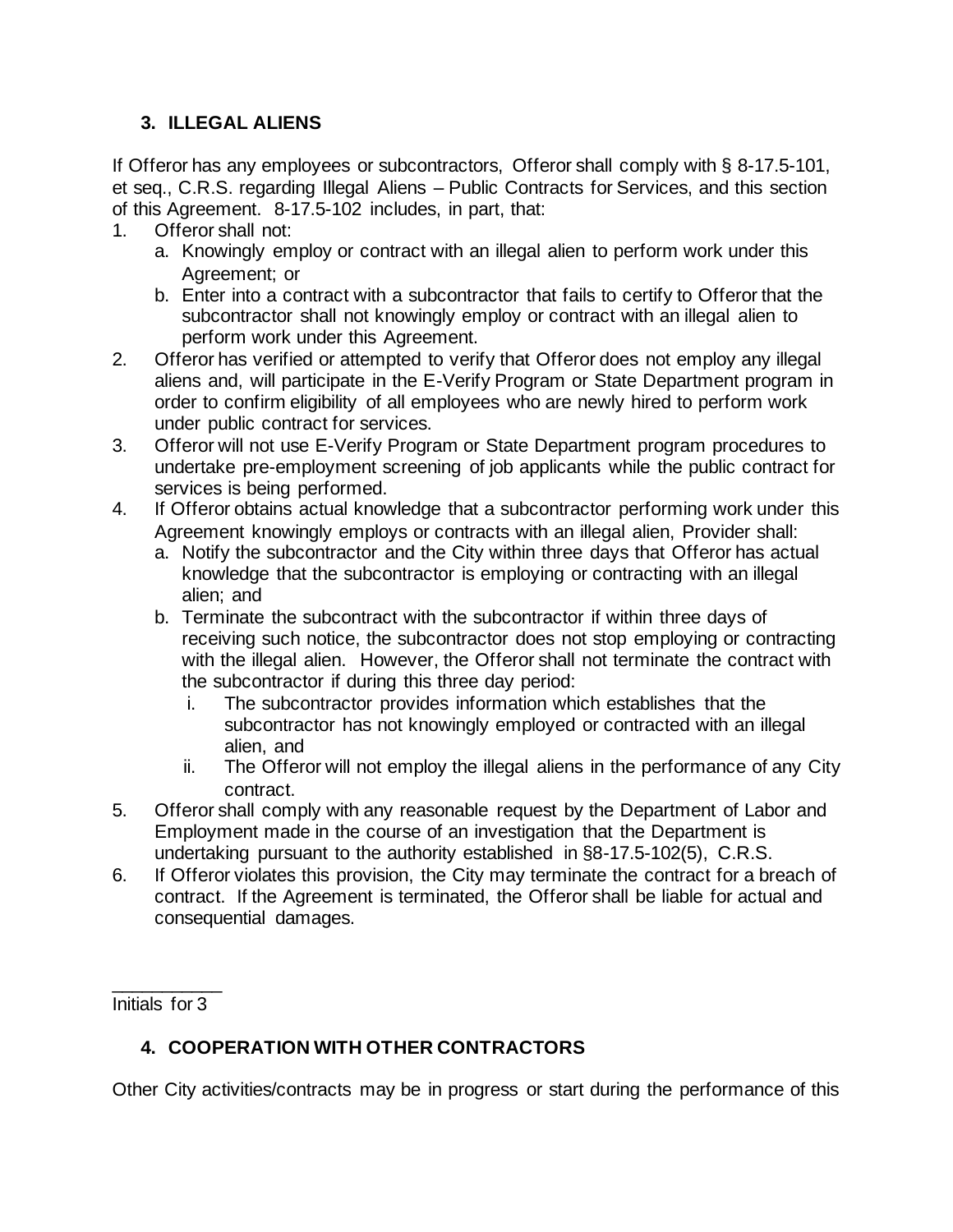## 3. ILLEGAL ALIENS

If Offeror has any employees or subcontractors, Offeror shall comply with § 8-17.5-101, et seq., C.R.S. regarding Illegal Aliens – Public Contracts for Services, and this section of this Agreement. 8-17.5-102 includes, in part, that:

1. Offeror shall not:
   a. Knowingly employ or contract with an illegal alien to perform work under this Agreement; or
   b. Enter into a contract with a subcontractor that fails to certify to Offeror that the subcontractor shall not knowingly employ or contract with an illegal alien to perform work under this Agreement.
2. Offeror has verified or attempted to verify that Offeror does not employ any illegal aliens and, will participate in the E-Verify Program or State Department program in order to confirm eligibility of all employees who are newly hired to perform work under public contract for services.
3. Offeror will not use E-Verify Program or State Department program procedures to undertake pre-employment screening of job applicants while the public contract for services is being performed.
4. If Offeror obtains actual knowledge that a subcontractor performing work under this Agreement knowingly employs or contracts with an illegal alien, Provider shall:
   a. Notify the subcontractor and the City within three days that Offeror has actual knowledge that the subcontractor is employing or contracting with an illegal alien; and
   b. Terminate the subcontract with the subcontractor if within three days of receiving such notice, the subcontractor does not stop employing or contracting with the illegal alien. However, the Offeror shall not terminate the contract with the subcontractor if during this three day period:
      i. The subcontractor provides information which establishes that the subcontractor has not knowingly employed or contracted with an illegal alien, and
      ii. The Offeror will not employ the illegal aliens in the performance of any City contract.
5. Offeror shall comply with any reasonable request by the Department of Labor and Employment made in the course of an investigation that the Department is undertaking pursuant to the authority established in §8-17.5-102(5), C.R.S.
6. If Offeror violates this provision, the City may terminate the contract for a breach of contract. If the Agreement is terminated, the Offeror shall be liable for actual and consequential damages.

___________
Initials for 3

## 4. COOPERATION WITH OTHER CONTRACTORS

Other City activities/contracts may be in progress or start during the performance of this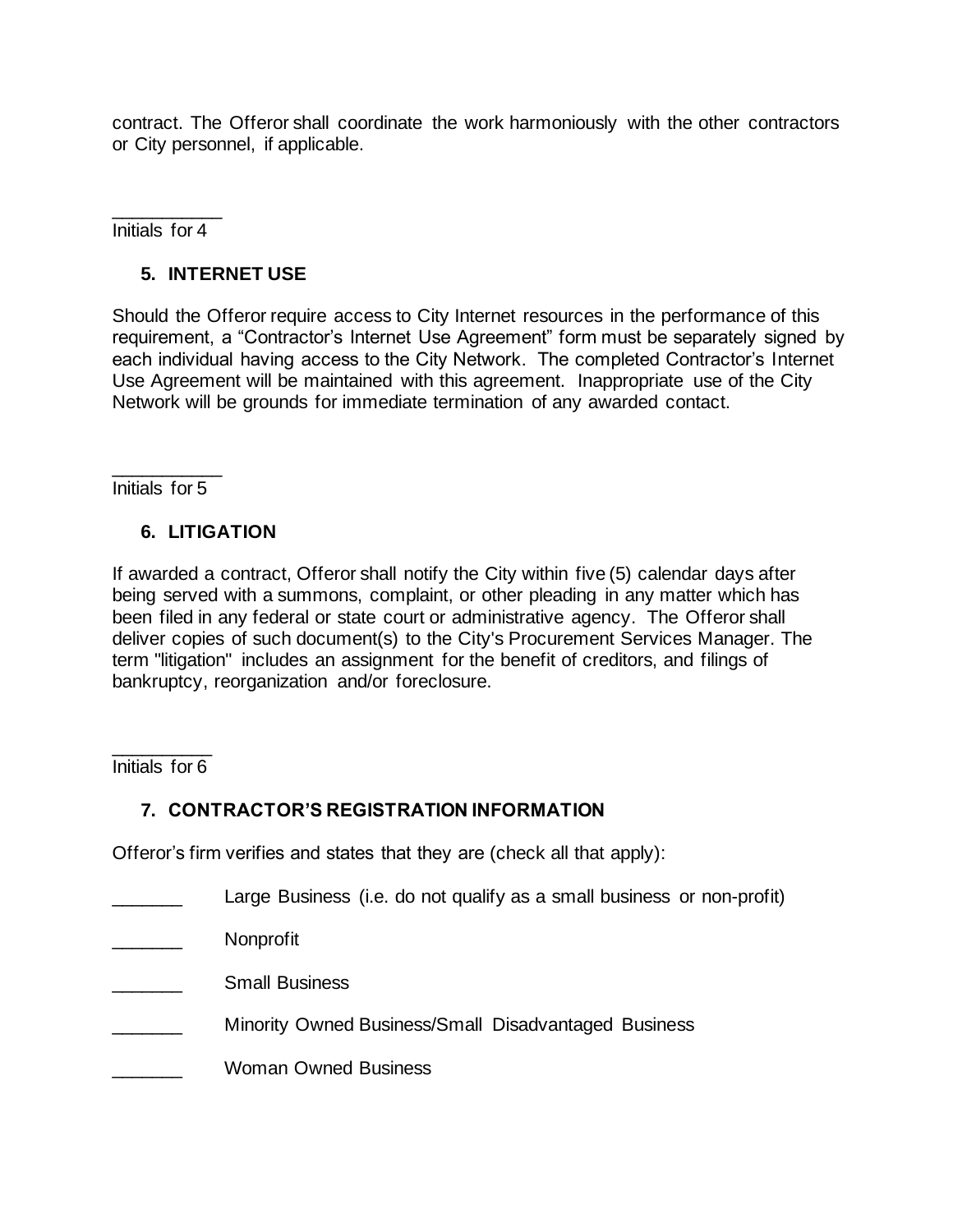contract. The Offeror shall coordinate the work harmoniously with the other contractors or City personnel, if applicable.

___________
Initials for 4

**5. INTERNET USE**

Should the Offeror require access to City Internet resources in the performance of this requirement, a “Contractor’s Internet Use Agreement” form must be separately signed by each individual having access to the City Network. The completed Contractor’s Internet Use Agreement will be maintained with this agreement. Inappropriate use of the City Network will be grounds for immediate termination of any awarded contact.

___________
Initials for 5

**6. LITIGATION**

If awarded a contract, Offeror shall notify the City within five (5) calendar days after being served with a summons, complaint, or other pleading in any matter which has been filed in any federal or state court or administrative agency. The Offeror shall deliver copies of such document(s) to the City's Procurement Services Manager. The term "litigation" includes an assignment for the benefit of creditors, and filings of bankruptcy, reorganization and/or foreclosure.

__________
Initials for 6

**7. CONTRACTOR’S REGISTRATION INFORMATION**

Offeror’s firm verifies and states that they are (check all that apply):

_______ Large Business (i.e. do not qualify as a small business or non-profit)

_______ Nonprofit

_______ Small Business

_______ Minority Owned Business/Small Disadvantaged Business

_______ Woman Owned Business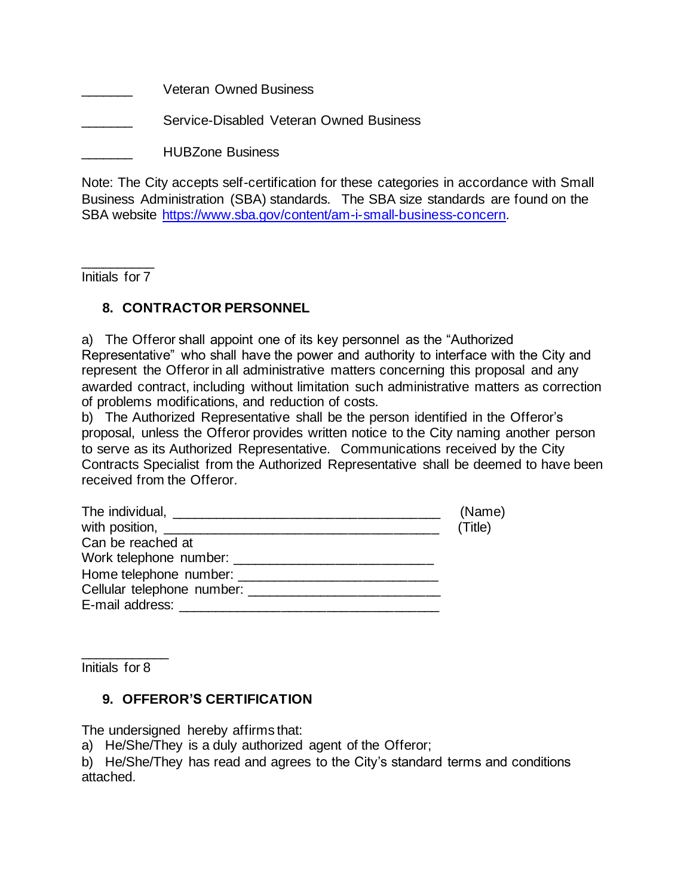_______ Veteran Owned Business

_______ Service-Disabled Veteran Owned Business

_______ HUBZone Business

Note: The City accepts self-certification for these categories in accordance with Small Business Administration (SBA) standards. The SBA size standards are found on the SBA website https://www.sba.gov/content/am-i-small-business-concern.

__________
Initials for 7

## 8. CONTRACTOR PERSONNEL

a) The Offeror shall appoint one of its key personnel as the "Authorized Representative" who shall have the power and authority to interface with the City and represent the Offeror in all administrative matters concerning this proposal and any awarded contract, including without limitation such administrative matters as correction of problems modifications, and reduction of costs.
b) The Authorized Representative shall be the person identified in the Offeror's proposal, unless the Offeror provides written notice to the City naming another person to serve as its Authorized Representative. Communications received by the City Contracts Specialist from the Authorized Representative shall be deemed to have been received from the Offeror.

The individual, ___________________________________ (Name)
with position, ____________________________________ (Title)
Can be reached at
Work telephone number: ___________________________
Home telephone number: ___________________________
Cellular telephone number: _________________________
E-mail address: __________________________________

____________
Initials for 8

## 9. OFFEROR'S CERTIFICATION

The undersigned hereby affirms that:
a) He/She/They is a duly authorized agent of the Offeror;
b) He/She/They has read and agrees to the City's standard terms and conditions attached.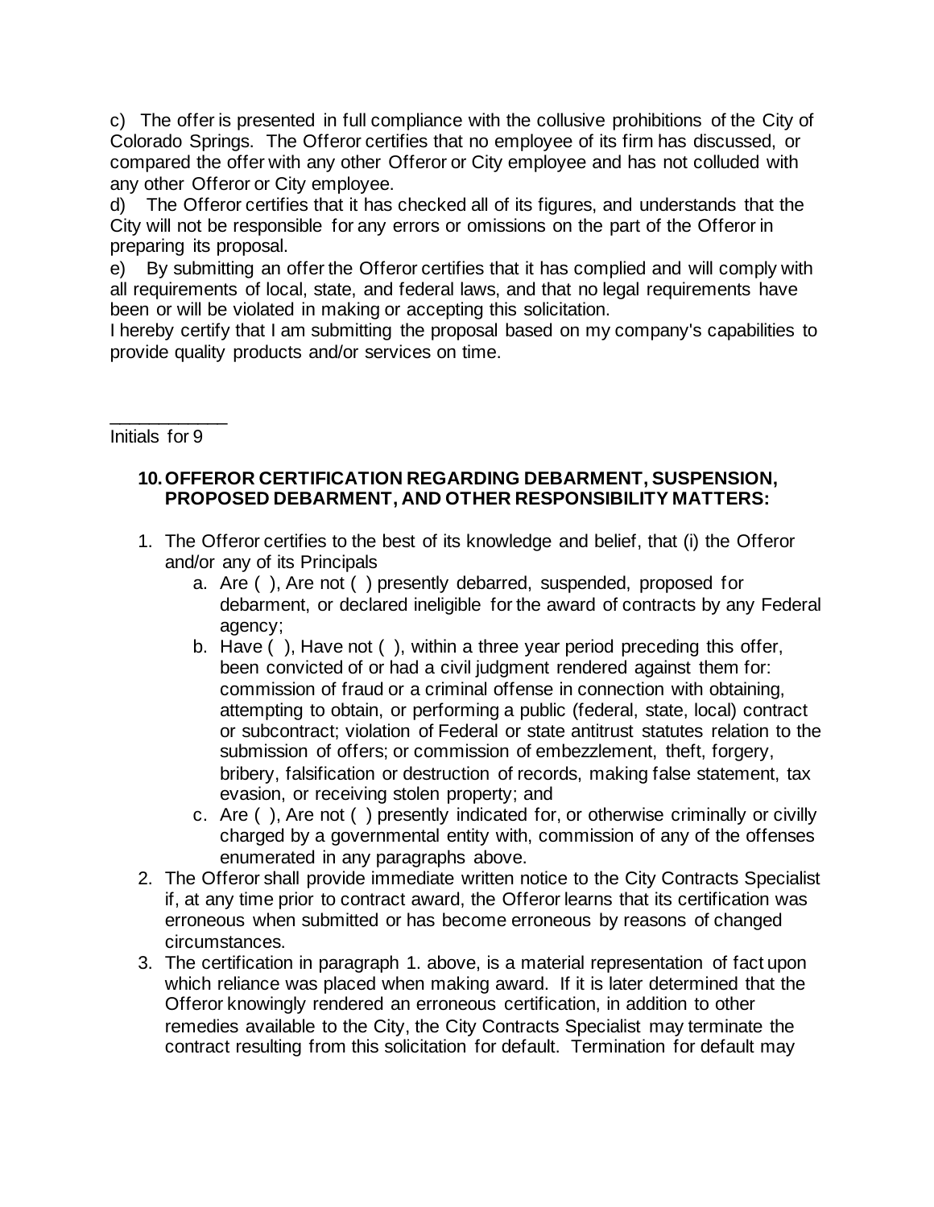c) The offer is presented in full compliance with the collusive prohibitions of the City of Colorado Springs. The Offeror certifies that no employee of its firm has discussed, or compared the offer with any other Offeror or City employee and has not colluded with any other Offeror or City employee.
d) The Offeror certifies that it has checked all of its figures, and understands that the City will not be responsible for any errors or omissions on the part of the Offeror in preparing its proposal.
e) By submitting an offer the Offeror certifies that it has complied and will comply with all requirements of local, state, and federal laws, and that no legal requirements have been or will be violated in making or accepting this solicitation.
I hereby certify that I am submitting the proposal based on my company's capabilities to provide quality products and/or services on time.

\_\_\_\_\_\_\_\_\_\_\_\_
Initials for 9

**10. OFFEROR CERTIFICATION REGARDING DEBARMENT, SUSPENSION, PROPOSED DEBARMENT, AND OTHER RESPONSIBILITY MATTERS:**

1. The Offeror certifies to the best of its knowledge and belief, that (i) the Offeror and/or any of its Principals
   a. Are ( ), Are not ( ) presently debarred, suspended, proposed for debarment, or declared ineligible for the award of contracts by any Federal agency;
   b. Have ( ), Have not ( ), within a three year period preceding this offer, been convicted of or had a civil judgment rendered against them for: commission of fraud or a criminal offense in connection with obtaining, attempting to obtain, or performing a public (federal, state, local) contract or subcontract; violation of Federal or state antitrust statutes relation to the submission of offers; or commission of embezzlement, theft, forgery, bribery, falsification or destruction of records, making false statement, tax evasion, or receiving stolen property; and
   c. Are ( ), Are not ( ) presently indicated for, or otherwise criminally or civilly charged by a governmental entity with, commission of any of the offenses enumerated in any paragraphs above.
2. The Offeror shall provide immediate written notice to the City Contracts Specialist if, at any time prior to contract award, the Offeror learns that its certification was erroneous when submitted or has become erroneous by reasons of changed circumstances.
3. The certification in paragraph 1. above, is a material representation of fact upon which reliance was placed when making award. If it is later determined that the Offeror knowingly rendered an erroneous certification, in addition to other remedies available to the City, the City Contracts Specialist may terminate the contract resulting from this solicitation for default. Termination for default may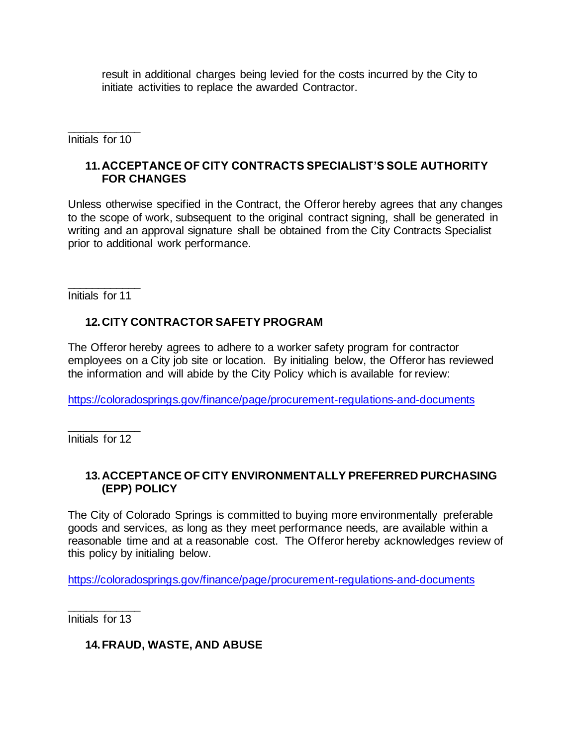result in additional charges being levied for the costs incurred by the City to initiate activities to replace the awarded Contractor.

____________
Initials for 10

### 11. ACCEPTANCE OF CITY CONTRACTS SPECIALIST'S SOLE AUTHORITY FOR CHANGES

Unless otherwise specified in the Contract, the Offeror hereby agrees that any changes to the scope of work, subsequent to the original contract signing, shall be generated in writing and an approval signature shall be obtained from the City Contracts Specialist prior to additional work performance.

____________
Initials for 11

### 12. CITY CONTRACTOR SAFETY PROGRAM

The Offeror hereby agrees to adhere to a worker safety program for contractor employees on a City job site or location. By initialing below, the Offeror has reviewed the information and will abide by the City Policy which is available for review:

https://coloradosprings.gov/finance/page/procurement-regulations-and-documents

____________
Initials for 12

### 13. ACCEPTANCE OF CITY ENVIRONMENTALLY PREFERRED PURCHASING (EPP) POLICY

The City of Colorado Springs is committed to buying more environmentally preferable goods and services, as long as they meet performance needs, are available within a reasonable time and at a reasonable cost. The Offeror hereby acknowledges review of this policy by initialing below.

https://coloradosprings.gov/finance/page/procurement-regulations-and-documents

____________
Initials for 13

### 14. FRAUD, WASTE, AND ABUSE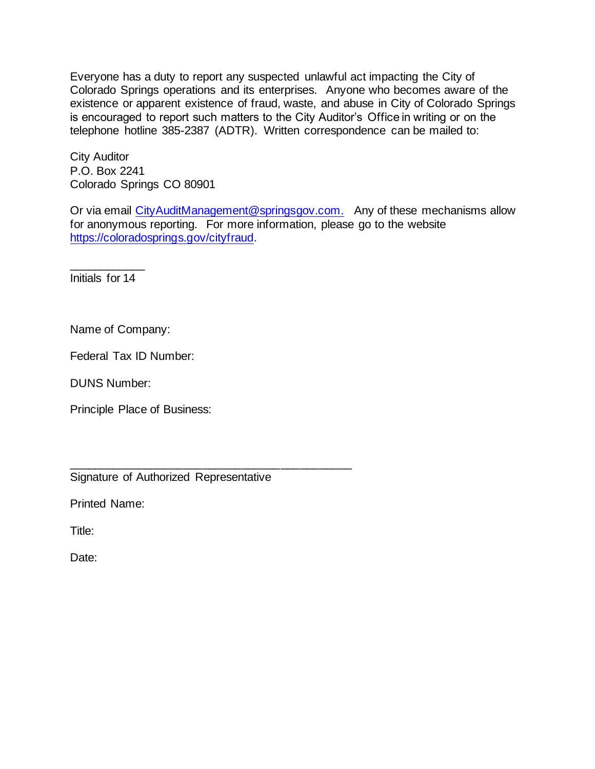Everyone has a duty to report any suspected unlawful act impacting the City of Colorado Springs operations and its enterprises. Anyone who becomes aware of the existence or apparent existence of fraud, waste, and abuse in City of Colorado Springs is encouraged to report such matters to the City Auditor's Office in writing or on the telephone hotline 385-2387 (ADTR). Written correspondence can be mailed to:

City Auditor
P.O. Box 2241
Colorado Springs CO 80901

Or via email CityAuditManagement@springsgov.com. Any of these mechanisms allow for anonymous reporting. For more information, please go to the website https://coloradosprings.gov/cityfraud.

___________
Initials for 14

Name of Company:

Federal Tax ID Number:

DUNS Number:

Principle Place of Business:

_____________________________________________
Signature of Authorized Representative

Printed Name:

Title:

Date: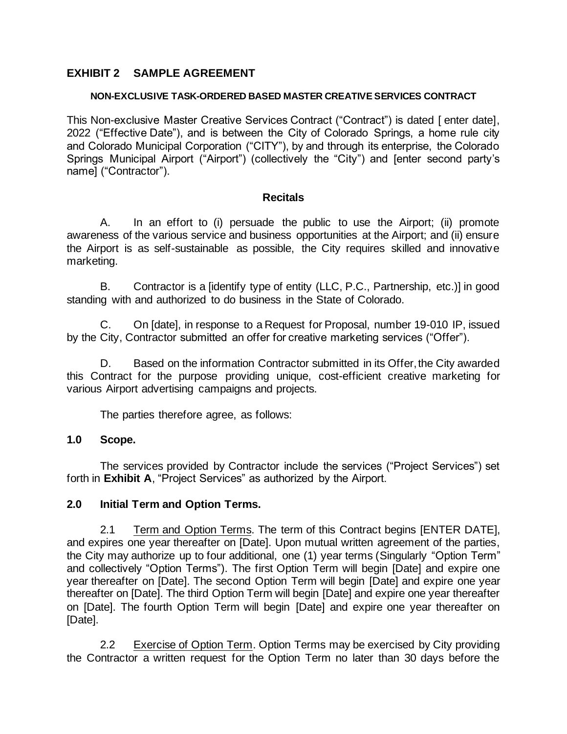## EXHIBIT 2 SAMPLE AGREEMENT

**NON-EXCLUSIVE TASK-ORDERED BASED MASTER CREATIVE SERVICES CONTRACT**

This Non-exclusive Master Creative Services Contract ("Contract") is dated [ enter date], 2022 ("Effective Date"), and is between the City of Colorado Springs, a home rule city and Colorado Municipal Corporation ("CITY"), by and through its enterprise, the Colorado Springs Municipal Airport ("Airport") (collectively the "City") and [enter second party's name] ("Contractor").

**Recitals**

A. In an effort to (i) persuade the public to use the Airport; (ii) promote awareness of the various service and business opportunities at the Airport; and (ii) ensure the Airport is as self-sustainable as possible, the City requires skilled and innovative marketing.

B. Contractor is a [identify type of entity (LLC, P.C., Partnership, etc.)] in good standing with and authorized to do business in the State of Colorado.

C. On [date], in response to a Request for Proposal, number 19-010 IP, issued by the City, Contractor submitted an offer for creative marketing services ("Offer").

D. Based on the information Contractor submitted in its Offer, the City awarded this Contract for the purpose providing unique, cost-efficient creative marketing for various Airport advertising campaigns and projects.

The parties therefore agree, as follows:

**1.0 Scope.**

The services provided by Contractor include the services ("Project Services") set forth in **Exhibit A**, "Project Services" as authorized by the Airport.

**2.0 Initial Term and Option Terms.**

2.1 Term and Option Terms. The term of this Contract begins [ENTER DATE], and expires one year thereafter on [Date]. Upon mutual written agreement of the parties, the City may authorize up to four additional, one (1) year terms (Singularly "Option Term" and collectively "Option Terms"). The first Option Term will begin [Date] and expire one year thereafter on [Date]. The second Option Term will begin [Date] and expire one year thereafter on [Date]. The third Option Term will begin [Date] and expire one year thereafter on [Date]. The fourth Option Term will begin [Date] and expire one year thereafter on [Date].

2.2 Exercise of Option Term. Option Terms may be exercised by City providing the Contractor a written request for the Option Term no later than 30 days before the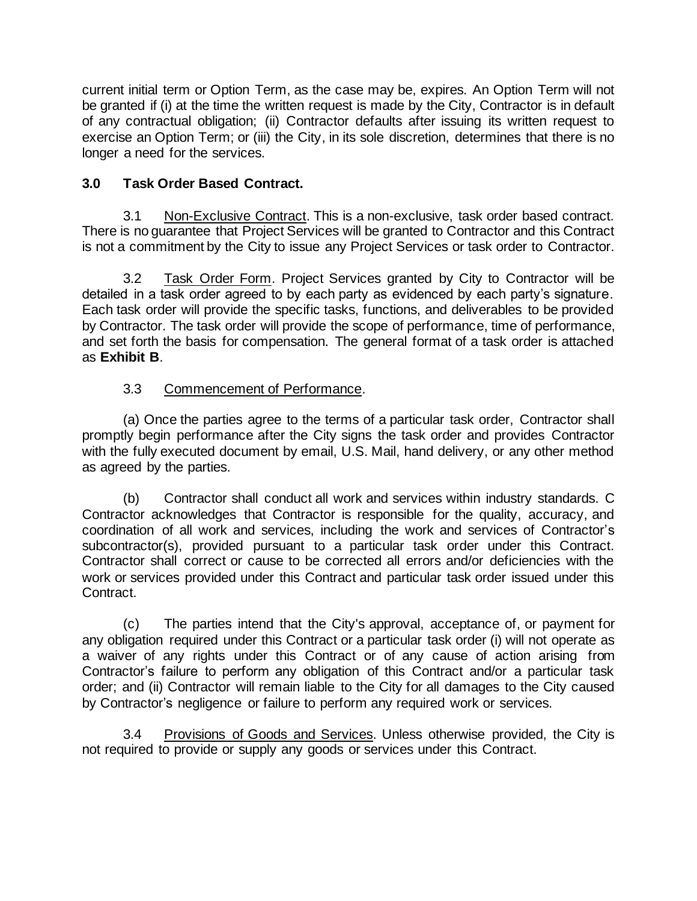current initial term or Option Term, as the case may be, expires. An Option Term will not be granted if (i) at the time the written request is made by the City, Contractor is in default of any contractual obligation; (ii) Contractor defaults after issuing its written request to exercise an Option Term; or (iii) the City, in its sole discretion, determines that there is no longer a need for the services.

## 3.0 Task Order Based Contract.

3.1 Non-Exclusive Contract. This is a non-exclusive, task order based contract. There is no guarantee that Project Services will be granted to Contractor and this Contract is not a commitment by the City to issue any Project Services or task order to Contractor.

3.2 Task Order Form. Project Services granted by City to Contractor will be detailed in a task order agreed to by each party as evidenced by each party's signature. Each task order will provide the specific tasks, functions, and deliverables to be provided by Contractor. The task order will provide the scope of performance, time of performance, and set forth the basis for compensation. The general format of a task order is attached as **Exhibit B**.

3.3 Commencement of Performance.

(a) Once the parties agree to the terms of a particular task order, Contractor shall promptly begin performance after the City signs the task order and provides Contractor with the fully executed document by email, U.S. Mail, hand delivery, or any other method as agreed by the parties.

(b) Contractor shall conduct all work and services within industry standards. C Contractor acknowledges that Contractor is responsible for the quality, accuracy, and coordination of all work and services, including the work and services of Contractor's subcontractor(s), provided pursuant to a particular task order under this Contract. Contractor shall correct or cause to be corrected all errors and/or deficiencies with the work or services provided under this Contract and particular task order issued under this Contract.

(c) The parties intend that the City's approval, acceptance of, or payment for any obligation required under this Contract or a particular task order (i) will not operate as a waiver of any rights under this Contract or of any cause of action arising from Contractor's failure to perform any obligation of this Contract and/or a particular task order; and (ii) Contractor will remain liable to the City for all damages to the City caused by Contractor's negligence or failure to perform any required work or services.

3.4 Provisions of Goods and Services. Unless otherwise provided, the City is not required to provide or supply any goods or services under this Contract.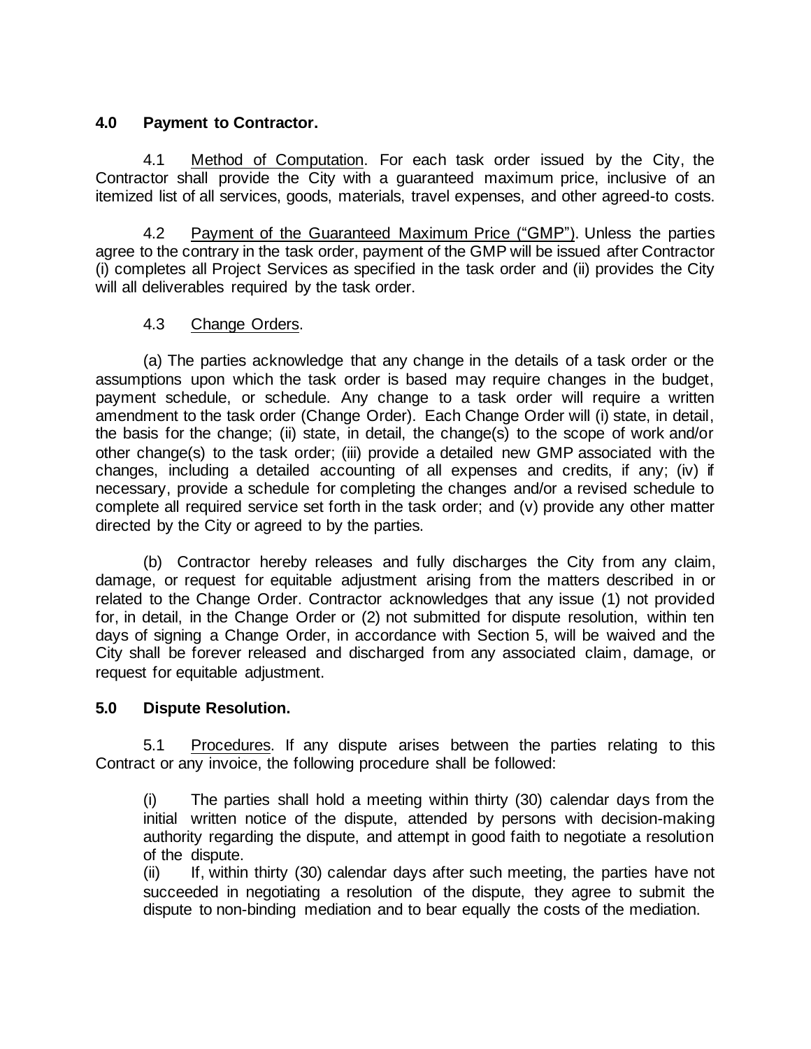**4.0 Payment to Contractor.**

4.1 Method of Computation. For each task order issued by the City, the Contractor shall provide the City with a guaranteed maximum price, inclusive of an itemized list of all services, goods, materials, travel expenses, and other agreed-to costs.

4.2 Payment of the Guaranteed Maximum Price ("GMP"). Unless the parties agree to the contrary in the task order, payment of the GMP will be issued after Contractor (i) completes all Project Services as specified in the task order and (ii) provides the City will all deliverables required by the task order.

4.3 Change Orders.

(a) The parties acknowledge that any change in the details of a task order or the assumptions upon which the task order is based may require changes in the budget, payment schedule, or schedule. Any change to a task order will require a written amendment to the task order (Change Order). Each Change Order will (i) state, in detail, the basis for the change; (ii) state, in detail, the change(s) to the scope of work and/or other change(s) to the task order; (iii) provide a detailed new GMP associated with the changes, including a detailed accounting of all expenses and credits, if any; (iv) if necessary, provide a schedule for completing the changes and/or a revised schedule to complete all required service set forth in the task order; and (v) provide any other matter directed by the City or agreed to by the parties.

(b) Contractor hereby releases and fully discharges the City from any claim, damage, or request for equitable adjustment arising from the matters described in or related to the Change Order. Contractor acknowledges that any issue (1) not provided for, in detail, in the Change Order or (2) not submitted for dispute resolution, within ten days of signing a Change Order, in accordance with Section 5, will be waived and the City shall be forever released and discharged from any associated claim, damage, or request for equitable adjustment.

**5.0 Dispute Resolution.**

5.1 Procedures. If any dispute arises between the parties relating to this Contract or any invoice, the following procedure shall be followed:

(i) The parties shall hold a meeting within thirty (30) calendar days from the initial written notice of the dispute, attended by persons with decision-making authority regarding the dispute, and attempt in good faith to negotiate a resolution of the dispute.

(ii) If, within thirty (30) calendar days after such meeting, the parties have not succeeded in negotiating a resolution of the dispute, they agree to submit the dispute to non-binding mediation and to bear equally the costs of the mediation.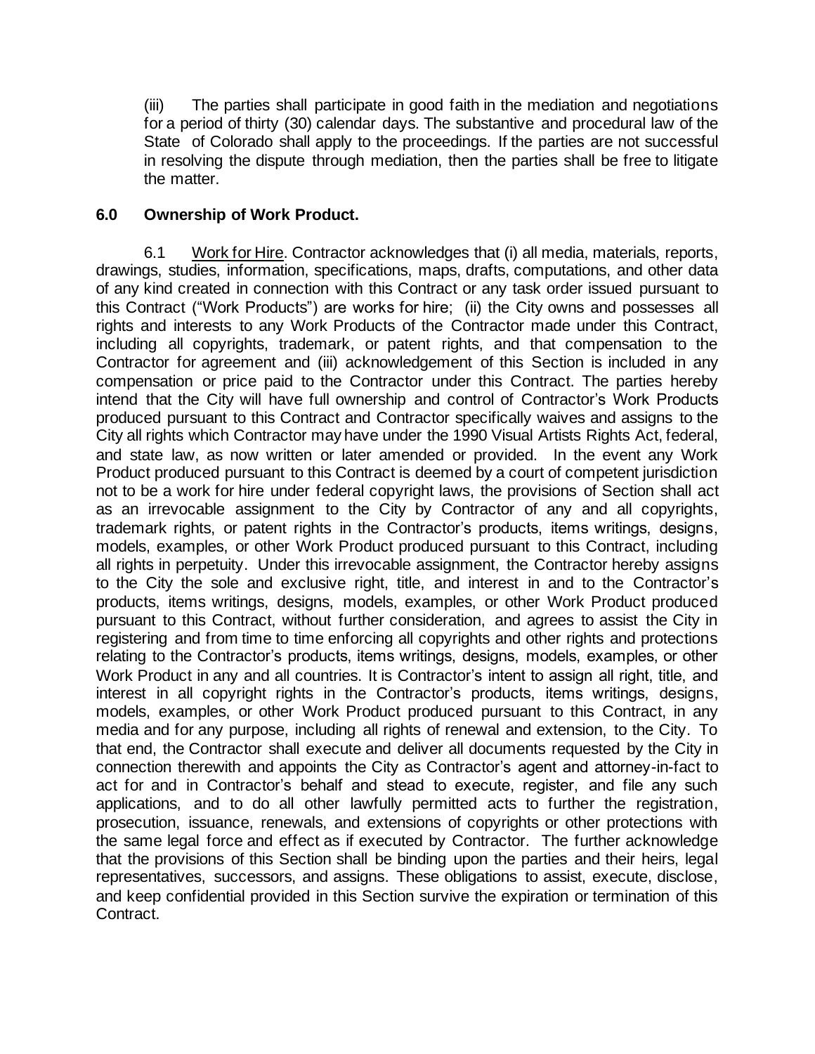(iii) The parties shall participate in good faith in the mediation and negotiations for a period of thirty (30) calendar days. The substantive and procedural law of the State of Colorado shall apply to the proceedings. If the parties are not successful in resolving the dispute through mediation, then the parties shall be free to litigate the matter.

**6.0 Ownership of Work Product.**

6.1 Work for Hire. Contractor acknowledges that (i) all media, materials, reports, drawings, studies, information, specifications, maps, drafts, computations, and other data of any kind created in connection with this Contract or any task order issued pursuant to this Contract ("Work Products") are works for hire; (ii) the City owns and possesses all rights and interests to any Work Products of the Contractor made under this Contract, including all copyrights, trademark, or patent rights, and that compensation to the Contractor for agreement and (iii) acknowledgement of this Section is included in any compensation or price paid to the Contractor under this Contract. The parties hereby intend that the City will have full ownership and control of Contractor's Work Products produced pursuant to this Contract and Contractor specifically waives and assigns to the City all rights which Contractor may have under the 1990 Visual Artists Rights Act, federal, and state law, as now written or later amended or provided. In the event any Work Product produced pursuant to this Contract is deemed by a court of competent jurisdiction not to be a work for hire under federal copyright laws, the provisions of Section shall act as an irrevocable assignment to the City by Contractor of any and all copyrights, trademark rights, or patent rights in the Contractor's products, items writings, designs, models, examples, or other Work Product produced pursuant to this Contract, including all rights in perpetuity. Under this irrevocable assignment, the Contractor hereby assigns to the City the sole and exclusive right, title, and interest in and to the Contractor's products, items writings, designs, models, examples, or other Work Product produced pursuant to this Contract, without further consideration, and agrees to assist the City in registering and from time to time enforcing all copyrights and other rights and protections relating to the Contractor's products, items writings, designs, models, examples, or other Work Product in any and all countries. It is Contractor's intent to assign all right, title, and interest in all copyright rights in the Contractor's products, items writings, designs, models, examples, or other Work Product produced pursuant to this Contract, in any media and for any purpose, including all rights of renewal and extension, to the City. To that end, the Contractor shall execute and deliver all documents requested by the City in connection therewith and appoints the City as Contractor's agent and attorney-in-fact to act for and in Contractor's behalf and stead to execute, register, and file any such applications, and to do all other lawfully permitted acts to further the registration, prosecution, issuance, renewals, and extensions of copyrights or other protections with the same legal force and effect as if executed by Contractor. The further acknowledge that the provisions of this Section shall be binding upon the parties and their heirs, legal representatives, successors, and assigns. These obligations to assist, execute, disclose, and keep confidential provided in this Section survive the expiration or termination of this Contract.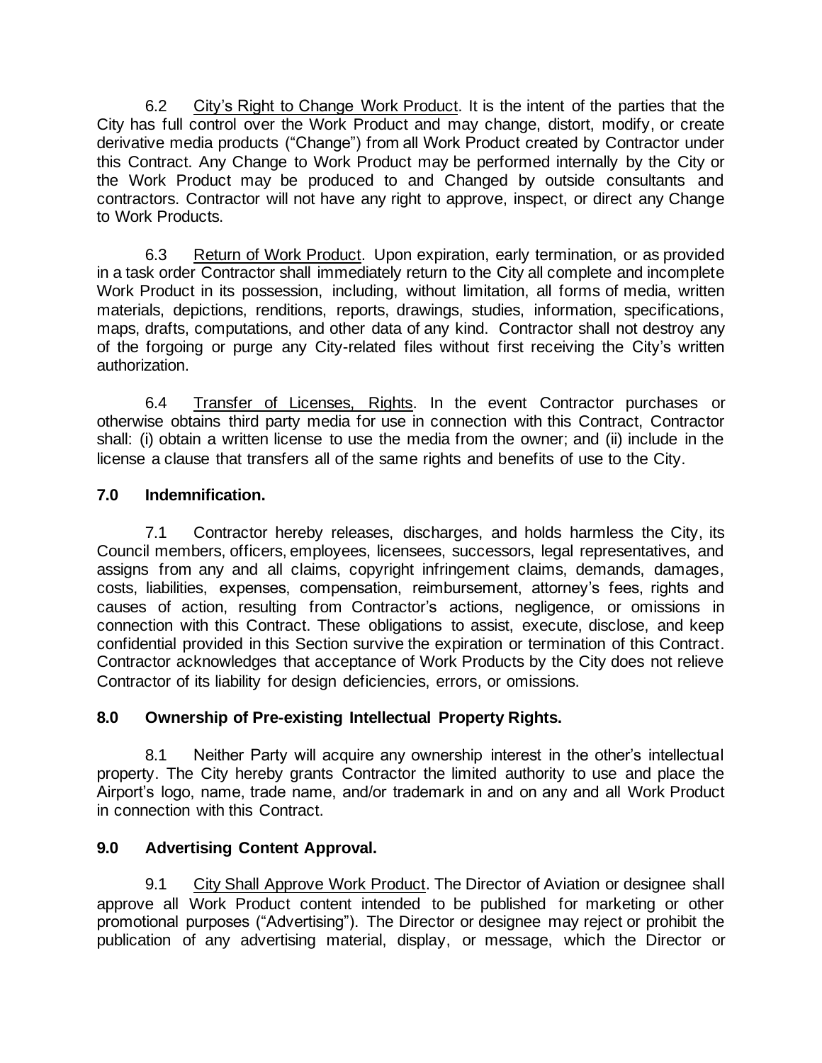6.2 City's Right to Change Work Product. It is the intent of the parties that the City has full control over the Work Product and may change, distort, modify, or create derivative media products ("Change") from all Work Product created by Contractor under this Contract. Any Change to Work Product may be performed internally by the City or the Work Product may be produced to and Changed by outside consultants and contractors. Contractor will not have any right to approve, inspect, or direct any Change to Work Products.

6.3 Return of Work Product. Upon expiration, early termination, or as provided in a task order Contractor shall immediately return to the City all complete and incomplete Work Product in its possession, including, without limitation, all forms of media, written materials, depictions, renditions, reports, drawings, studies, information, specifications, maps, drafts, computations, and other data of any kind. Contractor shall not destroy any of the forgoing or purge any City-related files without first receiving the City's written authorization.

6.4 Transfer of Licenses, Rights. In the event Contractor purchases or otherwise obtains third party media for use in connection with this Contract, Contractor shall: (i) obtain a written license to use the media from the owner; and (ii) include in the license a clause that transfers all of the same rights and benefits of use to the City.

**7.0 Indemnification.**

7.1 Contractor hereby releases, discharges, and holds harmless the City, its Council members, officers, employees, licensees, successors, legal representatives, and assigns from any and all claims, copyright infringement claims, demands, damages, costs, liabilities, expenses, compensation, reimbursement, attorney's fees, rights and causes of action, resulting from Contractor's actions, negligence, or omissions in connection with this Contract. These obligations to assist, execute, disclose, and keep confidential provided in this Section survive the expiration or termination of this Contract. Contractor acknowledges that acceptance of Work Products by the City does not relieve Contractor of its liability for design deficiencies, errors, or omissions.

**8.0 Ownership of Pre-existing Intellectual Property Rights.**

8.1 Neither Party will acquire any ownership interest in the other's intellectual property. The City hereby grants Contractor the limited authority to use and place the Airport's logo, name, trade name, and/or trademark in and on any and all Work Product in connection with this Contract.

**9.0 Advertising Content Approval.**

9.1 City Shall Approve Work Product. The Director of Aviation or designee shall approve all Work Product content intended to be published for marketing or other promotional purposes ("Advertising"). The Director or designee may reject or prohibit the publication of any advertising material, display, or message, which the Director or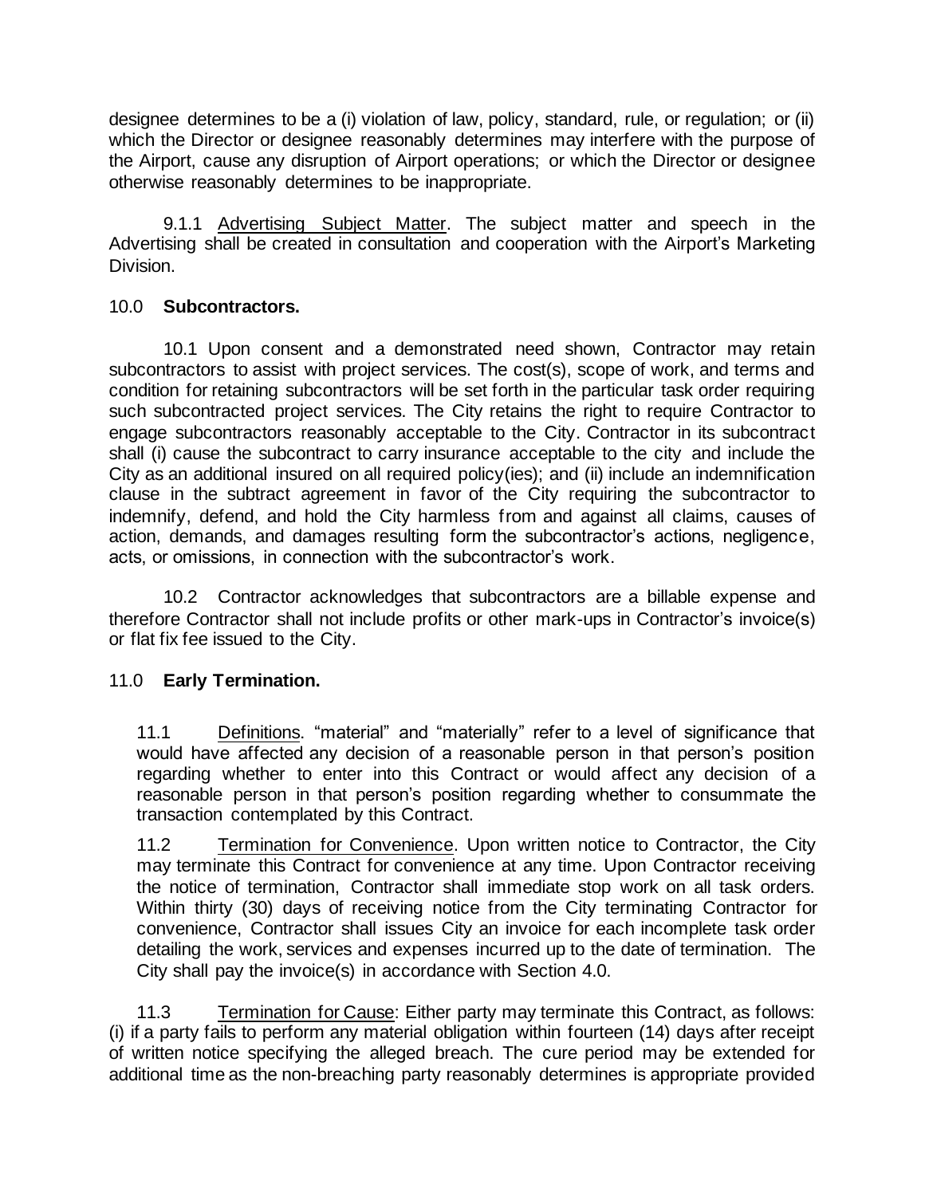designee determines to be a (i) violation of law, policy, standard, rule, or regulation; or (ii) which the Director or designee reasonably determines may interfere with the purpose of the Airport, cause any disruption of Airport operations; or which the Director or designee otherwise reasonably determines to be inappropriate.

9.1.1 Advertising Subject Matter. The subject matter and speech in the Advertising shall be created in consultation and cooperation with the Airport's Marketing Division.

10.0 **Subcontractors.**

10.1 Upon consent and a demonstrated need shown, Contractor may retain subcontractors to assist with project services. The cost(s), scope of work, and terms and condition for retaining subcontractors will be set forth in the particular task order requiring such subcontracted project services. The City retains the right to require Contractor to engage subcontractors reasonably acceptable to the City. Contractor in its subcontract shall (i) cause the subcontract to carry insurance acceptable to the city and include the City as an additional insured on all required policy(ies); and (ii) include an indemnification clause in the subtract agreement in favor of the City requiring the subcontractor to indemnify, defend, and hold the City harmless from and against all claims, causes of action, demands, and damages resulting form the subcontractor's actions, negligence, acts, or omissions, in connection with the subcontractor's work.

10.2 Contractor acknowledges that subcontractors are a billable expense and therefore Contractor shall not include profits or other mark-ups in Contractor's invoice(s) or flat fix fee issued to the City.

11.0 **Early Termination.**

11.1 Definitions. "material" and "materially" refer to a level of significance that would have affected any decision of a reasonable person in that person's position regarding whether to enter into this Contract or would affect any decision of a reasonable person in that person's position regarding whether to consummate the transaction contemplated by this Contract.

11.2 Termination for Convenience. Upon written notice to Contractor, the City may terminate this Contract for convenience at any time. Upon Contractor receiving the notice of termination, Contractor shall immediate stop work on all task orders. Within thirty (30) days of receiving notice from the City terminating Contractor for convenience, Contractor shall issues City an invoice for each incomplete task order detailing the work, services and expenses incurred up to the date of termination. The City shall pay the invoice(s) in accordance with Section 4.0.

11.3 Termination for Cause: Either party may terminate this Contract, as follows: (i) if a party fails to perform any material obligation within fourteen (14) days after receipt of written notice specifying the alleged breach. The cure period may be extended for additional time as the non-breaching party reasonably determines is appropriate provided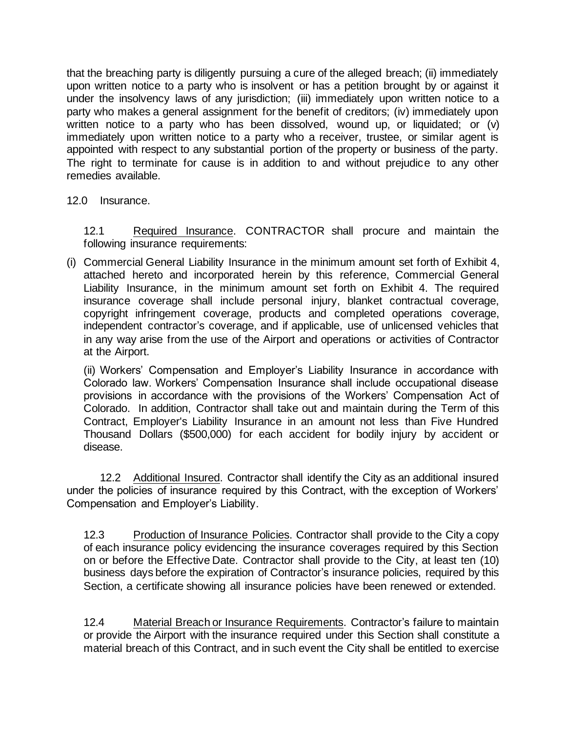that the breaching party is diligently pursuing a cure of the alleged breach; (ii) immediately upon written notice to a party who is insolvent or has a petition brought by or against it under the insolvency laws of any jurisdiction; (iii) immediately upon written notice to a party who makes a general assignment for the benefit of creditors; (iv) immediately upon written notice to a party who has been dissolved, wound up, or liquidated; or (v) immediately upon written notice to a party who a receiver, trustee, or similar agent is appointed with respect to any substantial portion of the property or business of the party. The right to terminate for cause is in addition to and without prejudice to any other remedies available.

12.0 Insurance.

12.1 Required Insurance. CONTRACTOR shall procure and maintain the following insurance requirements:

(i) Commercial General Liability Insurance in the minimum amount set forth of Exhibit 4, attached hereto and incorporated herein by this reference, Commercial General Liability Insurance, in the minimum amount set forth on Exhibit 4. The required insurance coverage shall include personal injury, blanket contractual coverage, copyright infringement coverage, products and completed operations coverage, independent contractor's coverage, and if applicable, use of unlicensed vehicles that in any way arise from the use of the Airport and operations or activities of Contractor at the Airport.

(ii) Workers' Compensation and Employer's Liability Insurance in accordance with Colorado law. Workers' Compensation Insurance shall include occupational disease provisions in accordance with the provisions of the Workers' Compensation Act of Colorado. In addition, Contractor shall take out and maintain during the Term of this Contract, Employer's Liability Insurance in an amount not less than Five Hundred Thousand Dollars ($500,000) for each accident for bodily injury by accident or disease.

12.2 Additional Insured. Contractor shall identify the City as an additional insured under the policies of insurance required by this Contract, with the exception of Workers' Compensation and Employer's Liability.

12.3 Production of Insurance Policies. Contractor shall provide to the City a copy of each insurance policy evidencing the insurance coverages required by this Section on or before the Effective Date. Contractor shall provide to the City, at least ten (10) business days before the expiration of Contractor's insurance policies, required by this Section, a certificate showing all insurance policies have been renewed or extended.

12.4 Material Breach or Insurance Requirements. Contractor's failure to maintain or provide the Airport with the insurance required under this Section shall constitute a material breach of this Contract, and in such event the City shall be entitled to exercise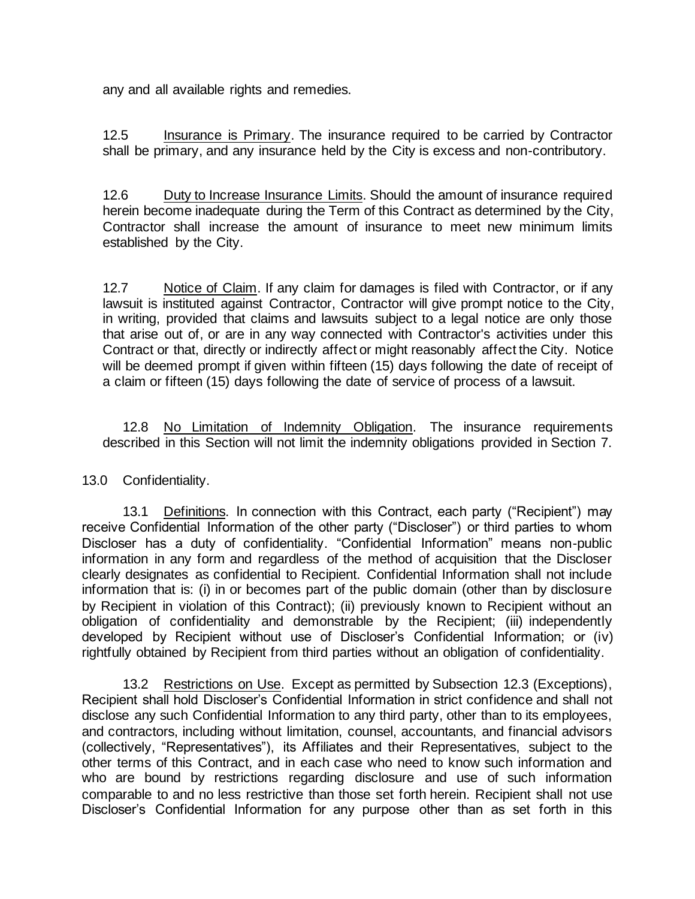any and all available rights and remedies.

12.5 Insurance is Primary. The insurance required to be carried by Contractor shall be primary, and any insurance held by the City is excess and non-contributory.

12.6 Duty to Increase Insurance Limits. Should the amount of insurance required herein become inadequate during the Term of this Contract as determined by the City, Contractor shall increase the amount of insurance to meet new minimum limits established by the City.

12.7 Notice of Claim. If any claim for damages is filed with Contractor, or if any lawsuit is instituted against Contractor, Contractor will give prompt notice to the City, in writing, provided that claims and lawsuits subject to a legal notice are only those that arise out of, or are in any way connected with Contractor's activities under this Contract or that, directly or indirectly affect or might reasonably affect the City. Notice will be deemed prompt if given within fifteen (15) days following the date of receipt of a claim or fifteen (15) days following the date of service of process of a lawsuit.

12.8 No Limitation of Indemnity Obligation. The insurance requirements described in this Section will not limit the indemnity obligations provided in Section 7.

13.0 Confidentiality.

13.1 Definitions. In connection with this Contract, each party ("Recipient") may receive Confidential Information of the other party ("Discloser") or third parties to whom Discloser has a duty of confidentiality. "Confidential Information" means non-public information in any form and regardless of the method of acquisition that the Discloser clearly designates as confidential to Recipient. Confidential Information shall not include information that is: (i) in or becomes part of the public domain (other than by disclosure by Recipient in violation of this Contract); (ii) previously known to Recipient without an obligation of confidentiality and demonstrable by the Recipient; (iii) independently developed by Recipient without use of Discloser's Confidential Information; or (iv) rightfully obtained by Recipient from third parties without an obligation of confidentiality.

13.2 Restrictions on Use. Except as permitted by Subsection 12.3 (Exceptions), Recipient shall hold Discloser's Confidential Information in strict confidence and shall not disclose any such Confidential Information to any third party, other than to its employees, and contractors, including without limitation, counsel, accountants, and financial advisors (collectively, "Representatives"), its Affiliates and their Representatives, subject to the other terms of this Contract, and in each case who need to know such information and who are bound by restrictions regarding disclosure and use of such information comparable to and no less restrictive than those set forth herein. Recipient shall not use Discloser's Confidential Information for any purpose other than as set forth in this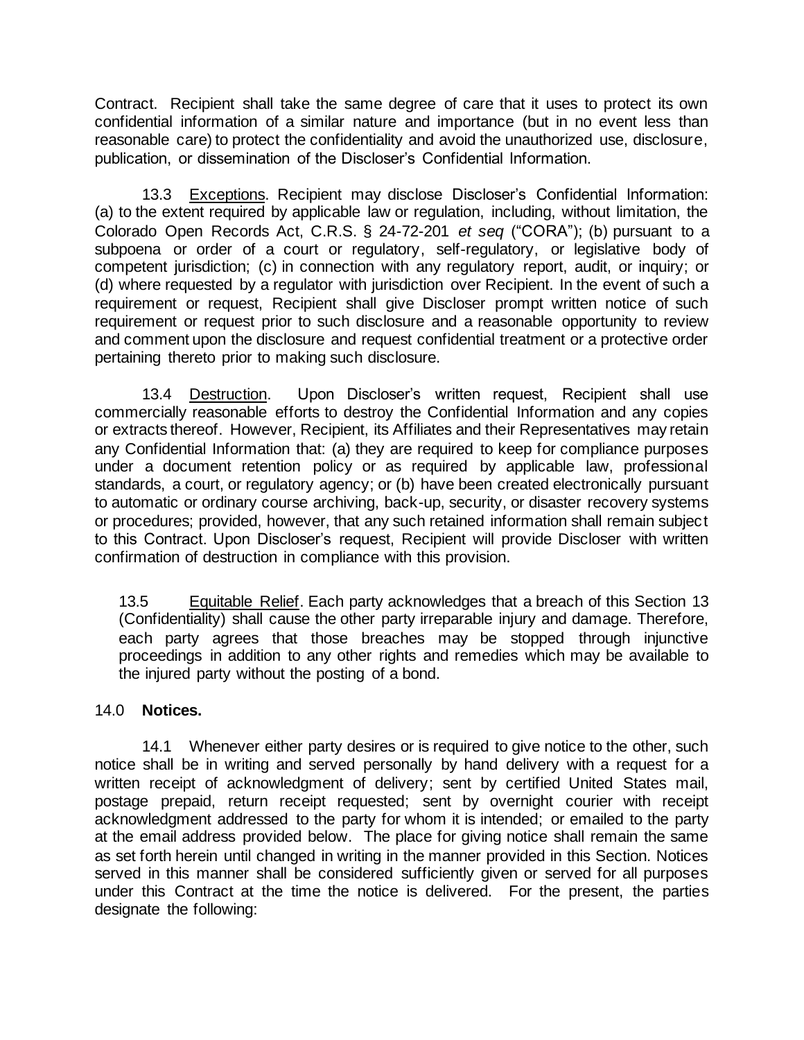Contract. Recipient shall take the same degree of care that it uses to protect its own confidential information of a similar nature and importance (but in no event less than reasonable care) to protect the confidentiality and avoid the unauthorized use, disclosure, publication, or dissemination of the Discloser's Confidential Information.

13.3 Exceptions. Recipient may disclose Discloser's Confidential Information: (a) to the extent required by applicable law or regulation, including, without limitation, the Colorado Open Records Act, C.R.S. § 24-72-201 *et seq* ("CORA"); (b) pursuant to a subpoena or order of a court or regulatory, self-regulatory, or legislative body of competent jurisdiction; (c) in connection with any regulatory report, audit, or inquiry; or (d) where requested by a regulator with jurisdiction over Recipient. In the event of such a requirement or request, Recipient shall give Discloser prompt written notice of such requirement or request prior to such disclosure and a reasonable opportunity to review and comment upon the disclosure and request confidential treatment or a protective order pertaining thereto prior to making such disclosure.

13.4 Destruction. Upon Discloser's written request, Recipient shall use commercially reasonable efforts to destroy the Confidential Information and any copies or extracts thereof. However, Recipient, its Affiliates and their Representatives may retain any Confidential Information that: (a) they are required to keep for compliance purposes under a document retention policy or as required by applicable law, professional standards, a court, or regulatory agency; or (b) have been created electronically pursuant to automatic or ordinary course archiving, back-up, security, or disaster recovery systems or procedures; provided, however, that any such retained information shall remain subject to this Contract. Upon Discloser's request, Recipient will provide Discloser with written confirmation of destruction in compliance with this provision.

13.5 Equitable Relief. Each party acknowledges that a breach of this Section 13 (Confidentiality) shall cause the other party irreparable injury and damage. Therefore, each party agrees that those breaches may be stopped through injunctive proceedings in addition to any other rights and remedies which may be available to the injured party without the posting of a bond.

## 14.0 **Notices.**

14.1 Whenever either party desires or is required to give notice to the other, such notice shall be in writing and served personally by hand delivery with a request for a written receipt of acknowledgment of delivery; sent by certified United States mail, postage prepaid, return receipt requested; sent by overnight courier with receipt acknowledgment addressed to the party for whom it is intended; or emailed to the party at the email address provided below. The place for giving notice shall remain the same as set forth herein until changed in writing in the manner provided in this Section. Notices served in this manner shall be considered sufficiently given or served for all purposes under this Contract at the time the notice is delivered. For the present, the parties designate the following: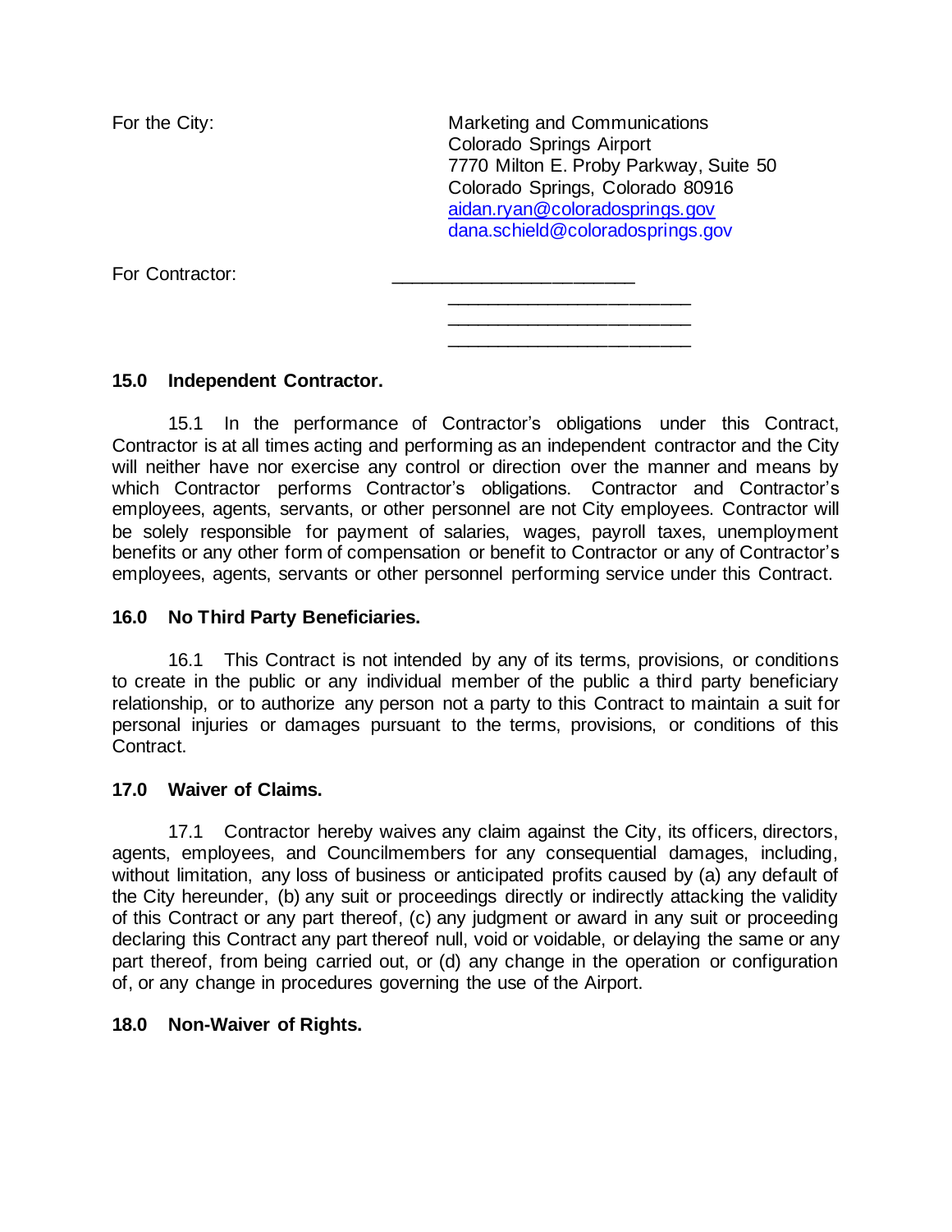For the City: Marketing and Communications
Colorado Springs Airport
7770 Milton E. Proby Parkway, Suite 50
Colorado Springs, Colorado 80916
aidan.ryan@coloradosprings.gov
dana.schield@coloradosprings.gov

For Contractor: ______________________
______________________
______________________
______________________

**15.0 Independent Contractor.**

15.1 In the performance of Contractor's obligations under this Contract, Contractor is at all times acting and performing as an independent contractor and the City will neither have nor exercise any control or direction over the manner and means by which Contractor performs Contractor's obligations. Contractor and Contractor's employees, agents, servants, or other personnel are not City employees. Contractor will be solely responsible for payment of salaries, wages, payroll taxes, unemployment benefits or any other form of compensation or benefit to Contractor or any of Contractor's employees, agents, servants or other personnel performing service under this Contract.

**16.0 No Third Party Beneficiaries.**

16.1 This Contract is not intended by any of its terms, provisions, or conditions to create in the public or any individual member of the public a third party beneficiary relationship, or to authorize any person not a party to this Contract to maintain a suit for personal injuries or damages pursuant to the terms, provisions, or conditions of this Contract.

**17.0 Waiver of Claims.**

17.1 Contractor hereby waives any claim against the City, its officers, directors, agents, employees, and Councilmembers for any consequential damages, including, without limitation, any loss of business or anticipated profits caused by (a) any default of the City hereunder, (b) any suit or proceedings directly or indirectly attacking the validity of this Contract or any part thereof, (c) any judgment or award in any suit or proceeding declaring this Contract any part thereof null, void or voidable, or delaying the same or any part thereof, from being carried out, or (d) any change in the operation or configuration of, or any change in procedures governing the use of the Airport.

**18.0 Non-Waiver of Rights.**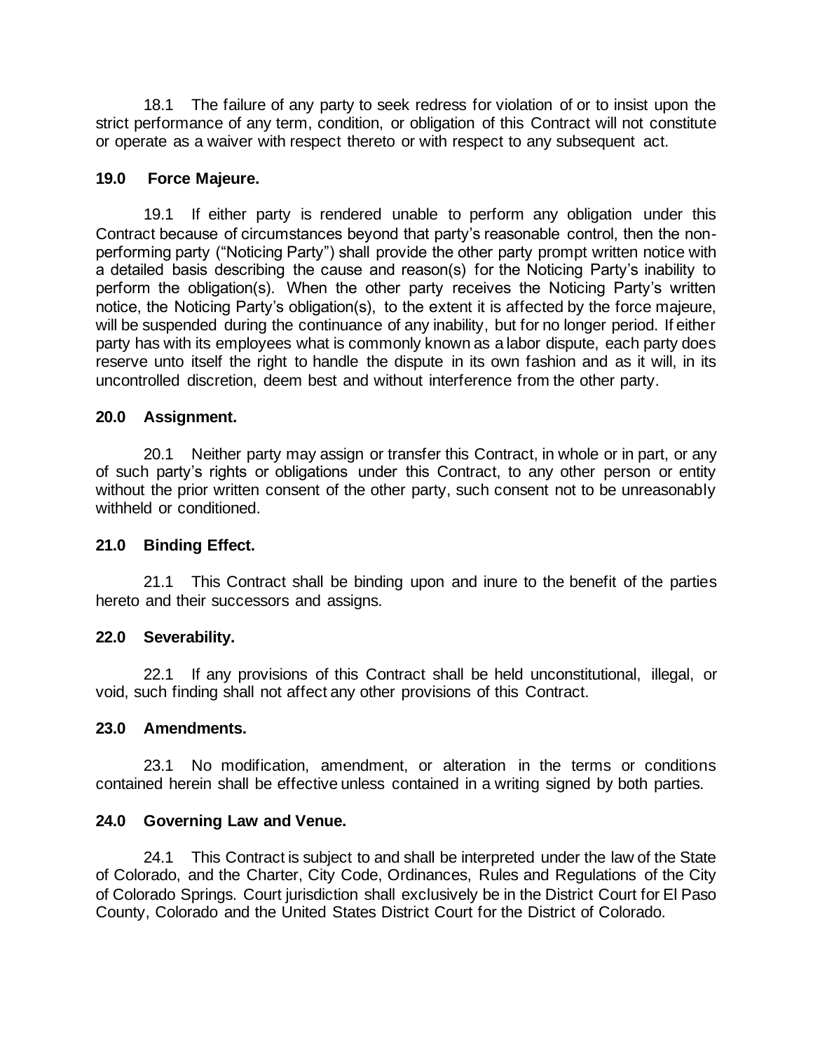18.1 The failure of any party to seek redress for violation of or to insist upon the strict performance of any term, condition, or obligation of this Contract will not constitute or operate as a waiver with respect thereto or with respect to any subsequent act.

**19.0 Force Majeure.**

19.1 If either party is rendered unable to perform any obligation under this Contract because of circumstances beyond that party's reasonable control, then the non-performing party ("Noticing Party") shall provide the other party prompt written notice with a detailed basis describing the cause and reason(s) for the Noticing Party's inability to perform the obligation(s). When the other party receives the Noticing Party's written notice, the Noticing Party's obligation(s), to the extent it is affected by the force majeure, will be suspended during the continuance of any inability, but for no longer period. If either party has with its employees what is commonly known as a labor dispute, each party does reserve unto itself the right to handle the dispute in its own fashion and as it will, in its uncontrolled discretion, deem best and without interference from the other party.

**20.0 Assignment.**

20.1 Neither party may assign or transfer this Contract, in whole or in part, or any of such party's rights or obligations under this Contract, to any other person or entity without the prior written consent of the other party, such consent not to be unreasonably withheld or conditioned.

**21.0 Binding Effect.**

21.1 This Contract shall be binding upon and inure to the benefit of the parties hereto and their successors and assigns.

**22.0 Severability.**

22.1 If any provisions of this Contract shall be held unconstitutional, illegal, or void, such finding shall not affect any other provisions of this Contract.

**23.0 Amendments.**

23.1 No modification, amendment, or alteration in the terms or conditions contained herein shall be effective unless contained in a writing signed by both parties.

**24.0 Governing Law and Venue.**

24.1 This Contract is subject to and shall be interpreted under the law of the State of Colorado, and the Charter, City Code, Ordinances, Rules and Regulations of the City of Colorado Springs. Court jurisdiction shall exclusively be in the District Court for El Paso County, Colorado and the United States District Court for the District of Colorado.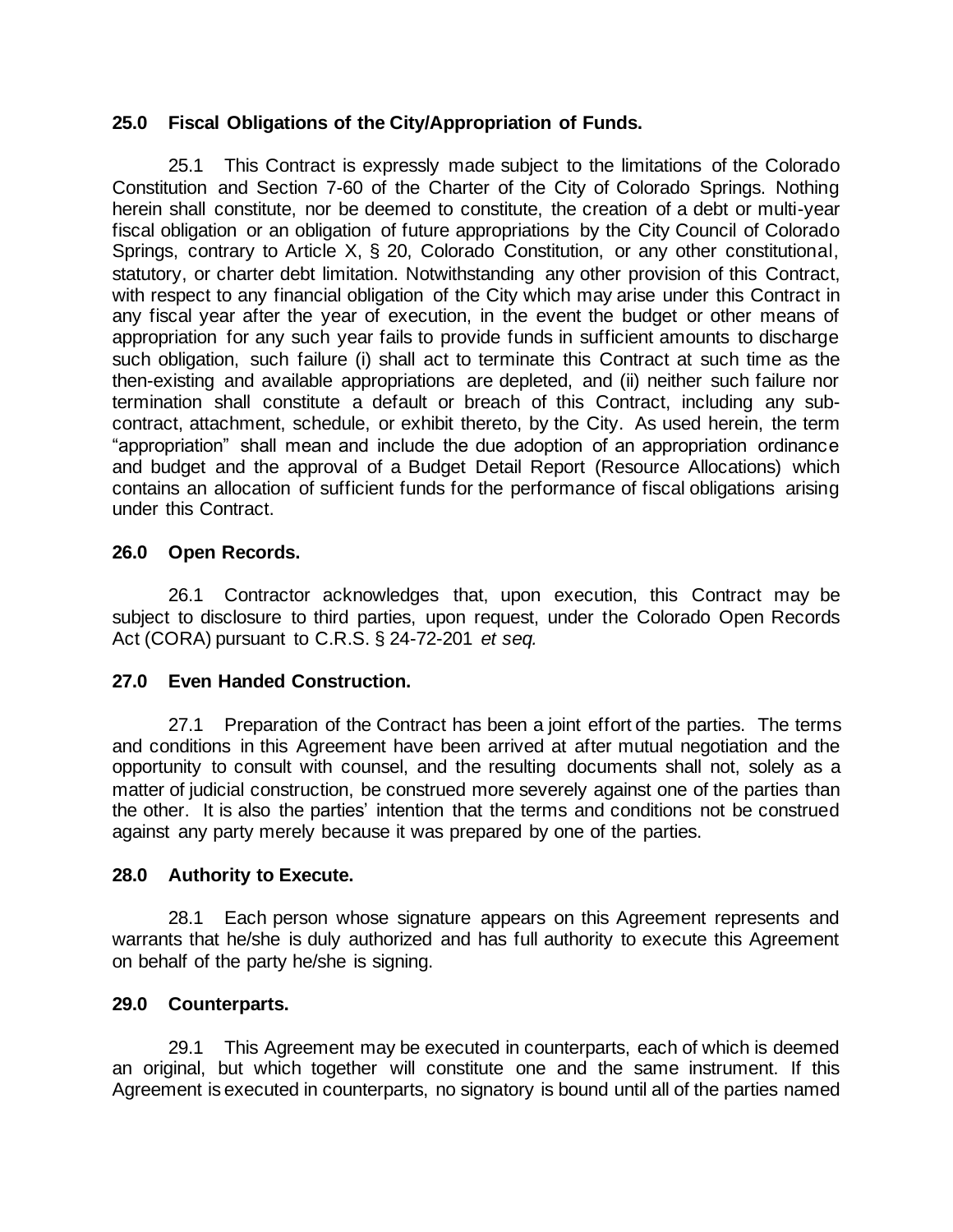## 25.0 Fiscal Obligations of the City/Appropriation of Funds.

25.1 This Contract is expressly made subject to the limitations of the Colorado Constitution and Section 7-60 of the Charter of the City of Colorado Springs. Nothing herein shall constitute, nor be deemed to constitute, the creation of a debt or multi-year fiscal obligation or an obligation of future appropriations by the City Council of Colorado Springs, contrary to Article X, § 20, Colorado Constitution, or any other constitutional, statutory, or charter debt limitation. Notwithstanding any other provision of this Contract, with respect to any financial obligation of the City which may arise under this Contract in any fiscal year after the year of execution, in the event the budget or other means of appropriation for any such year fails to provide funds in sufficient amounts to discharge such obligation, such failure (i) shall act to terminate this Contract at such time as the then-existing and available appropriations are depleted, and (ii) neither such failure nor termination shall constitute a default or breach of this Contract, including any sub-contract, attachment, schedule, or exhibit thereto, by the City. As used herein, the term "appropriation" shall mean and include the due adoption of an appropriation ordinance and budget and the approval of a Budget Detail Report (Resource Allocations) which contains an allocation of sufficient funds for the performance of fiscal obligations arising under this Contract.

## 26.0 Open Records.

26.1 Contractor acknowledges that, upon execution, this Contract may be subject to disclosure to third parties, upon request, under the Colorado Open Records Act (CORA) pursuant to C.R.S. § 24-72-201 *et seq.*

## 27.0 Even Handed Construction.

27.1 Preparation of the Contract has been a joint effort of the parties. The terms and conditions in this Agreement have been arrived at after mutual negotiation and the opportunity to consult with counsel, and the resulting documents shall not, solely as a matter of judicial construction, be construed more severely against one of the parties than the other. It is also the parties' intention that the terms and conditions not be construed against any party merely because it was prepared by one of the parties.

## 28.0 Authority to Execute.

28.1 Each person whose signature appears on this Agreement represents and warrants that he/she is duly authorized and has full authority to execute this Agreement on behalf of the party he/she is signing.

## 29.0 Counterparts.

29.1 This Agreement may be executed in counterparts, each of which is deemed an original, but which together will constitute one and the same instrument. If this Agreement is executed in counterparts, no signatory is bound until all of the parties named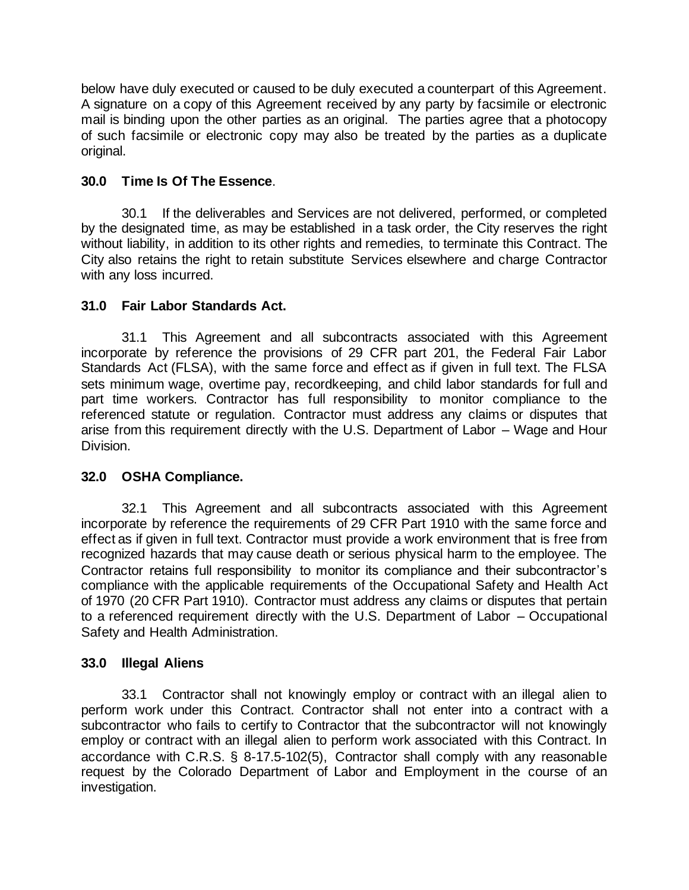below have duly executed or caused to be duly executed a counterpart of this Agreement. A signature on a copy of this Agreement received by any party by facsimile or electronic mail is binding upon the other parties as an original. The parties agree that a photocopy of such facsimile or electronic copy may also be treated by the parties as a duplicate original.

**30.0 Time Is Of The Essence**.

30.1 If the deliverables and Services are not delivered, performed, or completed by the designated time, as may be established in a task order, the City reserves the right without liability, in addition to its other rights and remedies, to terminate this Contract. The City also retains the right to retain substitute Services elsewhere and charge Contractor with any loss incurred.

**31.0 Fair Labor Standards Act.**

31.1 This Agreement and all subcontracts associated with this Agreement incorporate by reference the provisions of 29 CFR part 201, the Federal Fair Labor Standards Act (FLSA), with the same force and effect as if given in full text. The FLSA sets minimum wage, overtime pay, recordkeeping, and child labor standards for full and part time workers. Contractor has full responsibility to monitor compliance to the referenced statute or regulation. Contractor must address any claims or disputes that arise from this requirement directly with the U.S. Department of Labor – Wage and Hour Division.

**32.0 OSHA Compliance.**

32.1 This Agreement and all subcontracts associated with this Agreement incorporate by reference the requirements of 29 CFR Part 1910 with the same force and effect as if given in full text. Contractor must provide a work environment that is free from recognized hazards that may cause death or serious physical harm to the employee. The Contractor retains full responsibility to monitor its compliance and their subcontractor's compliance with the applicable requirements of the Occupational Safety and Health Act of 1970 (20 CFR Part 1910). Contractor must address any claims or disputes that pertain to a referenced requirement directly with the U.S. Department of Labor – Occupational Safety and Health Administration.

**33.0 Illegal Aliens**

33.1 Contractor shall not knowingly employ or contract with an illegal alien to perform work under this Contract. Contractor shall not enter into a contract with a subcontractor who fails to certify to Contractor that the subcontractor will not knowingly employ or contract with an illegal alien to perform work associated with this Contract. In accordance with C.R.S. § 8-17.5-102(5), Contractor shall comply with any reasonable request by the Colorado Department of Labor and Employment in the course of an investigation.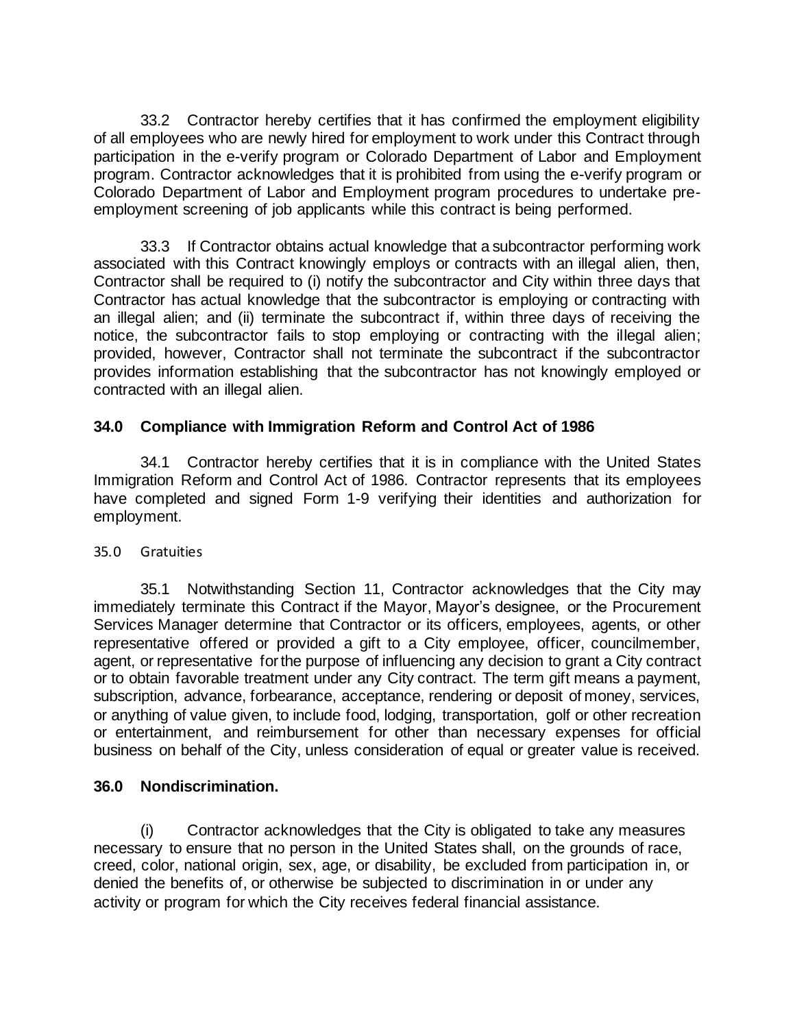33.2 Contractor hereby certifies that it has confirmed the employment eligibility of all employees who are newly hired for employment to work under this Contract through participation in the e-verify program or Colorado Department of Labor and Employment program. Contractor acknowledges that it is prohibited from using the e-verify program or Colorado Department of Labor and Employment program procedures to undertake pre-employment screening of job applicants while this contract is being performed.

33.3 If Contractor obtains actual knowledge that a subcontractor performing work associated with this Contract knowingly employs or contracts with an illegal alien, then, Contractor shall be required to (i) notify the subcontractor and City within three days that Contractor has actual knowledge that the subcontractor is employing or contracting with an illegal alien; and (ii) terminate the subcontract if, within three days of receiving the notice, the subcontractor fails to stop employing or contracting with the illegal alien; provided, however, Contractor shall not terminate the subcontract if the subcontractor provides information establishing that the subcontractor has not knowingly employed or contracted with an illegal alien.

**34.0 Compliance with Immigration Reform and Control Act of 1986**

34.1 Contractor hereby certifies that it is in compliance with the United States Immigration Reform and Control Act of 1986. Contractor represents that its employees have completed and signed Form 1-9 verifying their identities and authorization for employment.

35.0 Gratuities

35.1 Notwithstanding Section 11, Contractor acknowledges that the City may immediately terminate this Contract if the Mayor, Mayor's designee, or the Procurement Services Manager determine that Contractor or its officers, employees, agents, or other representative offered or provided a gift to a City employee, officer, councilmember, agent, or representative for the purpose of influencing any decision to grant a City contract or to obtain favorable treatment under any City contract. The term gift means a payment, subscription, advance, forbearance, acceptance, rendering or deposit of money, services, or anything of value given, to include food, lodging, transportation, golf or other recreation or entertainment, and reimbursement for other than necessary expenses for official business on behalf of the City, unless consideration of equal or greater value is received.

**36.0 Nondiscrimination.**

(i) Contractor acknowledges that the City is obligated to take any measures necessary to ensure that no person in the United States shall, on the grounds of race, creed, color, national origin, sex, age, or disability, be excluded from participation in, or denied the benefits of, or otherwise be subjected to discrimination in or under any activity or program for which the City receives federal financial assistance.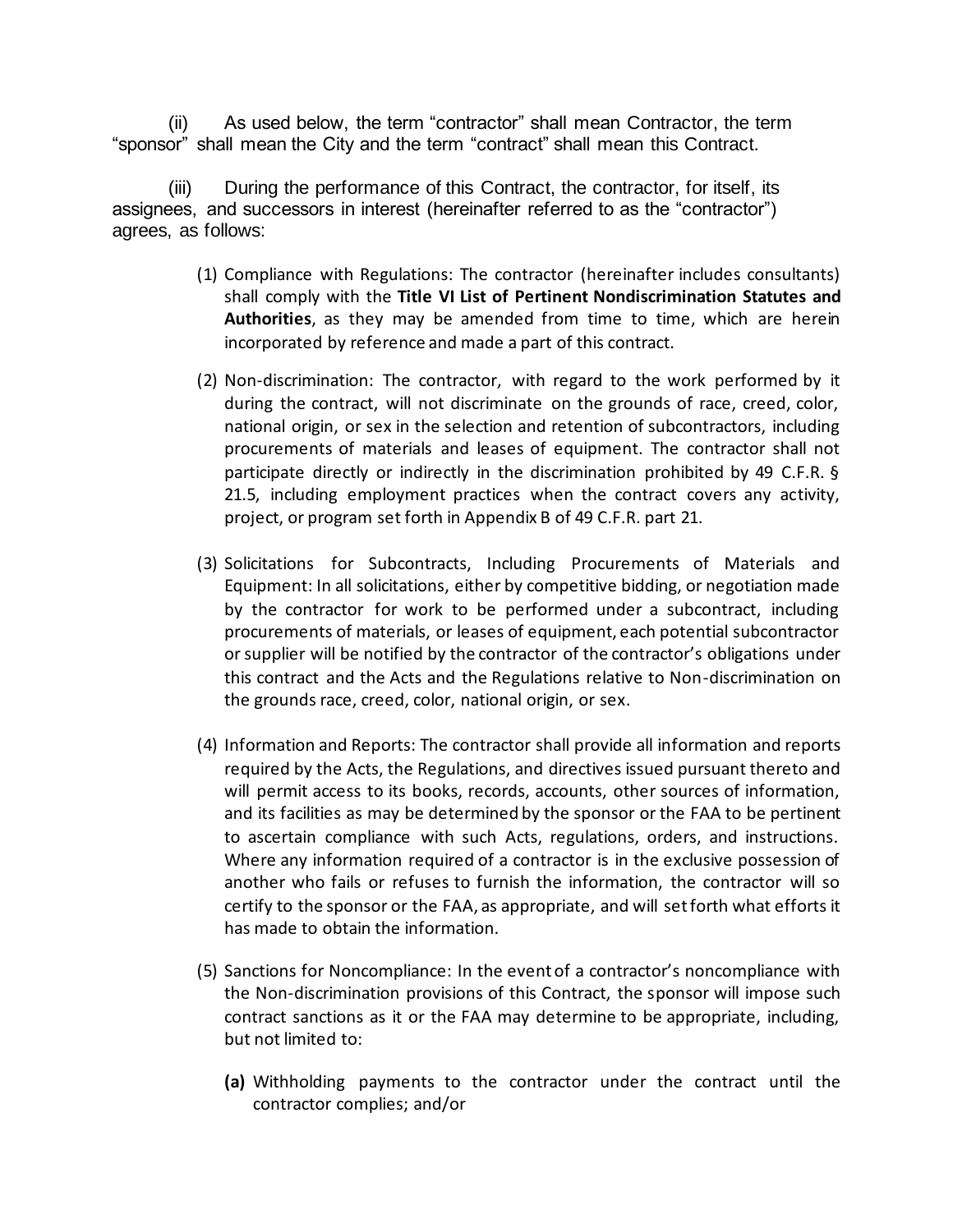(ii) As used below, the term "contractor" shall mean Contractor, the term "sponsor" shall mean the City and the term "contract" shall mean this Contract.

(iii) During the performance of this Contract, the contractor, for itself, its assignees, and successors in interest (hereinafter referred to as the "contractor") agrees, as follows:

(1) Compliance with Regulations: The contractor (hereinafter includes consultants) shall comply with the **Title VI List of Pertinent Nondiscrimination Statutes and Authorities**, as they may be amended from time to time, which are herein incorporated by reference and made a part of this contract.

(2) Non-discrimination: The contractor, with regard to the work performed by it during the contract, will not discriminate on the grounds of race, creed, color, national origin, or sex in the selection and retention of subcontractors, including procurements of materials and leases of equipment. The contractor shall not participate directly or indirectly in the discrimination prohibited by 49 C.F.R. § 21.5, including employment practices when the contract covers any activity, project, or program set forth in Appendix B of 49 C.F.R. part 21.

(3) Solicitations for Subcontracts, Including Procurements of Materials and Equipment: In all solicitations, either by competitive bidding, or negotiation made by the contractor for work to be performed under a subcontract, including procurements of materials, or leases of equipment, each potential subcontractor or supplier will be notified by the contractor of the contractor's obligations under this contract and the Acts and the Regulations relative to Non-discrimination on the grounds race, creed, color, national origin, or sex.

(4) Information and Reports: The contractor shall provide all information and reports required by the Acts, the Regulations, and directives issued pursuant thereto and will permit access to its books, records, accounts, other sources of information, and its facilities as may be determined by the sponsor or the FAA to be pertinent to ascertain compliance with such Acts, regulations, orders, and instructions. Where any information required of a contractor is in the exclusive possession of another who fails or refuses to furnish the information, the contractor will so certify to the sponsor or the FAA, as appropriate, and will set forth what efforts it has made to obtain the information.

(5) Sanctions for Noncompliance: In the event of a contractor's noncompliance with the Non-discrimination provisions of this Contract, the sponsor will impose such contract sanctions as it or the FAA may determine to be appropriate, including, but not limited to:

**(a)** Withholding payments to the contractor under the contract until the contractor complies; and/or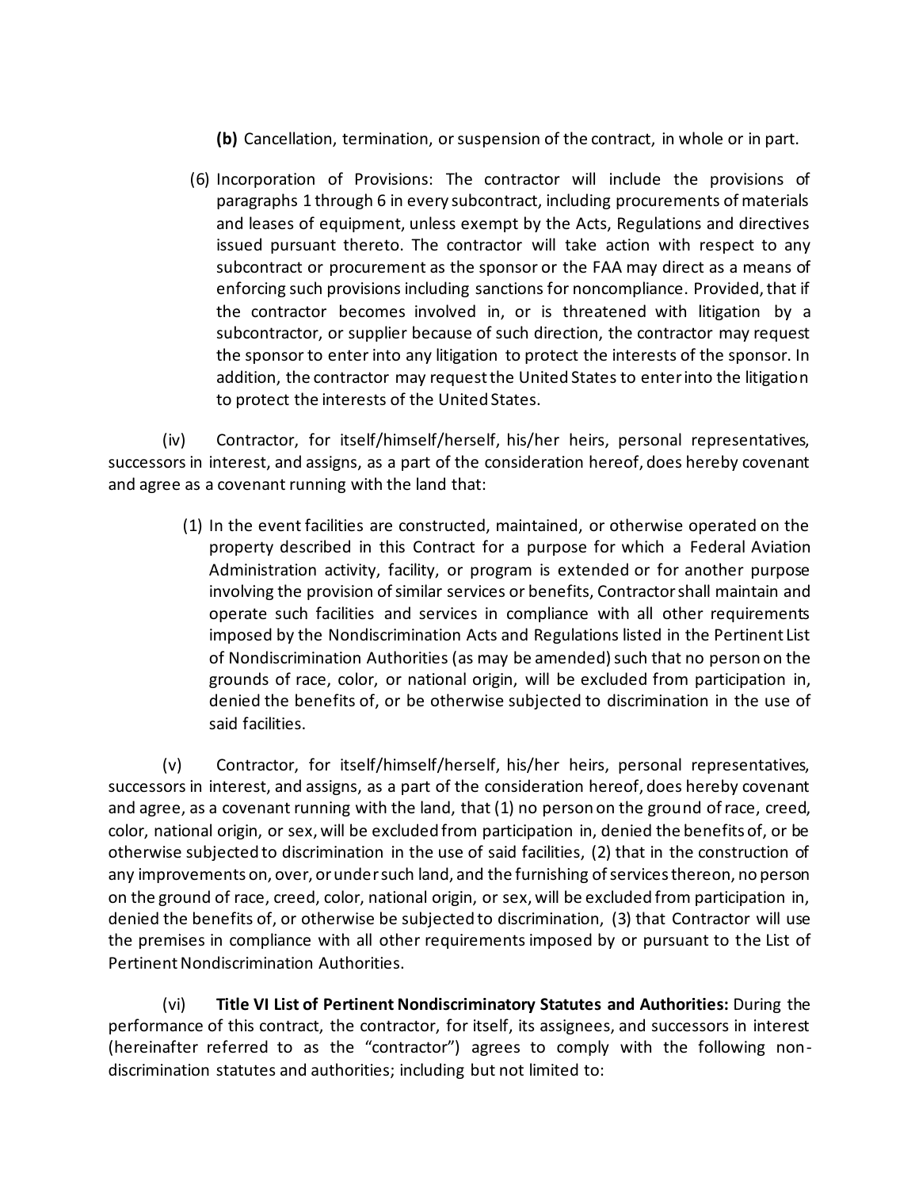**(b)** Cancellation, termination, or suspension of the contract, in whole or in part.

(6) Incorporation of Provisions: The contractor will include the provisions of paragraphs 1 through 6 in every subcontract, including procurements of materials and leases of equipment, unless exempt by the Acts, Regulations and directives issued pursuant thereto. The contractor will take action with respect to any subcontract or procurement as the sponsor or the FAA may direct as a means of enforcing such provisions including sanctions for noncompliance. Provided, that if the contractor becomes involved in, or is threatened with litigation by a subcontractor, or supplier because of such direction, the contractor may request the sponsor to enter into any litigation to protect the interests of the sponsor. In addition, the contractor may request the United States to enter into the litigation to protect the interests of the United States.

(iv) Contractor, for itself/himself/herself, his/her heirs, personal representatives, successors in interest, and assigns, as a part of the consideration hereof, does hereby covenant and agree as a covenant running with the land that:

(1) In the event facilities are constructed, maintained, or otherwise operated on the property described in this Contract for a purpose for which a Federal Aviation Administration activity, facility, or program is extended or for another purpose involving the provision of similar services or benefits, Contractor shall maintain and operate such facilities and services in compliance with all other requirements imposed by the Nondiscrimination Acts and Regulations listed in the Pertinent List of Nondiscrimination Authorities (as may be amended) such that no person on the grounds of race, color, or national origin, will be excluded from participation in, denied the benefits of, or be otherwise subjected to discrimination in the use of said facilities.

(v) Contractor, for itself/himself/herself, his/her heirs, personal representatives, successors in interest, and assigns, as a part of the consideration hereof, does hereby covenant and agree, as a covenant running with the land, that (1) no person on the ground of race, creed, color, national origin, or sex, will be excluded from participation in, denied the benefits of, or be otherwise subjected to discrimination in the use of said facilities, (2) that in the construction of any improvements on, over, or under such land, and the furnishing of services thereon, no person on the ground of race, creed, color, national origin, or sex, will be excluded from participation in, denied the benefits of, or otherwise be subjected to discrimination, (3) that Contractor will use the premises in compliance with all other requirements imposed by or pursuant to the List of Pertinent Nondiscrimination Authorities.

(vi) **Title VI List of Pertinent Nondiscriminatory Statutes and Authorities:** During the performance of this contract, the contractor, for itself, its assignees, and successors in interest (hereinafter referred to as the "contractor") agrees to comply with the following non-discrimination statutes and authorities; including but not limited to: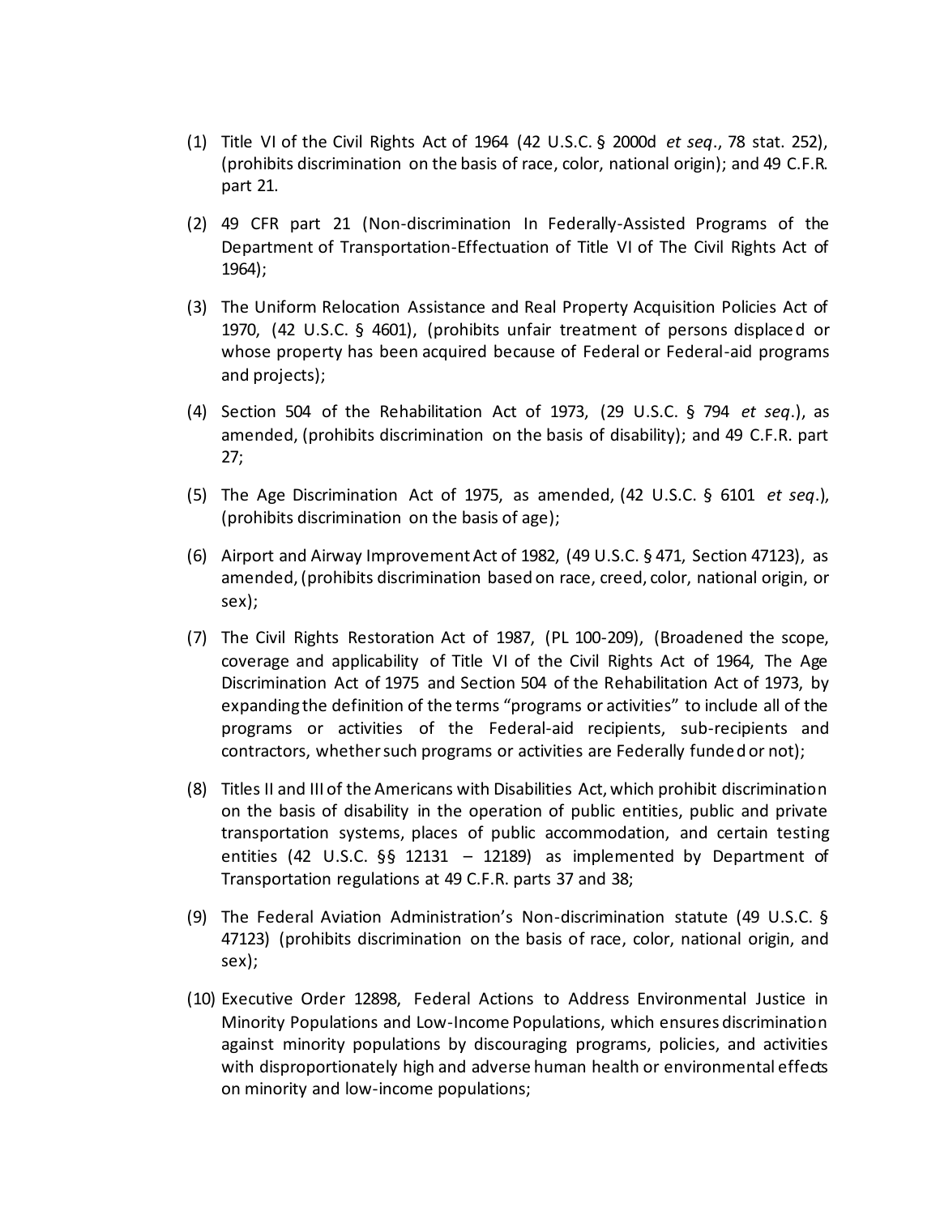(1) Title VI of the Civil Rights Act of 1964 (42 U.S.C. § 2000d *et seq*., 78 stat. 252), (prohibits discrimination on the basis of race, color, national origin); and 49 C.F.R. part 21.

(2) 49 CFR part 21 (Non-discrimination In Federally-Assisted Programs of the Department of Transportation-Effectuation of Title VI of The Civil Rights Act of 1964);

(3) The Uniform Relocation Assistance and Real Property Acquisition Policies Act of 1970, (42 U.S.C. § 4601), (prohibits unfair treatment of persons displaced or whose property has been acquired because of Federal or Federal-aid programs and projects);

(4) Section 504 of the Rehabilitation Act of 1973, (29 U.S.C. § 794 *et seq*.), as amended, (prohibits discrimination on the basis of disability); and 49 C.F.R. part 27;

(5) The Age Discrimination Act of 1975, as amended, (42 U.S.C. § 6101 *et seq*.), (prohibits discrimination on the basis of age);

(6) Airport and Airway Improvement Act of 1982, (49 U.S.C. § 471, Section 47123), as amended, (prohibits discrimination based on race, creed, color, national origin, or sex);

(7) The Civil Rights Restoration Act of 1987, (PL 100-209), (Broadened the scope, coverage and applicability of Title VI of the Civil Rights Act of 1964, The Age Discrimination Act of 1975 and Section 504 of the Rehabilitation Act of 1973, by expanding the definition of the terms "programs or activities" to include all of the programs or activities of the Federal-aid recipients, sub-recipients and contractors, whether such programs or activities are Federally funded or not);

(8) Titles II and III of the Americans with Disabilities Act, which prohibit discrimination on the basis of disability in the operation of public entities, public and private transportation systems, places of public accommodation, and certain testing entities (42 U.S.C. §§ 12131 – 12189) as implemented by Department of Transportation regulations at 49 C.F.R. parts 37 and 38;

(9) The Federal Aviation Administration's Non-discrimination statute (49 U.S.C. § 47123) (prohibits discrimination on the basis of race, color, national origin, and sex);

(10) Executive Order 12898, Federal Actions to Address Environmental Justice in Minority Populations and Low-Income Populations, which ensures discrimination against minority populations by discouraging programs, policies, and activities with disproportionately high and adverse human health or environmental effects on minority and low-income populations;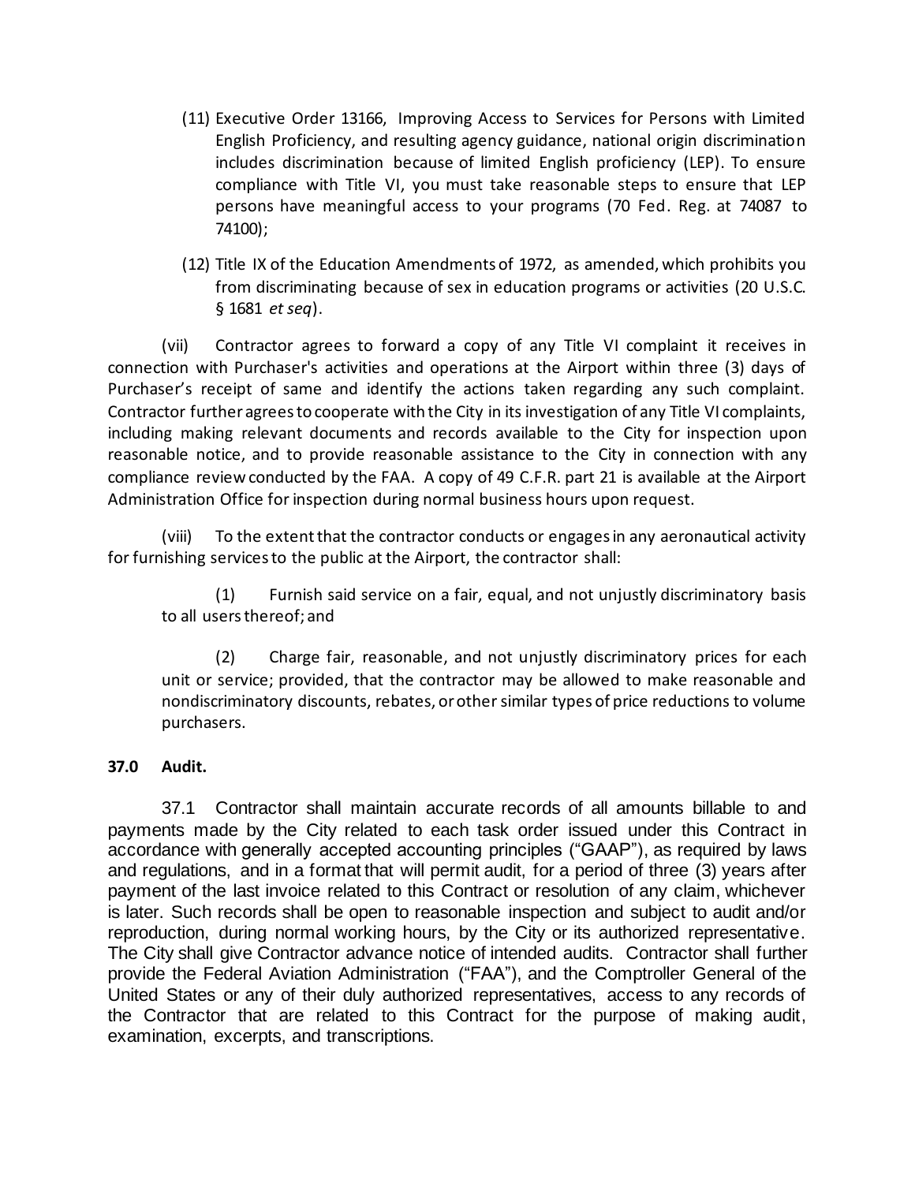(11) Executive Order 13166, Improving Access to Services for Persons with Limited English Proficiency, and resulting agency guidance, national origin discrimination includes discrimination because of limited English proficiency (LEP). To ensure compliance with Title VI, you must take reasonable steps to ensure that LEP persons have meaningful access to your programs (70 Fed. Reg. at 74087 to 74100);

(12) Title IX of the Education Amendments of 1972, as amended, which prohibits you from discriminating because of sex in education programs or activities (20 U.S.C. § 1681 *et seq*).

(vii) Contractor agrees to forward a copy of any Title VI complaint it receives in connection with Purchaser's activities and operations at the Airport within three (3) days of Purchaser's receipt of same and identify the actions taken regarding any such complaint. Contractor further agrees to cooperate with the City in its investigation of any Title VI complaints, including making relevant documents and records available to the City for inspection upon reasonable notice, and to provide reasonable assistance to the City in connection with any compliance review conducted by the FAA. A copy of 49 C.F.R. part 21 is available at the Airport Administration Office for inspection during normal business hours upon request.

(viii) To the extent that the contractor conducts or engages in any aeronautical activity for furnishing services to the public at the Airport, the contractor shall:

(1) Furnish said service on a fair, equal, and not unjustly discriminatory basis to all users thereof; and

(2) Charge fair, reasonable, and not unjustly discriminatory prices for each unit or service; provided, that the contractor may be allowed to make reasonable and nondiscriminatory discounts, rebates, or other similar types of price reductions to volume purchasers.

**37.0 Audit.**

37.1 Contractor shall maintain accurate records of all amounts billable to and payments made by the City related to each task order issued under this Contract in accordance with generally accepted accounting principles ("GAAP"), as required by laws and regulations, and in a format that will permit audit, for a period of three (3) years after payment of the last invoice related to this Contract or resolution of any claim, whichever is later. Such records shall be open to reasonable inspection and subject to audit and/or reproduction, during normal working hours, by the City or its authorized representative. The City shall give Contractor advance notice of intended audits. Contractor shall further provide the Federal Aviation Administration ("FAA"), and the Comptroller General of the United States or any of their duly authorized representatives, access to any records of the Contractor that are related to this Contract for the purpose of making audit, examination, excerpts, and transcriptions.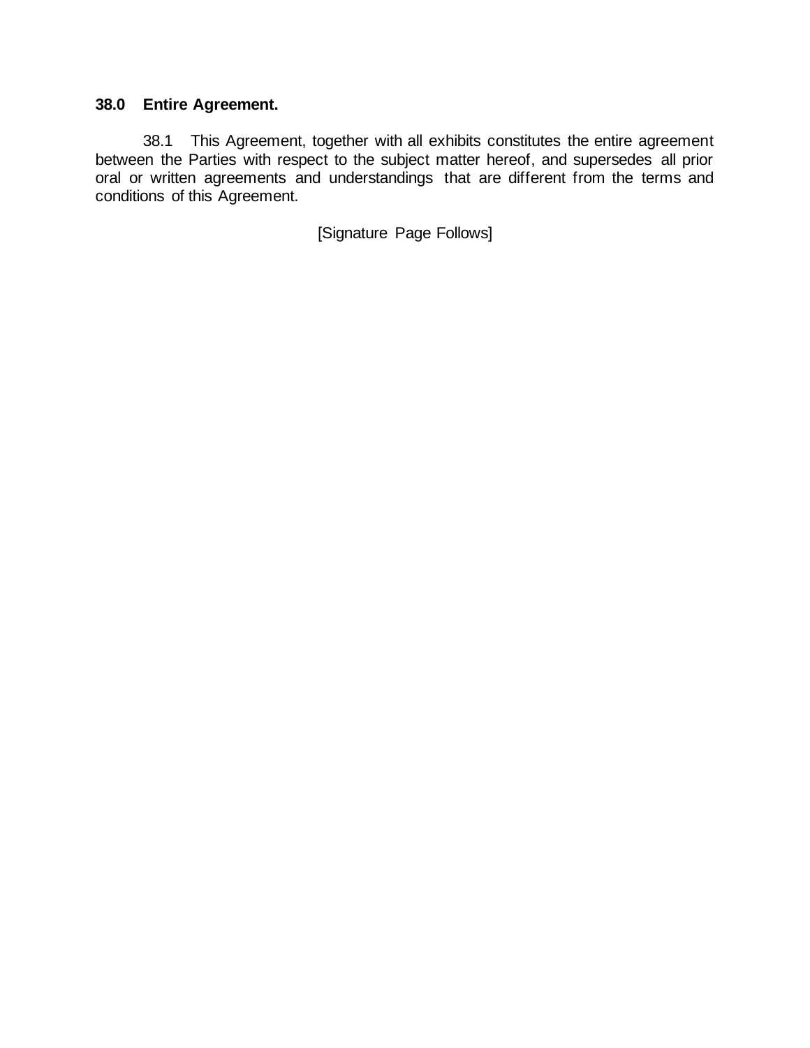**38.0 Entire Agreement.**

38.1 This Agreement, together with all exhibits constitutes the entire agreement between the Parties with respect to the subject matter hereof, and supersedes all prior oral or written agreements and understandings that are different from the terms and conditions of this Agreement.

[Signature Page Follows]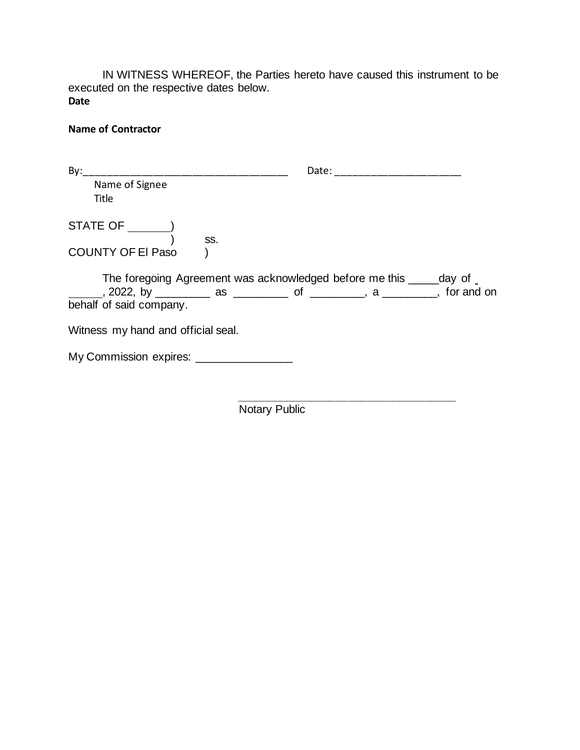IN WITNESS WHEREOF, the Parties hereto have caused this instrument to be executed on the respective dates below.

**Date**

**Name of Contractor**

By:____________________________________ Date: ______________________

Name of Signee

Title

STATE OF ________)

) ss.

COUNTY OF El Paso )

The foregoing Agreement was acknowledged before me this _____day of ______, 2022, by _________ as _________ of _________, a _________, for and on behalf of said company.

Witness my hand and official seal.

My Commission expires: _______________

______________________________________

Notary Public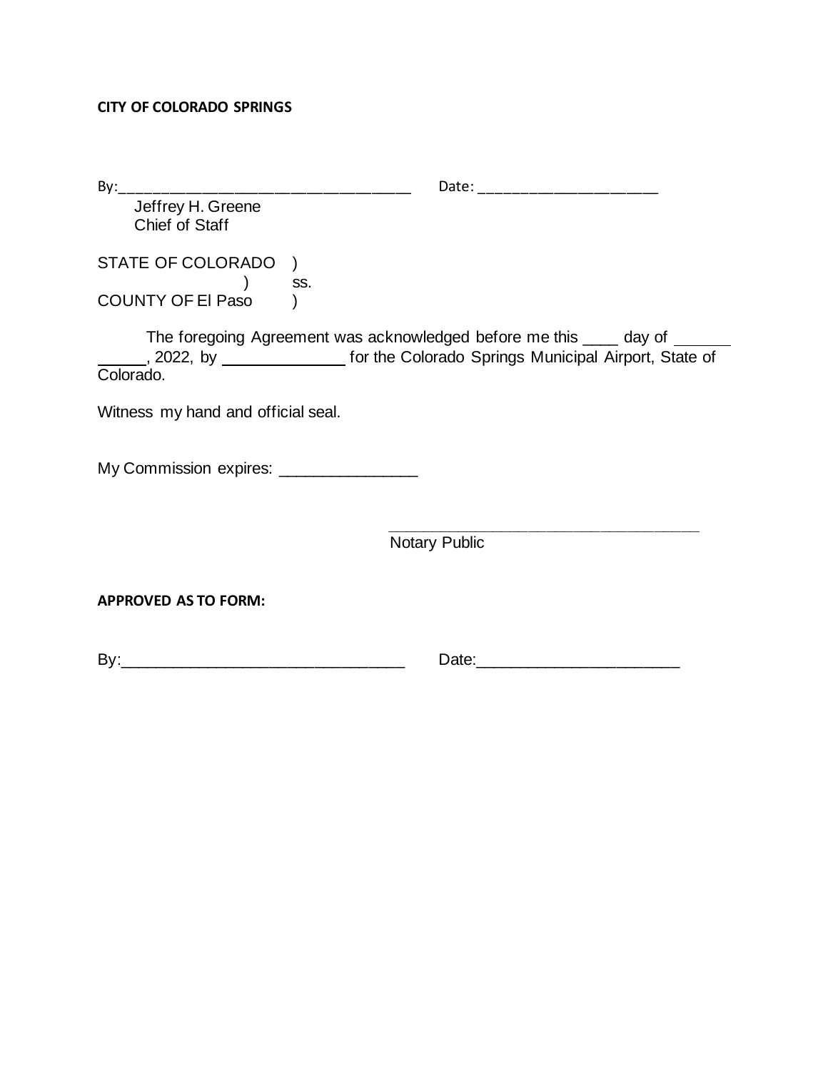**CITY OF COLORADO SPRINGS**

By:_________________________________ Date: ____________________

Jeffrey H. Greene
Chief of Staff

STATE OF COLORADO )
) ss.
COUNTY OF El Paso )

The foregoing Agreement was acknowledged before me this ____ day of ______ ______, 2022, by ______________ for the Colorado Springs Municipal Airport, State of Colorado.

Witness my hand and official seal.

My Commission expires: _______________

_________________________________
Notary Public

**APPROVED AS TO FORM:**

By:_______________________________ Date:______________________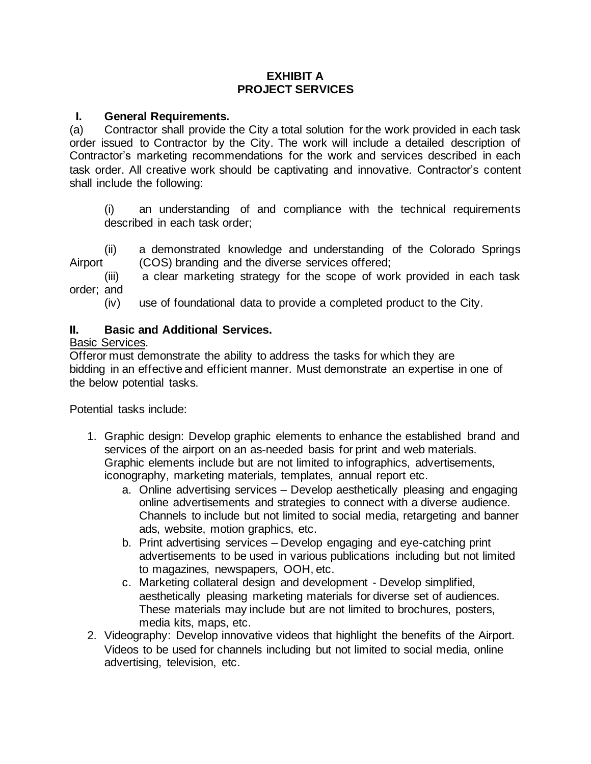# EXHIBIT A
# PROJECT SERVICES

## I. General Requirements.

(a) Contractor shall provide the City a total solution for the work provided in each task order issued to Contractor by the City. The work will include a detailed description of Contractor's marketing recommendations for the work and services described in each task order. All creative work should be captivating and innovative. Contractor's content shall include the following:

(i) an understanding of and compliance with the technical requirements described in each task order;

(ii) a demonstrated knowledge and understanding of the Colorado Springs Airport (COS) branding and the diverse services offered;

(iii) a clear marketing strategy for the scope of work provided in each task order; and

(iv) use of foundational data to provide a completed product to the City.

## II. Basic and Additional Services.

Basic Services.

Offeror must demonstrate the ability to address the tasks for which they are bidding in an effective and efficient manner. Must demonstrate an expertise in one of the below potential tasks.

Potential tasks include:

1. Graphic design: Develop graphic elements to enhance the established brand and services of the airport on an as-needed basis for print and web materials. Graphic elements include but are not limited to infographics, advertisements, iconography, marketing materials, templates, annual report etc.
   a. Online advertising services – Develop aesthetically pleasing and engaging online advertisements and strategies to connect with a diverse audience. Channels to include but not limited to social media, retargeting and banner ads, website, motion graphics, etc.
   b. Print advertising services – Develop engaging and eye-catching print advertisements to be used in various publications including but not limited to magazines, newspapers, OOH, etc.
   c. Marketing collateral design and development - Develop simplified, aesthetically pleasing marketing materials for diverse set of audiences. These materials may include but are not limited to brochures, posters, media kits, maps, etc.
2. Videography: Develop innovative videos that highlight the benefits of the Airport. Videos to be used for channels including but not limited to social media, online advertising, television, etc.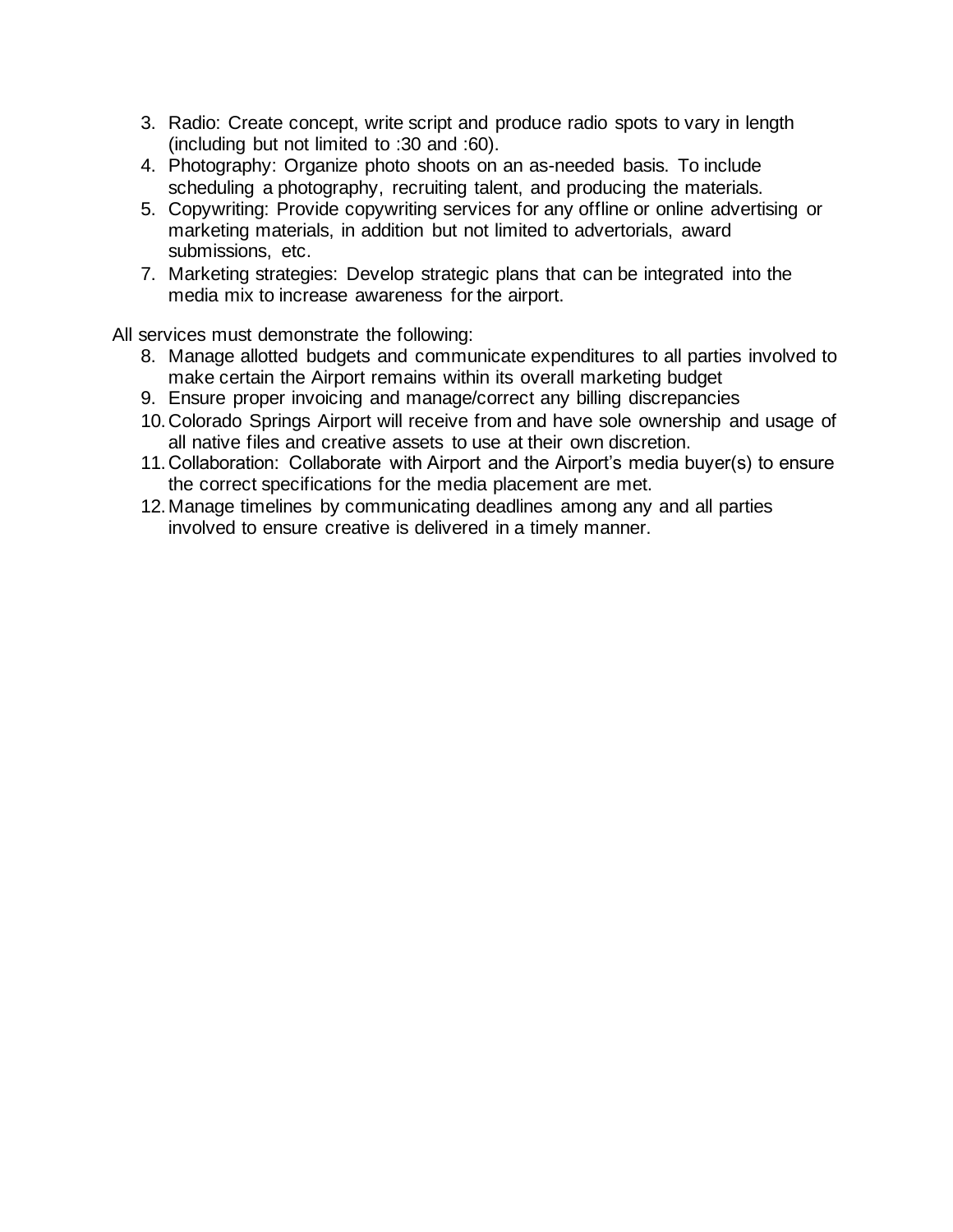3. Radio: Create concept, write script and produce radio spots to vary in length (including but not limited to :30 and :60).
4. Photography: Organize photo shoots on an as-needed basis. To include scheduling a photography, recruiting talent, and producing the materials.
5. Copywriting: Provide copywriting services for any offline or online advertising or marketing materials, in addition but not limited to advertorials, award submissions, etc.
7. Marketing strategies: Develop strategic plans that can be integrated into the media mix to increase awareness for the airport.

All services must demonstrate the following:

8. Manage allotted budgets and communicate expenditures to all parties involved to make certain the Airport remains within its overall marketing budget
9. Ensure proper invoicing and manage/correct any billing discrepancies
10. Colorado Springs Airport will receive from and have sole ownership and usage of all native files and creative assets to use at their own discretion.
11. Collaboration: Collaborate with Airport and the Airport's media buyer(s) to ensure the correct specifications for the media placement are met.
12. Manage timelines by communicating deadlines among any and all parties involved to ensure creative is delivered in a timely manner.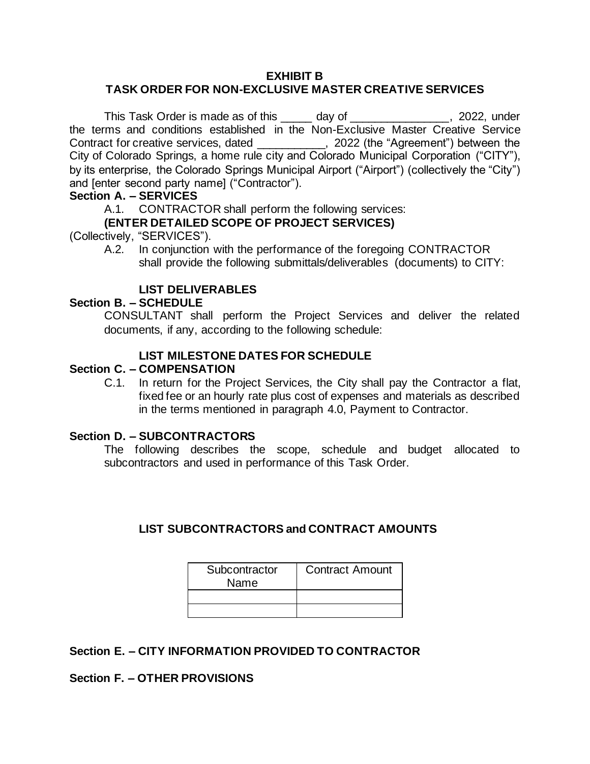**EXHIBIT B**

**TASK ORDER FOR NON-EXCLUSIVE MASTER CREATIVE SERVICES**

This Task Order is made as of this _____ day of _______________, 2022, under the terms and conditions established in the Non-Exclusive Master Creative Service Contract for creative services, dated ___________, 2022 (the "Agreement") between the City of Colorado Springs, a home rule city and Colorado Municipal Corporation ("CITY"), by its enterprise, the Colorado Springs Municipal Airport ("Airport") (collectively the "City") and [enter second party name] ("Contractor").

**Section A. – SERVICES**

A.1. CONTRACTOR shall perform the following services:

**(ENTER DETAILED SCOPE OF PROJECT SERVICES)**

(Collectively, "SERVICES").

A.2. In conjunction with the performance of the foregoing CONTRACTOR shall provide the following submittals/deliverables (documents) to CITY:

**LIST DELIVERABLES**

**Section B. – SCHEDULE**

CONSULTANT shall perform the Project Services and deliver the related documents, if any, according to the following schedule:

**LIST MILESTONE DATES FOR SCHEDULE**

**Section C. – COMPENSATION**

C.1. In return for the Project Services, the City shall pay the Contractor a flat, fixed fee or an hourly rate plus cost of expenses and materials as described in the terms mentioned in paragraph 4.0, Payment to Contractor.

**Section D. – SUBCONTRACTORS**

The following describes the scope, schedule and budget allocated to subcontractors and used in performance of this Task Order.

**LIST SUBCONTRACTORS and CONTRACT AMOUNTS**

| Subcontractor Name | Contract Amount |
|---|---|
| | |
| | |

**Section E. – CITY INFORMATION PROVIDED TO CONTRACTOR**

**Section F. – OTHER PROVISIONS**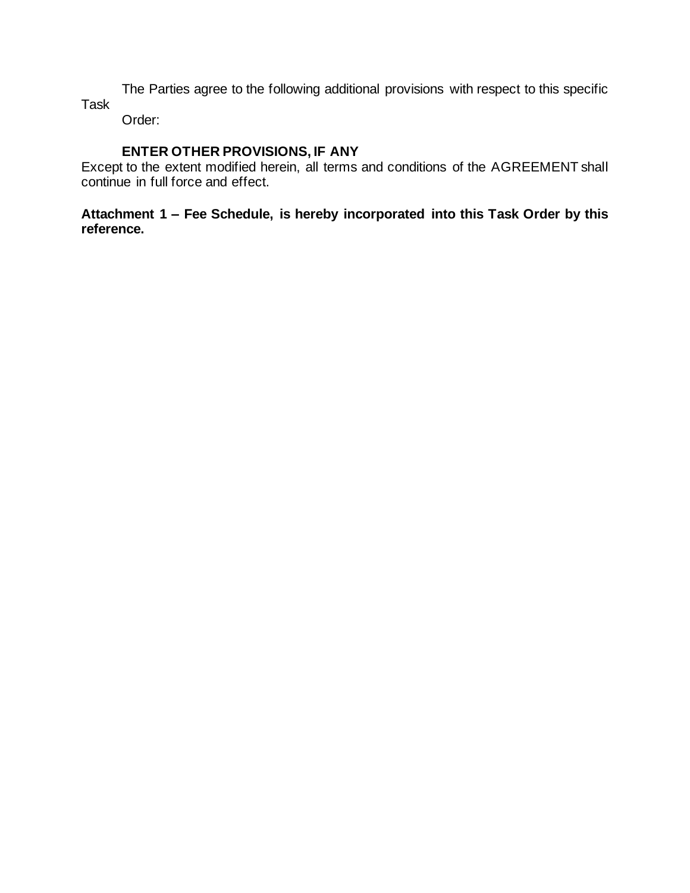The Parties agree to the following additional provisions with respect to this specific Task Order:

**ENTER OTHER PROVISIONS, IF ANY**

Except to the extent modified herein, all terms and conditions of the AGREEMENT shall continue in full force and effect.

**Attachment 1 – Fee Schedule, is hereby incorporated into this Task Order by this reference.**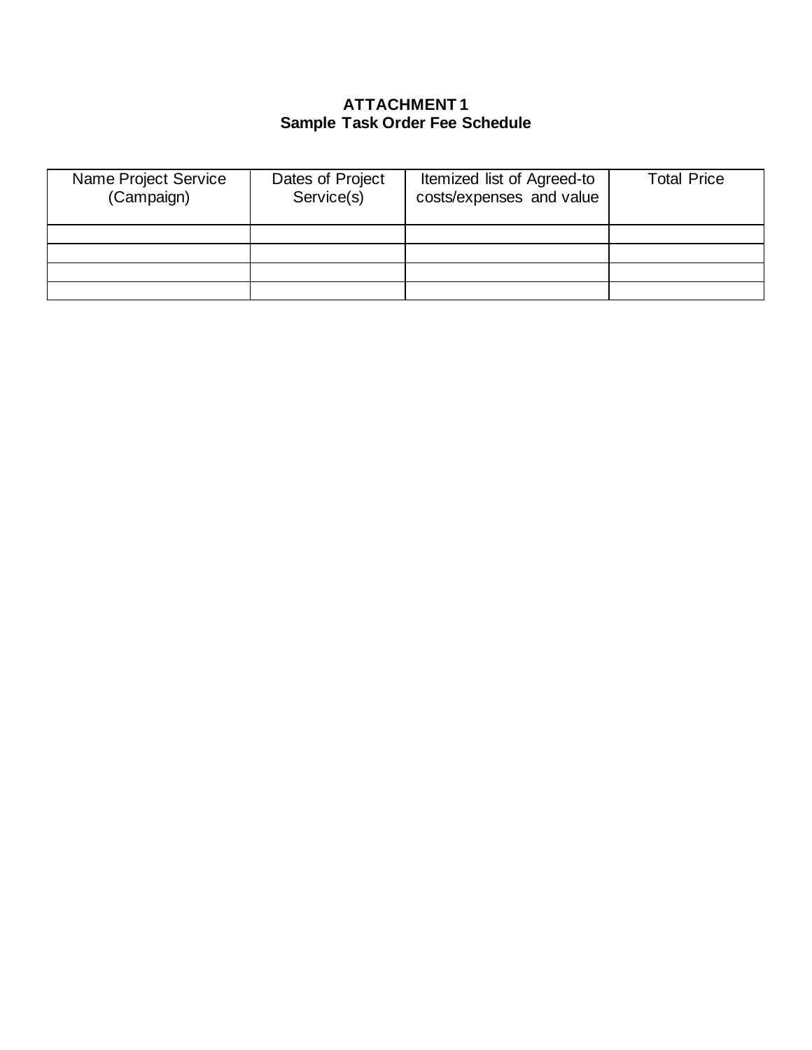**ATTACHMENT 1**
**Sample Task Order Fee Schedule**

| Name Project Service (Campaign) | Dates of Project Service(s) | Itemized list of Agreed-to costs/expenses and value | Total Price |
|---|---|---|---|
| | | | |
| | | | |
| | | | |
| | | | |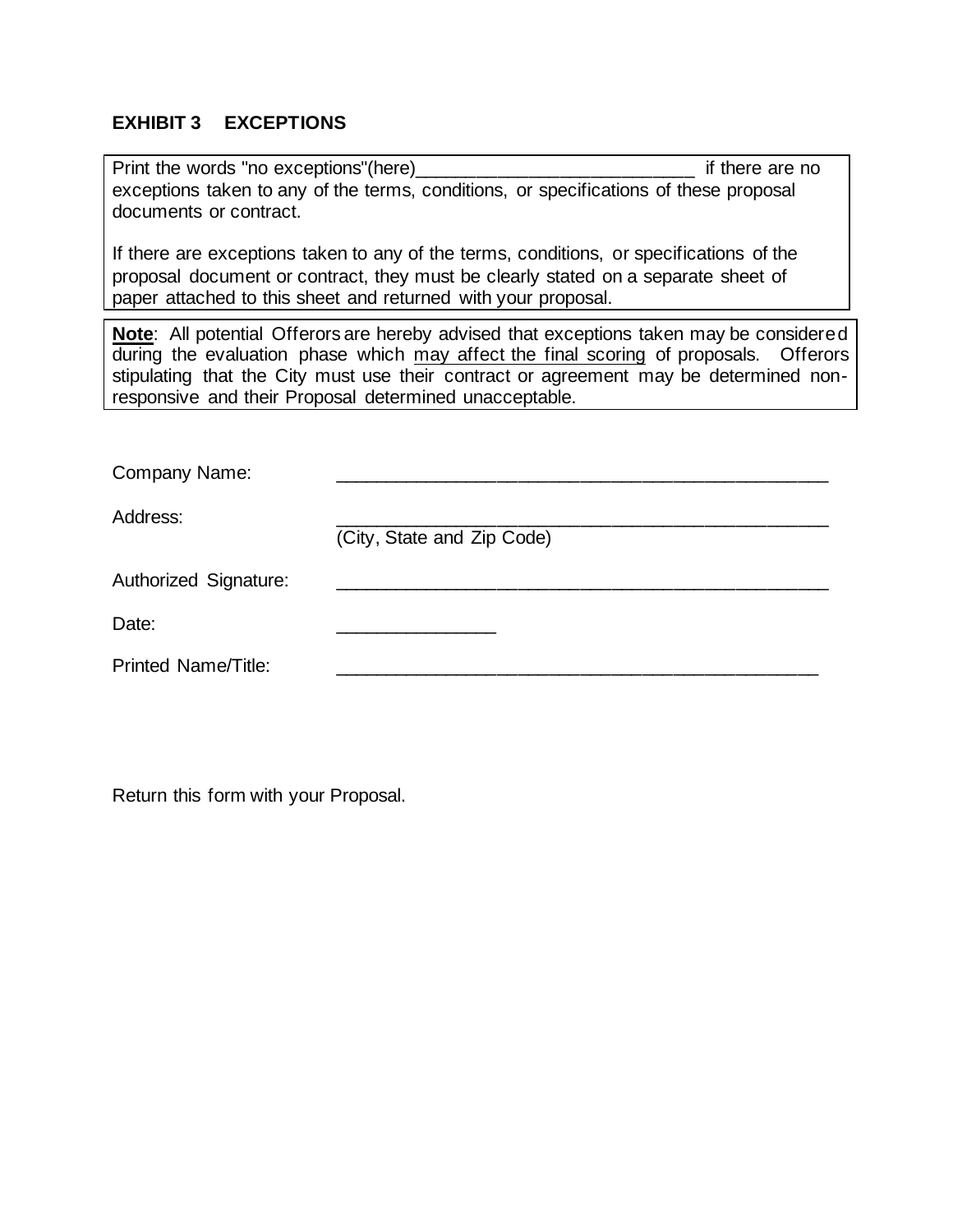## EXHIBIT 3 EXCEPTIONS

Print the words "no exceptions"(here)___________________________ if there are no exceptions taken to any of the terms, conditions, or specifications of these proposal documents or contract.

If there are exceptions taken to any of the terms, conditions, or specifications of the proposal document or contract, they must be clearly stated on a separate sheet of paper attached to this sheet and returned with your proposal.

**Note**: All potential Offerors are hereby advised that exceptions taken may be considered during the evaluation phase which may affect the final scoring of proposals. Offerors stipulating that the City must use their contract or agreement may be determined non-responsive and their Proposal determined unacceptable.

Company Name: _________________________________________________

Address: _________________________________________________
(City, State and Zip Code)

Authorized Signature: _________________________________________________

Date: _______________

Printed Name/Title: _________________________________________________

Return this form with your Proposal.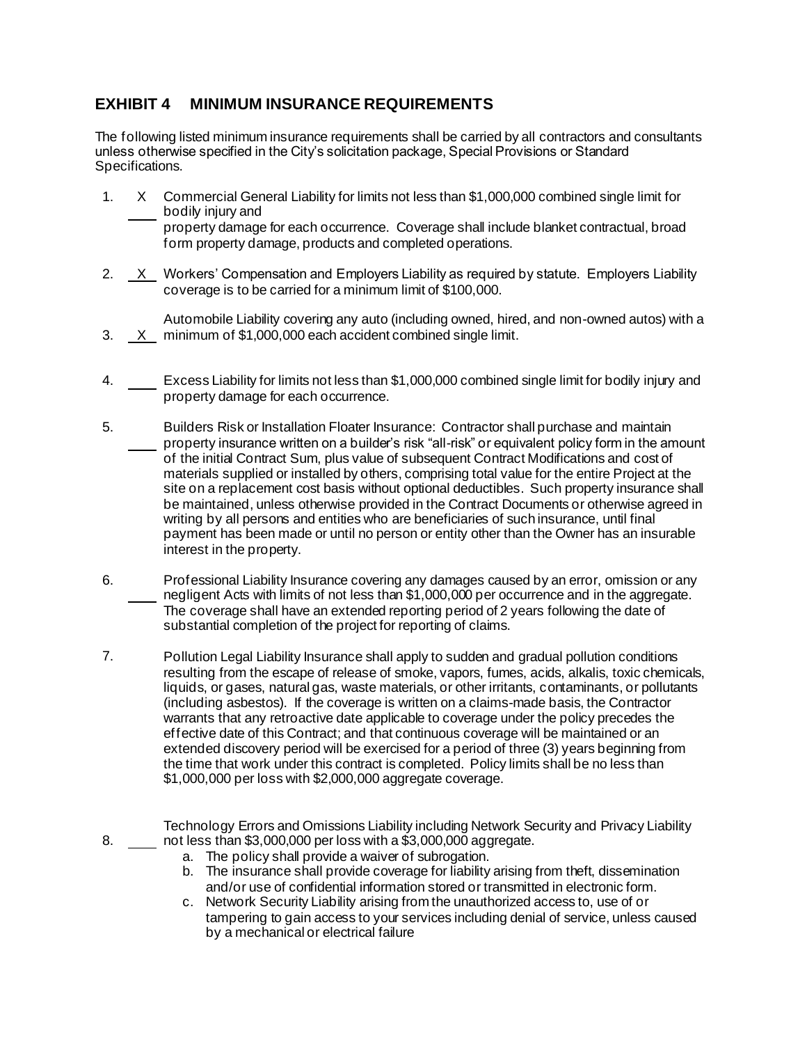## EXHIBIT 4 MINIMUM INSURANCE REQUIREMENTS

The following listed minimum insurance requirements shall be carried by all contractors and consultants unless otherwise specified in the City's solicitation package, Special Provisions or Standard Specifications.

1. X Commercial General Liability for limits not less than $1,000,000 combined single limit for bodily injury and property damage for each occurrence. Coverage shall include blanket contractual, broad form property damage, products and completed operations.

2. X Workers' Compensation and Employers Liability as required by statute. Employers Liability coverage is to be carried for a minimum limit of $100,000.

3. X Automobile Liability covering any auto (including owned, hired, and non-owned autos) with a minimum of $1,000,000 each accident combined single limit.

4. ____ Excess Liability for limits not less than $1,000,000 combined single limit for bodily injury and property damage for each occurrence.

5. ____ Builders Risk or Installation Floater Insurance: Contractor shall purchase and maintain property insurance written on a builder's risk "all-risk" or equivalent policy form in the amount of the initial Contract Sum, plus value of subsequent Contract Modifications and cost of materials supplied or installed by others, comprising total value for the entire Project at the site on a replacement cost basis without optional deductibles. Such property insurance shall be maintained, unless otherwise provided in the Contract Documents or otherwise agreed in writing by all persons and entities who are beneficiaries of such insurance, until final payment has been made or until no person or entity other than the Owner has an insurable interest in the property.

6. ____ Professional Liability Insurance covering any damages caused by an error, omission or any negligent Acts with limits of not less than $1,000,000 per occurrence and in the aggregate. The coverage shall have an extended reporting period of 2 years following the date of substantial completion of the project for reporting of claims.

7. Pollution Legal Liability Insurance shall apply to sudden and gradual pollution conditions resulting from the escape of release of smoke, vapors, fumes, acids, alkalis, toxic chemicals, liquids, or gases, natural gas, waste materials, or other irritants, contaminants, or pollutants (including asbestos). If the coverage is written on a claims-made basis, the Contractor warrants that any retroactive date applicable to coverage under the policy precedes the effective date of this Contract; and that continuous coverage will be maintained or an extended discovery period will be exercised for a period of three (3) years beginning from the time that work under this contract is completed. Policy limits shall be no less than $1,000,000 per loss with $2,000,000 aggregate coverage.

8. ____ Technology Errors and Omissions Liability including Network Security and Privacy Liability not less than $3,000,000 per loss with a $3,000,000 aggregate.
   a. The policy shall provide a waiver of subrogation.
   b. The insurance shall provide coverage for liability arising from theft, dissemination and/or use of confidential information stored or transmitted in electronic form.
   c. Network Security Liability arising from the unauthorized access to, use of or tampering to gain access to your services including denial of service, unless caused by a mechanical or electrical failure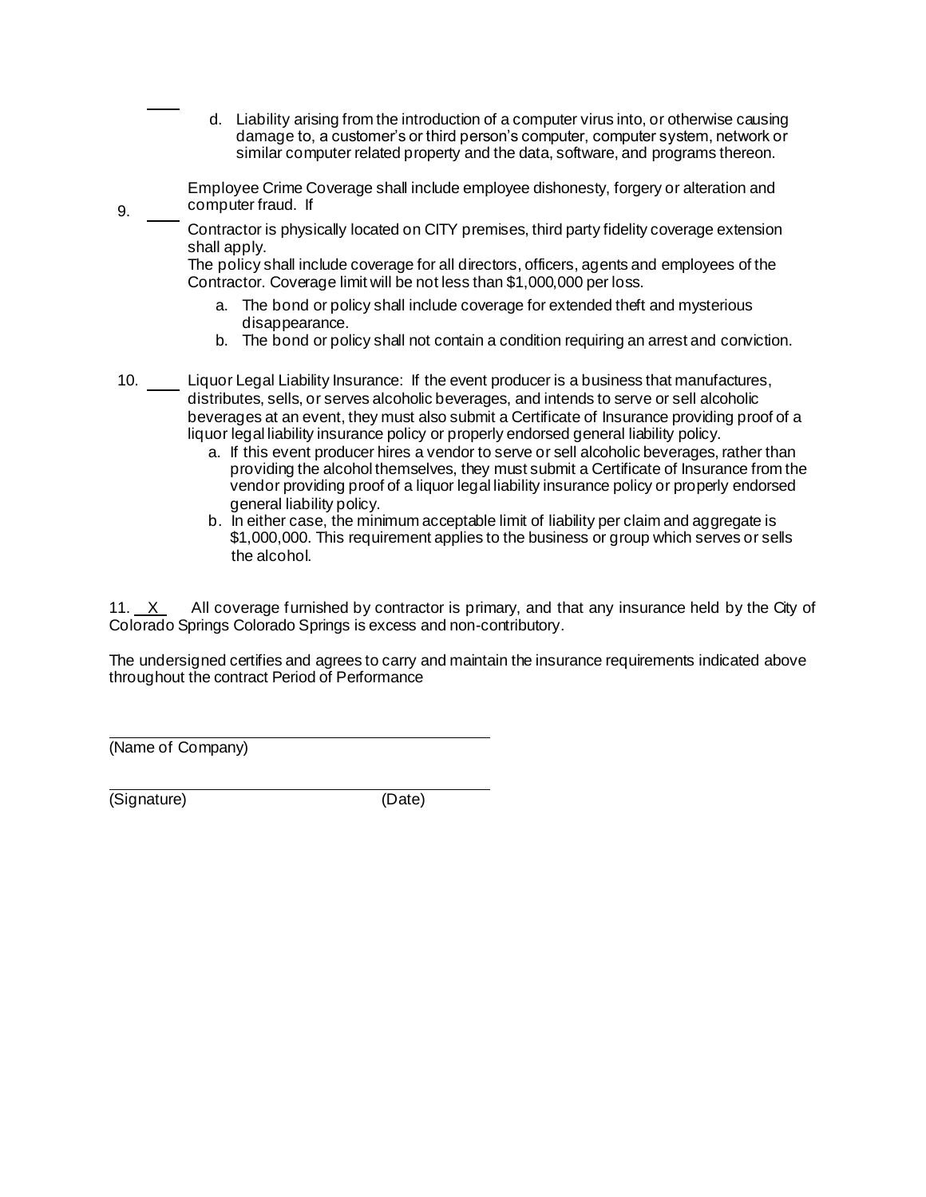____ d. Liability arising from the introduction of a computer virus into, or otherwise causing damage to, a customer's or third person's computer, computer system, network or similar computer related property and the data, software, and programs thereon.

9. ____ Employee Crime Coverage shall include employee dishonesty, forgery or alteration and computer fraud. If Contractor is physically located on CITY premises, third party fidelity coverage extension shall apply.

The policy shall include coverage for all directors, officers, agents and employees of the Contractor. Coverage limit will be not less than $1,000,000 per loss.

a. The bond or policy shall include coverage for extended theft and mysterious disappearance.
b. The bond or policy shall not contain a condition requiring an arrest and conviction.

10. ____ Liquor Legal Liability Insurance: If the event producer is a business that manufactures, distributes, sells, or serves alcoholic beverages, and intends to serve or sell alcoholic beverages at an event, they must also submit a Certificate of Insurance providing proof of a liquor legal liability insurance policy or properly endorsed general liability policy.

a. If this event producer hires a vendor to serve or sell alcoholic beverages, rather than providing the alcohol themselves, they must submit a Certificate of Insurance from the vendor providing proof of a liquor legal liability insurance policy or properly endorsed general liability policy.
b. In either case, the minimum acceptable limit of liability per claim and aggregate is $1,000,000. This requirement applies to the business or group which serves or sells the alcohol.

11. __X__ All coverage furnished by contractor is primary, and that any insurance held by the City of Colorado Springs Colorado Springs is excess and non-contributory.

The undersigned certifies and agrees to carry and maintain the insurance requirements indicated above throughout the contract Period of Performance

______________________________
(Name of Company)

______________________________
(Signature) (Date)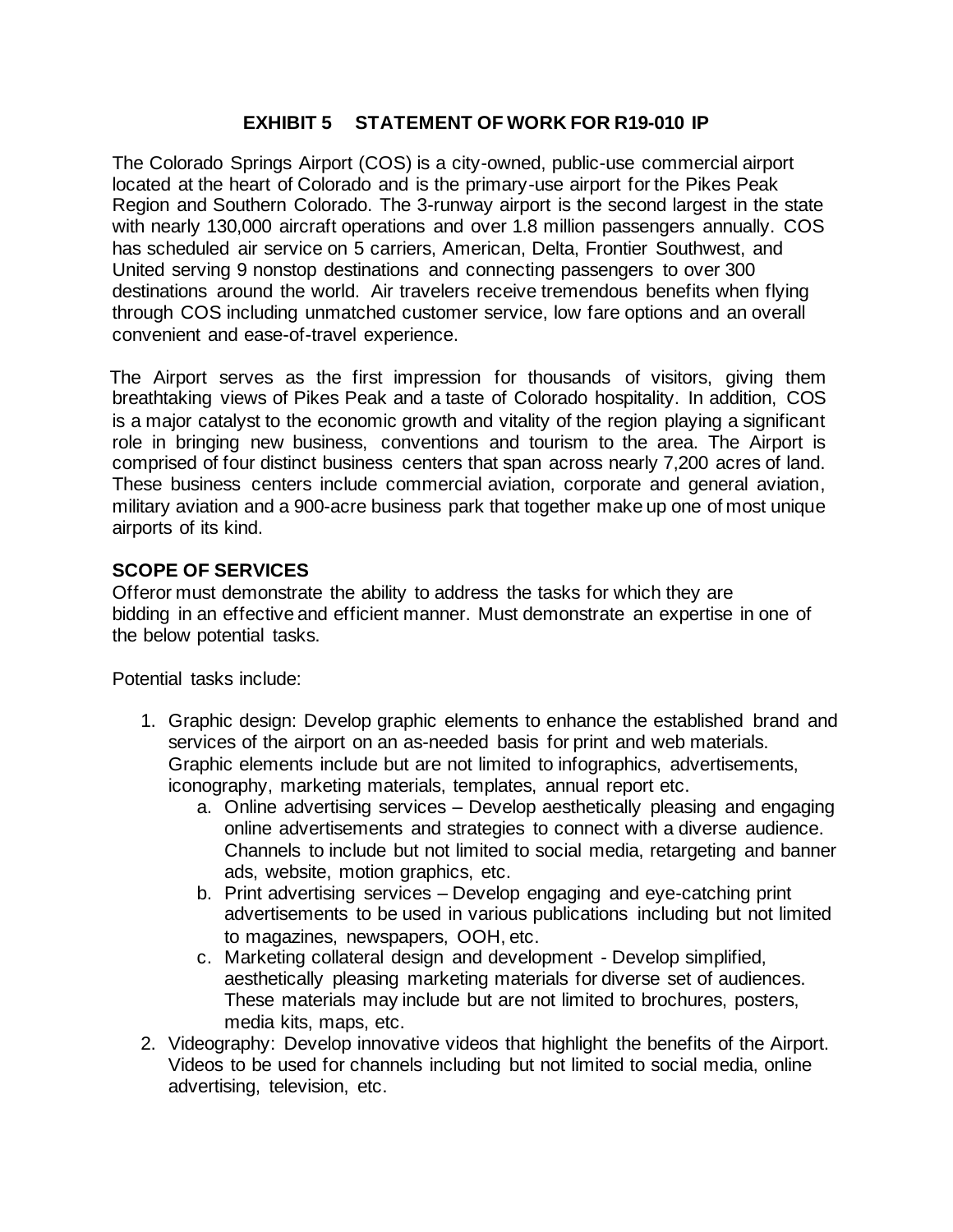## EXHIBIT 5 STATEMENT OF WORK FOR R19-010 IP

The Colorado Springs Airport (COS) is a city-owned, public-use commercial airport located at the heart of Colorado and is the primary-use airport for the Pikes Peak Region and Southern Colorado. The 3-runway airport is the second largest in the state with nearly 130,000 aircraft operations and over 1.8 million passengers annually. COS has scheduled air service on 5 carriers, American, Delta, Frontier Southwest, and United serving 9 nonstop destinations and connecting passengers to over 300 destinations around the world. Air travelers receive tremendous benefits when flying through COS including unmatched customer service, low fare options and an overall convenient and ease-of-travel experience.

The Airport serves as the first impression for thousands of visitors, giving them breathtaking views of Pikes Peak and a taste of Colorado hospitality. In addition, COS is a major catalyst to the economic growth and vitality of the region playing a significant role in bringing new business, conventions and tourism to the area. The Airport is comprised of four distinct business centers that span across nearly 7,200 acres of land. These business centers include commercial aviation, corporate and general aviation, military aviation and a 900-acre business park that together make up one of most unique airports of its kind.

### SCOPE OF SERVICES

Offeror must demonstrate the ability to address the tasks for which they are bidding in an effective and efficient manner. Must demonstrate an expertise in one of the below potential tasks.

Potential tasks include:

1. Graphic design: Develop graphic elements to enhance the established brand and services of the airport on an as-needed basis for print and web materials. Graphic elements include but are not limited to infographics, advertisements, iconography, marketing materials, templates, annual report etc.
   a. Online advertising services – Develop aesthetically pleasing and engaging online advertisements and strategies to connect with a diverse audience. Channels to include but not limited to social media, retargeting and banner ads, website, motion graphics, etc.
   b. Print advertising services – Develop engaging and eye-catching print advertisements to be used in various publications including but not limited to magazines, newspapers, OOH, etc.
   c. Marketing collateral design and development - Develop simplified, aesthetically pleasing marketing materials for diverse set of audiences. These materials may include but are not limited to brochures, posters, media kits, maps, etc.
2. Videography: Develop innovative videos that highlight the benefits of the Airport. Videos to be used for channels including but not limited to social media, online advertising, television, etc.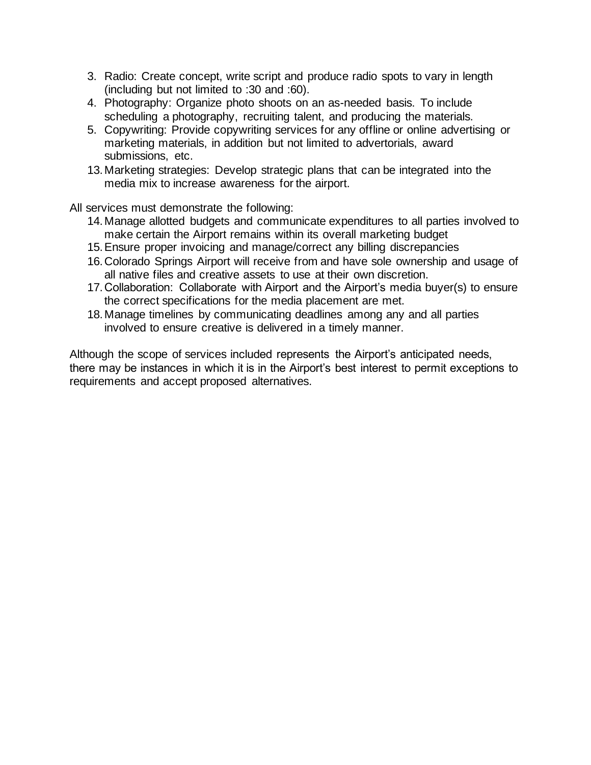3. Radio: Create concept, write script and produce radio spots to vary in length (including but not limited to :30 and :60).
4. Photography: Organize photo shoots on an as-needed basis. To include scheduling a photography, recruiting talent, and producing the materials.
5. Copywriting: Provide copywriting services for any offline or online advertising or marketing materials, in addition but not limited to advertorials, award submissions, etc.

13. Marketing strategies: Develop strategic plans that can be integrated into the media mix to increase awareness for the airport.

All services must demonstrate the following:

14. Manage allotted budgets and communicate expenditures to all parties involved to make certain the Airport remains within its overall marketing budget
15. Ensure proper invoicing and manage/correct any billing discrepancies
16. Colorado Springs Airport will receive from and have sole ownership and usage of all native files and creative assets to use at their own discretion.
17. Collaboration: Collaborate with Airport and the Airport's media buyer(s) to ensure the correct specifications for the media placement are met.
18. Manage timelines by communicating deadlines among any and all parties involved to ensure creative is delivered in a timely manner.

Although the scope of services included represents the Airport's anticipated needs, there may be instances in which it is in the Airport's best interest to permit exceptions to requirements and accept proposed alternatives.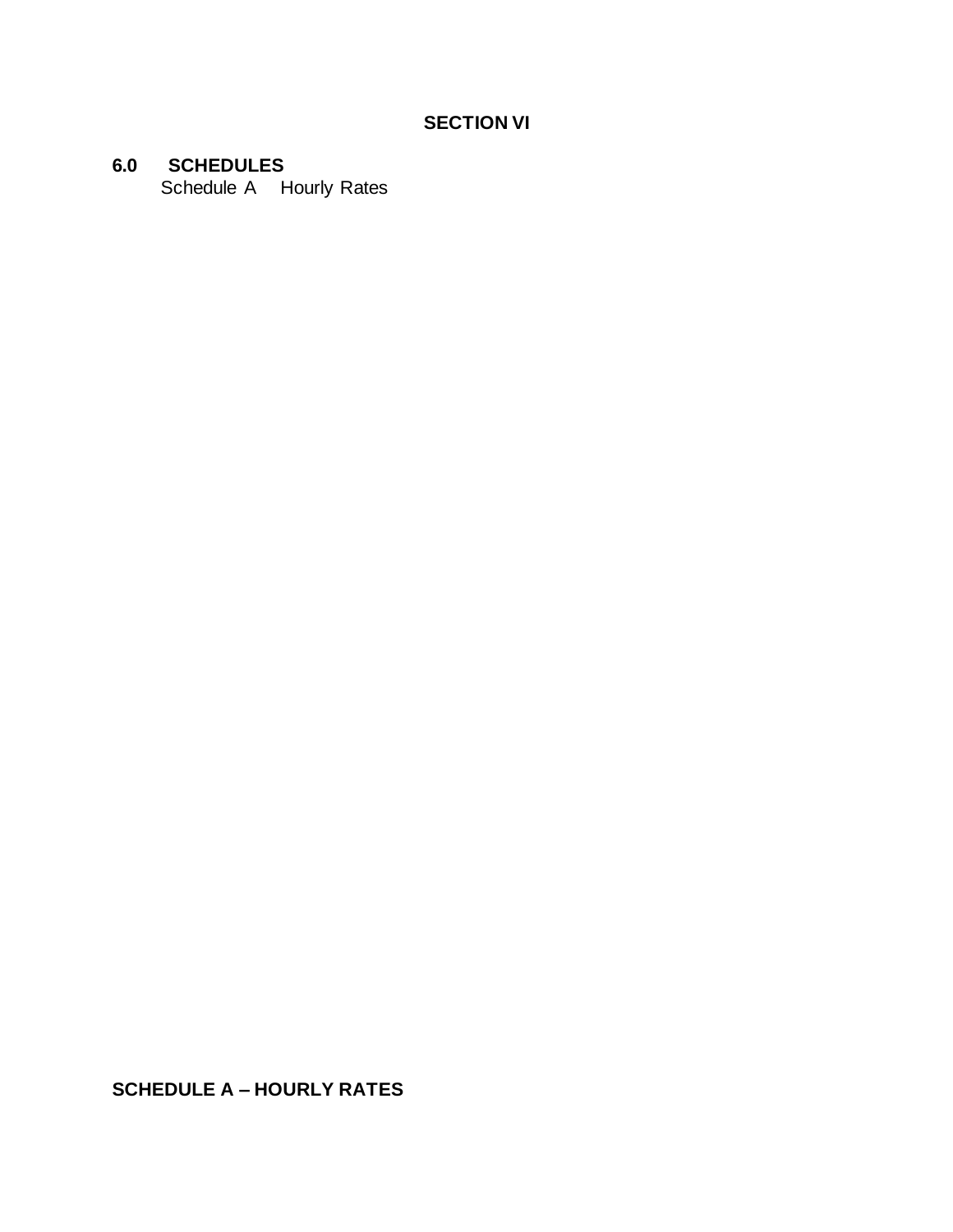# SECTION VI

## 6.0 SCHEDULES

Schedule A Hourly Rates

## SCHEDULE A – HOURLY RATES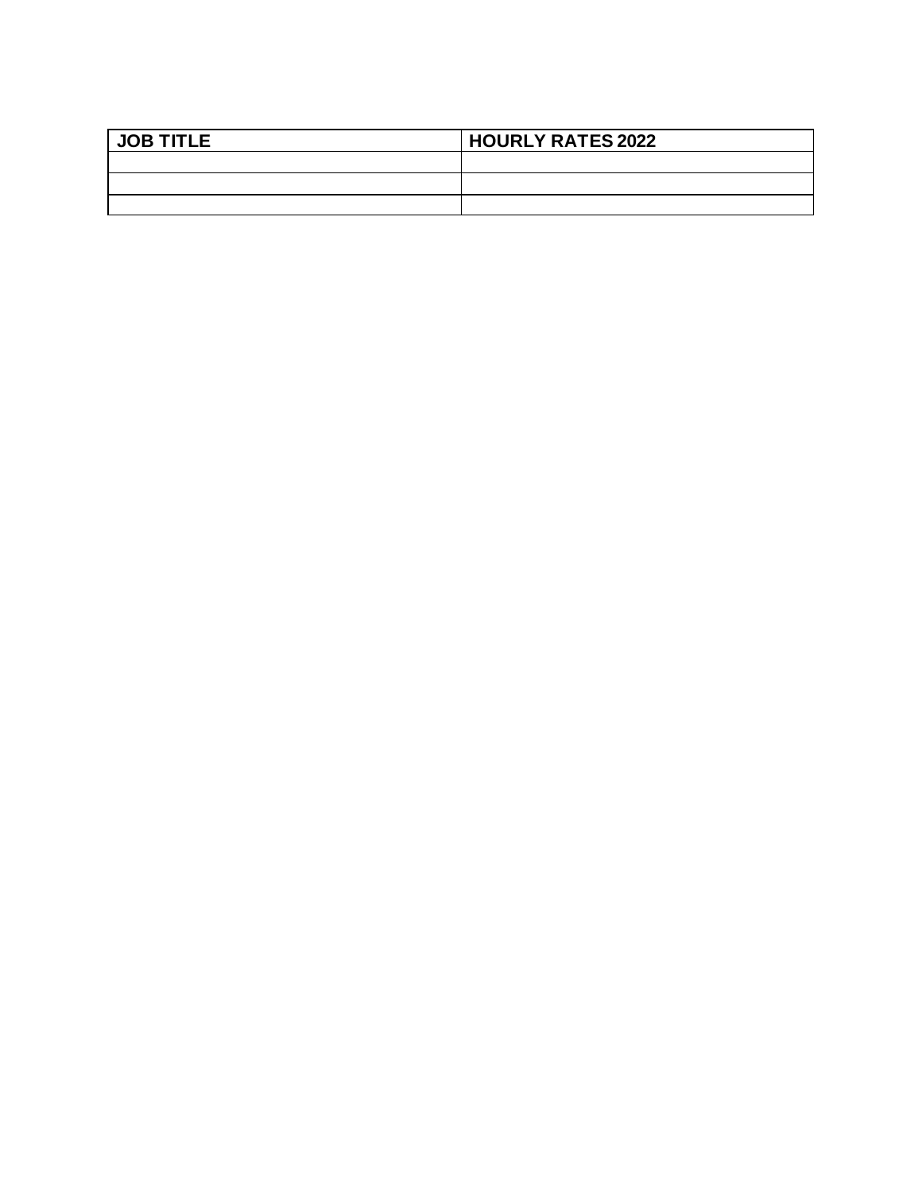| JOB TITLE | HOURLY RATES 2022 |
| --- | --- |
| | |
| | |
| | |